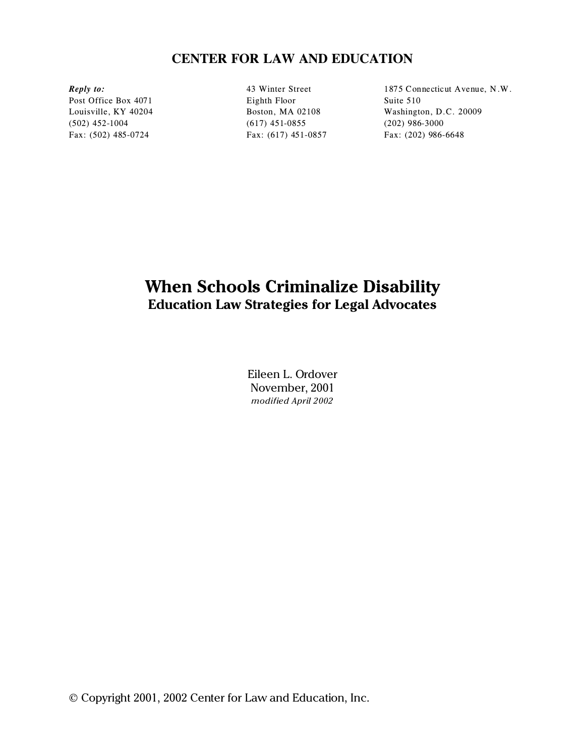# CENTER FOR LAW AND EDUCATION

| *Reply to:* | | |
|---|---|---|
| Post Office Box 4071 | 43 Winter Street | 1875 Connecticut Avenue, N.W. |
| Louisville, KY 40204 | Eighth Floor | Suite 510 |
| (502) 452-1004 | Boston, MA 02108 | Washington, D.C. 20009 |
| Fax: (502) 485-0724 | (617) 451-0855 | (202) 986-3000 |
| | Fax: (617) 451-0857 | Fax: (202) 986-6648 |

# When Schools Criminalize Disability

## Education Law Strategies for Legal Advocates

Eileen L. Ordover
November, 2001
*modified April 2002*

© Copyright 2001, 2002 Center for Law and Education, Inc.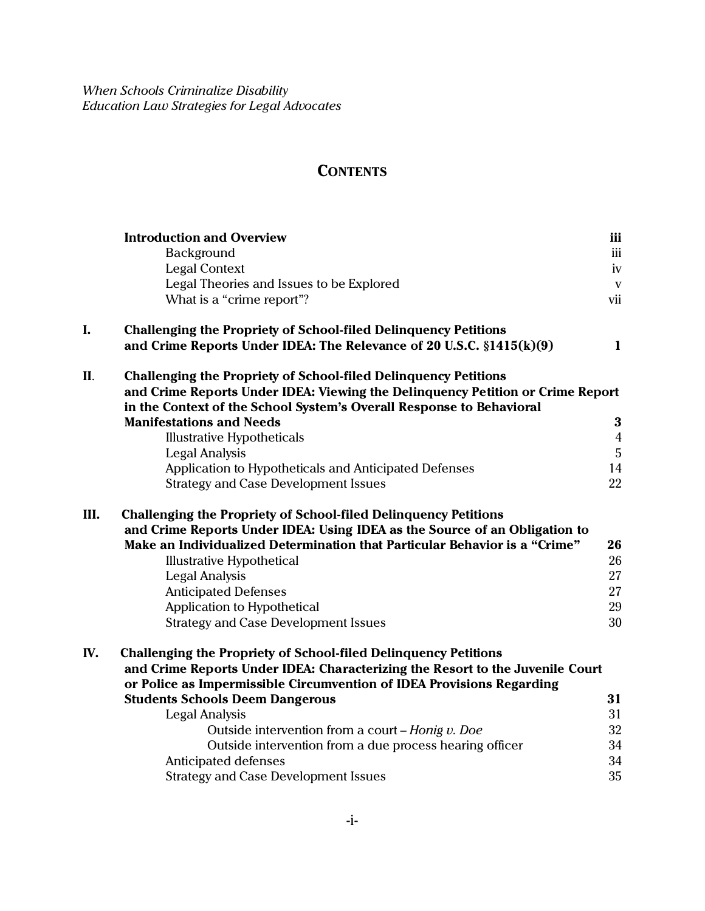*When Schools Criminalize Disability*
*Education Law Strategies for Legal Advocates*

# CONTENTS

| | | |
|---|---|---|
| | **Introduction and Overview** | **iii** |
| | Background | iii |
| | Legal Context | iv |
| | Legal Theories and Issues to be Explored | v |
| | What is a "crime report"? | vii |
| **I.** | **Challenging the Propriety of School-filed Delinquency Petitions and Crime Reports Under IDEA: The Relevance of 20 U.S.C. §1415(k)(9)** | **1** |
| **II.** | **Challenging the Propriety of School-filed Delinquency Petitions and Crime Reports Under IDEA: Viewing the Delinquency Petition or Crime Report in the Context of the School System's Overall Response to Behavioral Manifestations and Needs** | **3** |
| | Illustrative Hypotheticals | 4 |
| | Legal Analysis | 5 |
| | Application to Hypotheticals and Anticipated Defenses | 14 |
| | Strategy and Case Development Issues | 22 |
| **III.** | **Challenging the Propriety of School-filed Delinquency Petitions and Crime Reports Under IDEA: Using IDEA as the Source of an Obligation to Make an Individualized Determination that Particular Behavior is a "Crime"** | **26** |
| | Illustrative Hypothetical | 26 |
| | Legal Analysis | 27 |
| | Anticipated Defenses | 27 |
| | Application to Hypothetical | 29 |
| | Strategy and Case Development Issues | 30 |
| **IV.** | **Challenging the Propriety of School-filed Delinquency Petitions and Crime Reports Under IDEA: Characterizing the Resort to the Juvenile Court or Police as Impermissible Circumvention of IDEA Provisions Regarding Students Schools Deem Dangerous** | **31** |
| | Legal Analysis | 31 |
| | Outside intervention from a court – *Honig v. Doe* | 32 |
| | Outside intervention from a due process hearing officer | 34 |
| | Anticipated defenses | 34 |
| | Strategy and Case Development Issues | 35 |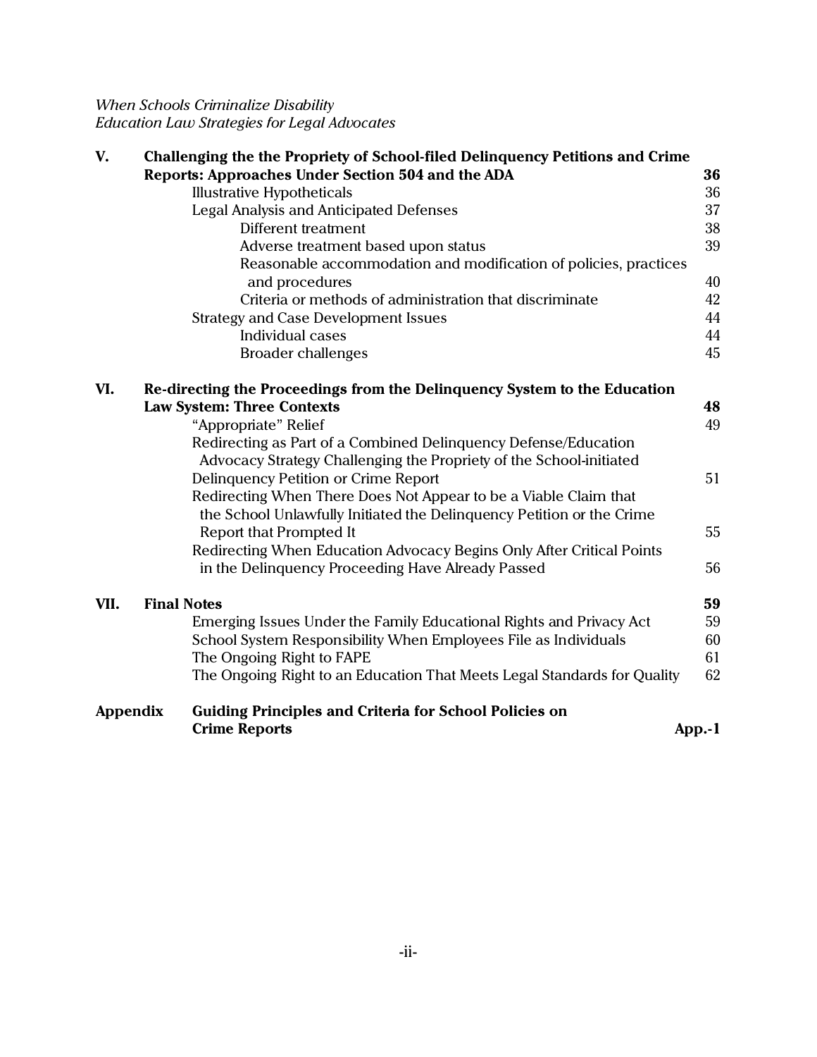| | | |
|---|---|---|
| **V.** | **Challenging the the Propriety of School-filed Delinquency Petitions and Crime Reports: Approaches Under Section 504 and the ADA** | **36** |
| | Illustrative Hypotheticals | 36 |
| | Legal Analysis and Anticipated Defenses | 37 |
| | Different treatment | 38 |
| | Adverse treatment based upon status | 39 |
| | Reasonable accommodation and modification of policies, practices and procedures | 40 |
| | Criteria or methods of administration that discriminate | 42 |
| | Strategy and Case Development Issues | 44 |
| | Individual cases | 44 |
| | Broader challenges | 45 |
| **VI.** | **Re-directing the Proceedings from the Delinquency System to the Education Law System: Three Contexts** | **48** |
| | "Appropriate" Relief | 49 |
| | Redirecting as Part of a Combined Delinquency Defense/Education Advocacy Strategy Challenging the Propriety of the School-initiated Delinquency Petition or Crime Report | 51 |
| | Redirecting When There Does Not Appear to be a Viable Claim that the School Unlawfully Initiated the Delinquency Petition or the Crime Report that Prompted It | 55 |
| | Redirecting When Education Advocacy Begins Only After Critical Points in the Delinquency Proceeding Have Already Passed | 56 |
| **VII.** | **Final Notes** | **59** |
| | Emerging Issues Under the Family Educational Rights and Privacy Act | 59 |
| | School System Responsibility When Employees File as Individuals | 60 |
| | The Ongoing Right to FAPE | 61 |
| | The Ongoing Right to an Education That Meets Legal Standards for Quality | 62 |
| **Appendix** | **Guiding Principles and Criteria for School Policies on Crime Reports** | **App.-1** |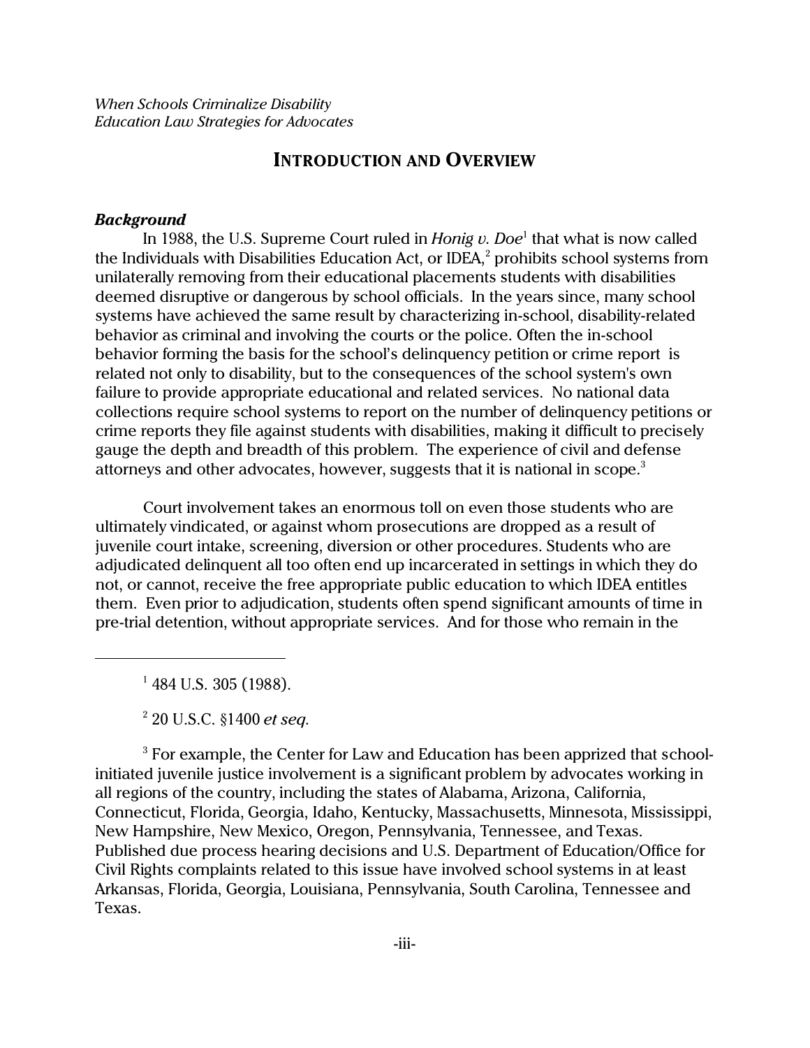# INTRODUCTION AND OVERVIEW

***Background***

In 1988, the U.S. Supreme Court ruled in *Honig v. Doe*[1] that what is now called the Individuals with Disabilities Education Act, or IDEA,[2] prohibits school systems from unilaterally removing from their educational placements students with disabilities deemed disruptive or dangerous by school officials. In the years since, many school systems have achieved the same result by characterizing in-school, disability-related behavior as criminal and involving the courts or the police. Often the in-school behavior forming the basis for the school's delinquency petition or crime report is related not only to disability, but to the consequences of the school system's own failure to provide appropriate educational and related services. No national data collections require school systems to report on the number of delinquency petitions or crime reports they file against students with disabilities, making it difficult to precisely gauge the depth and breadth of this problem. The experience of civil and defense attorneys and other advocates, however, suggests that it is national in scope.[3]

Court involvement takes an enormous toll on even those students who are ultimately vindicated, or against whom prosecutions are dropped as a result of juvenile court intake, screening, diversion or other procedures. Students who are adjudicated delinquent all too often end up incarcerated in settings in which they do not, or cannot, receive the free appropriate public education to which IDEA entitles them. Even prior to adjudication, students often spend significant amounts of time in pre-trial detention, without appropriate services. And for those who remain in the

---

[1] 484 U.S. 305 (1988).

[2] 20 U.S.C. §1400 *et seq.*

[3] For example, the Center for Law and Education has been apprized that school-initiated juvenile justice involvement is a significant problem by advocates working in all regions of the country, including the states of Alabama, Arizona, California, Connecticut, Florida, Georgia, Idaho, Kentucky, Massachusetts, Minnesota, Mississippi, New Hampshire, New Mexico, Oregon, Pennsylvania, Tennessee, and Texas. Published due process hearing decisions and U.S. Department of Education/Office for Civil Rights complaints related to this issue have involved school systems in at least Arkansas, Florida, Georgia, Louisiana, Pennsylvania, South Carolina, Tennessee and Texas.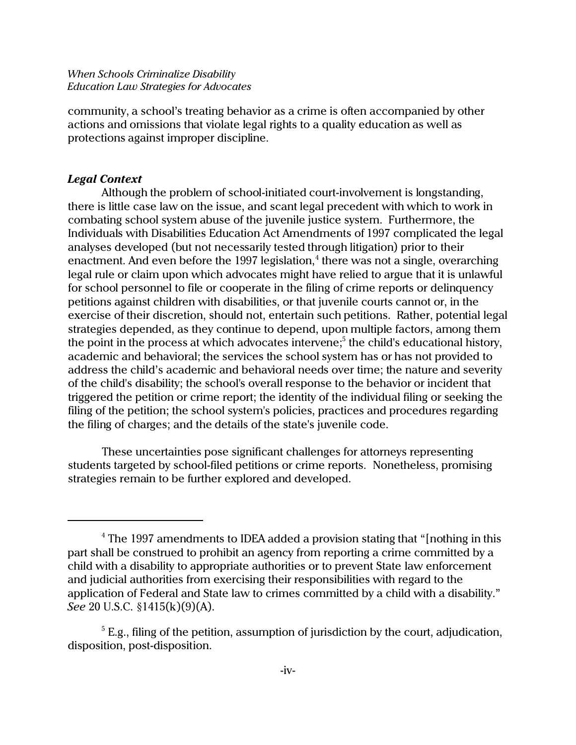community, a school's treating behavior as a crime is often accompanied by other actions and omissions that violate legal rights to a quality education as well as protections against improper discipline.

***Legal Context***

Although the problem of school-initiated court-involvement is longstanding, there is little case law on the issue, and scant legal precedent with which to work in combating school system abuse of the juvenile justice system. Furthermore, the Individuals with Disabilities Education Act Amendments of 1997 complicated the legal analyses developed (but not necessarily tested through litigation) prior to their enactment. And even before the 1997 legislation,[4] there was not a single, overarching legal rule or claim upon which advocates might have relied to argue that it is unlawful for school personnel to file or cooperate in the filing of crime reports or delinquency petitions against children with disabilities, or that juvenile courts cannot or, in the exercise of their discretion, should not, entertain such petitions. Rather, potential legal strategies depended, as they continue to depend, upon multiple factors, among them the point in the process at which advocates intervene;[5] the child's educational history, academic and behavioral; the services the school system has or has not provided to address the child's academic and behavioral needs over time; the nature and severity of the child's disability; the school's overall response to the behavior or incident that triggered the petition or crime report; the identity of the individual filing or seeking the filing of the petition; the school system's policies, practices and procedures regarding the filing of charges; and the details of the state's juvenile code.

These uncertainties pose significant challenges for attorneys representing students targeted by school-filed petitions or crime reports. Nonetheless, promising strategies remain to be further explored and developed.

---

[4] The 1997 amendments to IDEA added a provision stating that "[nothing in this part shall be construed to prohibit an agency from reporting a crime committed by a child with a disability to appropriate authorities or to prevent State law enforcement and judicial authorities from exercising their responsibilities with regard to the application of Federal and State law to crimes committed by a child with a disability." *See* 20 U.S.C. §1415(k)(9)(A).

[5] E.g., filing of the petition, assumption of jurisdiction by the court, adjudication, disposition, post-disposition.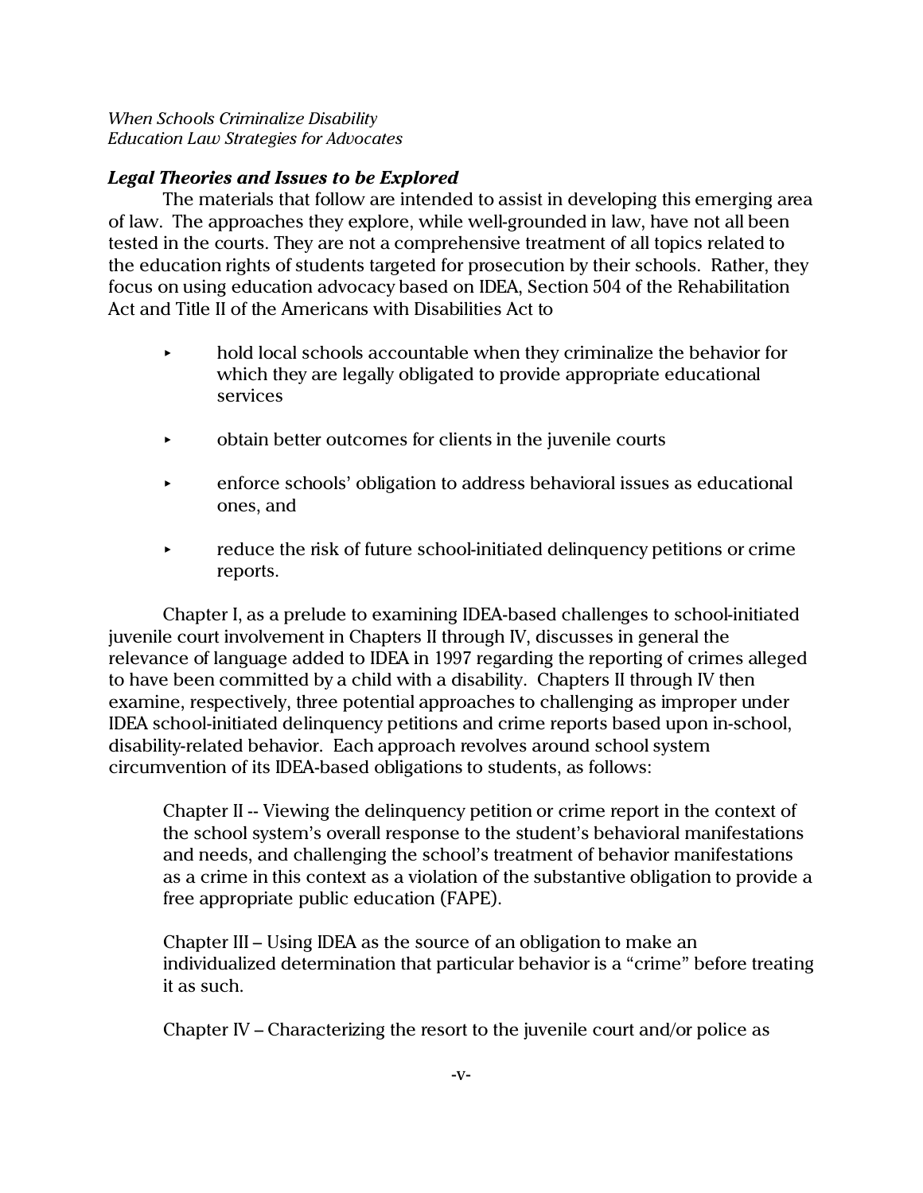*Legal Theories and Issues to be Explored*

The materials that follow are intended to assist in developing this emerging area of law. The approaches they explore, while well-grounded in law, have not all been tested in the courts. They are not a comprehensive treatment of all topics related to the education rights of students targeted for prosecution by their schools. Rather, they focus on using education advocacy based on IDEA, Section 504 of the Rehabilitation Act and Title II of the Americans with Disabilities Act to

- hold local schools accountable when they criminalize the behavior for which they are legally obligated to provide appropriate educational services
- obtain better outcomes for clients in the juvenile courts
- enforce schools' obligation to address behavioral issues as educational ones, and
- reduce the risk of future school-initiated delinquency petitions or crime reports.

Chapter I, as a prelude to examining IDEA-based challenges to school-initiated juvenile court involvement in Chapters II through IV, discusses in general the relevance of language added to IDEA in 1997 regarding the reporting of crimes alleged to have been committed by a child with a disability. Chapters II through IV then examine, respectively, three potential approaches to challenging as improper under IDEA school-initiated delinquency petitions and crime reports based upon in-school, disability-related behavior. Each approach revolves around school system circumvention of its IDEA-based obligations to students, as follows:

Chapter II -- Viewing the delinquency petition or crime report in the context of the school system's overall response to the student's behavioral manifestations and needs, and challenging the school's treatment of behavior manifestations as a crime in this context as a violation of the substantive obligation to provide a free appropriate public education (FAPE).

Chapter III – Using IDEA as the source of an obligation to make an individualized determination that particular behavior is a "crime" before treating it as such.

Chapter IV – Characterizing the resort to the juvenile court and/or police as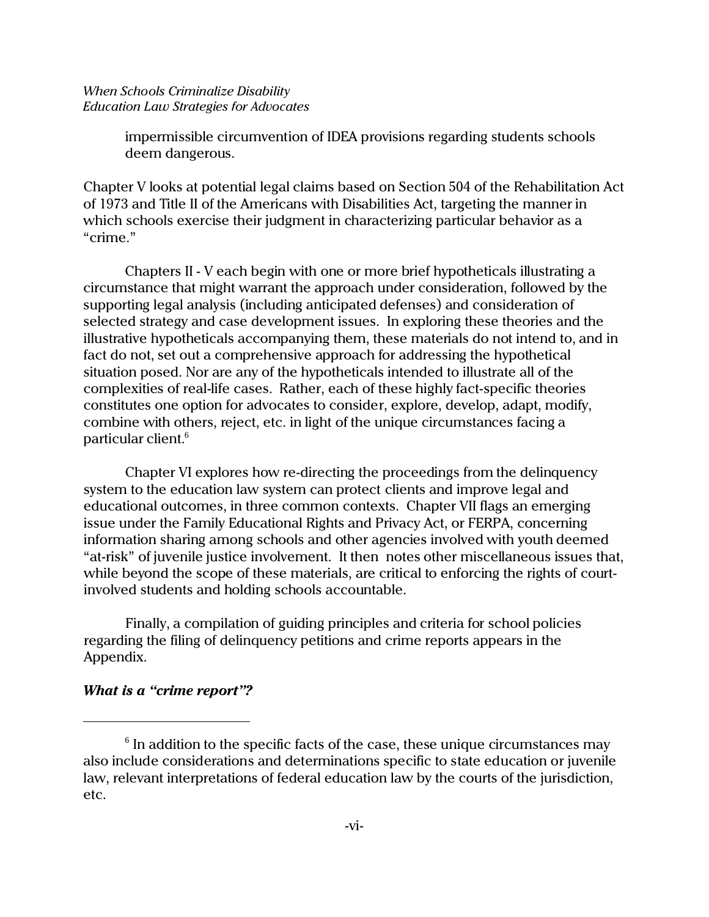impermissible circumvention of IDEA provisions regarding students schools deem dangerous.

Chapter V looks at potential legal claims based on Section 504 of the Rehabilitation Act of 1973 and Title II of the Americans with Disabilities Act, targeting the manner in which schools exercise their judgment in characterizing particular behavior as a "crime."

Chapters II - V each begin with one or more brief hypotheticals illustrating a circumstance that might warrant the approach under consideration, followed by the supporting legal analysis (including anticipated defenses) and consideration of selected strategy and case development issues. In exploring these theories and the illustrative hypotheticals accompanying them, these materials do not intend to, and in fact do not, set out a comprehensive approach for addressing the hypothetical situation posed. Nor are any of the hypotheticals intended to illustrate all of the complexities of real-life cases. Rather, each of these highly fact-specific theories constitutes one option for advocates to consider, explore, develop, adapt, modify, combine with others, reject, etc. in light of the unique circumstances facing a particular client.[6]

Chapter VI explores how re-directing the proceedings from the delinquency system to the education law system can protect clients and improve legal and educational outcomes, in three common contexts. Chapter VII flags an emerging issue under the Family Educational Rights and Privacy Act, or FERPA, concerning information sharing among schools and other agencies involved with youth deemed "at-risk" of juvenile justice involvement. It then notes other miscellaneous issues that, while beyond the scope of these materials, are critical to enforcing the rights of court-involved students and holding schools accountable.

Finally, a compilation of guiding principles and criteria for school policies regarding the filing of delinquency petitions and crime reports appears in the Appendix.

***What is a "crime report"?***

---

[6] In addition to the specific facts of the case, these unique circumstances may also include considerations and determinations specific to state education or juvenile law, relevant interpretations of federal education law by the courts of the jurisdiction, etc.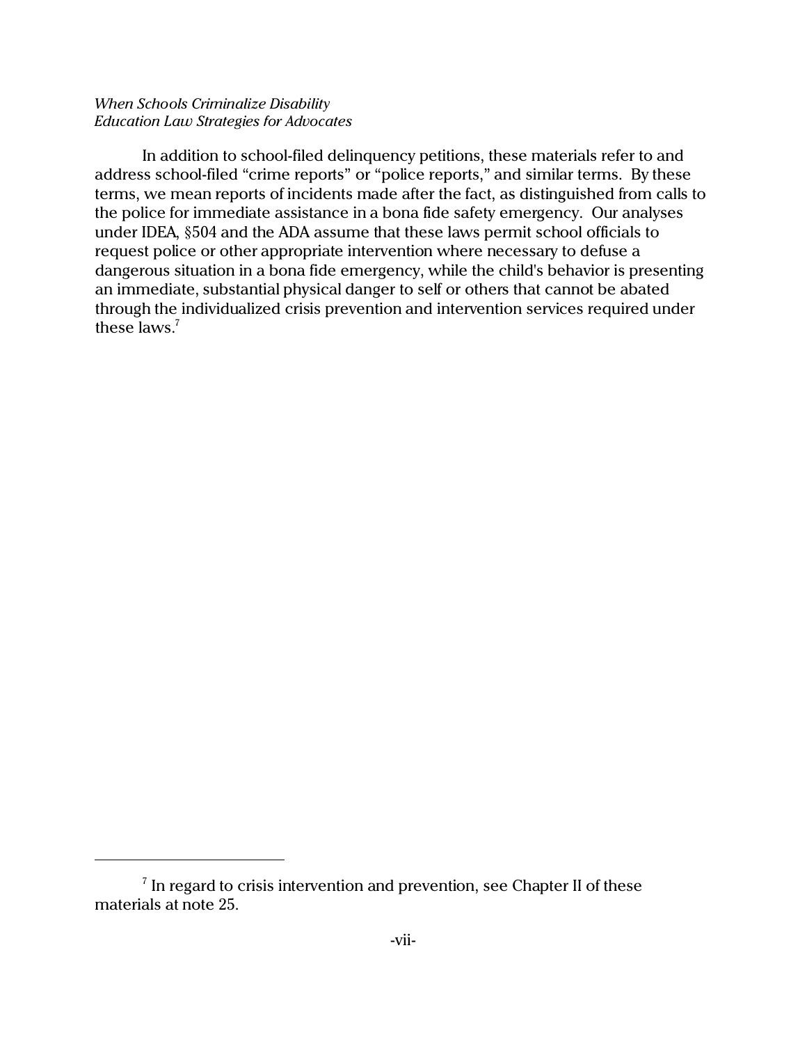In addition to school-filed delinquency petitions, these materials refer to and address school-filed "crime reports" or "police reports," and similar terms. By these terms, we mean reports of incidents made after the fact, as distinguished from calls to the police for immediate assistance in a bona fide safety emergency. Our analyses under IDEA, §504 and the ADA assume that these laws permit school officials to request police or other appropriate intervention where necessary to defuse a dangerous situation in a bona fide emergency, while the child's behavior is presenting an immediate, substantial physical danger to self or others that cannot be abated through the individualized crisis prevention and intervention services required under these laws.[7]

---

[7] In regard to crisis intervention and prevention, see Chapter II of these materials at note 25.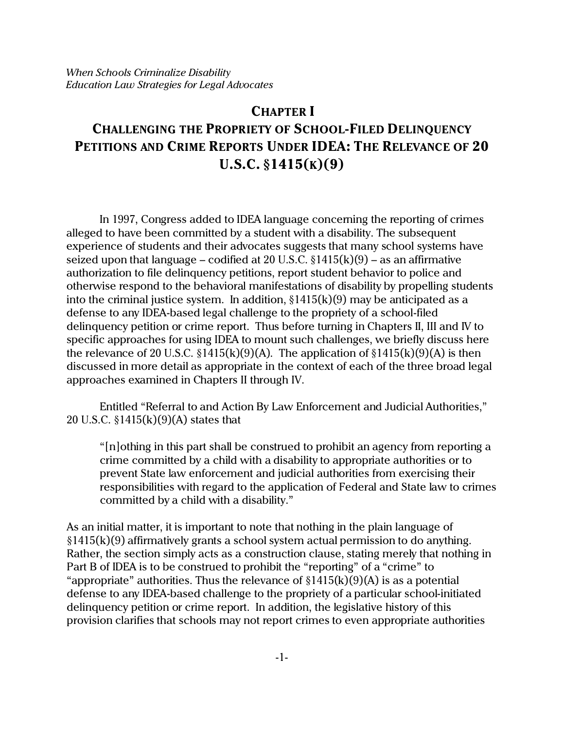# CHAPTER I

# CHALLENGING THE PROPRIETY OF SCHOOL-FILED DELINQUENCY PETITIONS AND CRIME REPORTS UNDER IDEA: THE RELEVANCE OF 20 U.S.C. §1415(K)(9)

In 1997, Congress added to IDEA language concerning the reporting of crimes alleged to have been committed by a student with a disability. The subsequent experience of students and their advocates suggests that many school systems have seized upon that language – codified at 20 U.S.C. §1415(k)(9) – as an affirmative authorization to file delinquency petitions, report student behavior to police and otherwise respond to the behavioral manifestations of disability by propelling students into the criminal justice system. In addition, §1415(k)(9) may be anticipated as a defense to any IDEA-based legal challenge to the propriety of a school-filed delinquency petition or crime report. Thus before turning in Chapters II, III and IV to specific approaches for using IDEA to mount such challenges, we briefly discuss here the relevance of 20 U.S.C. §1415(k)(9)(A). The application of §1415(k)(9)(A) is then discussed in more detail as appropriate in the context of each of the three broad legal approaches examined in Chapters II through IV.

Entitled "Referral to and Action By Law Enforcement and Judicial Authorities," 20 U.S.C. §1415(k)(9)(A) states that

> "[n]othing in this part shall be construed to prohibit an agency from reporting a crime committed by a child with a disability to appropriate authorities or to prevent State law enforcement and judicial authorities from exercising their responsibilities with regard to the application of Federal and State law to crimes committed by a child with a disability."

As an initial matter, it is important to note that nothing in the plain language of §1415(k)(9) affirmatively grants a school system actual permission to do anything. Rather, the section simply acts as a construction clause, stating merely that nothing in Part B of IDEA is to be construed to prohibit the "reporting" of a "crime" to "appropriate" authorities. Thus the relevance of §1415(k)(9)(A) is as a potential defense to any IDEA-based challenge to the propriety of a particular school-initiated delinquency petition or crime report. In addition, the legislative history of this provision clarifies that schools may not report crimes to even appropriate authorities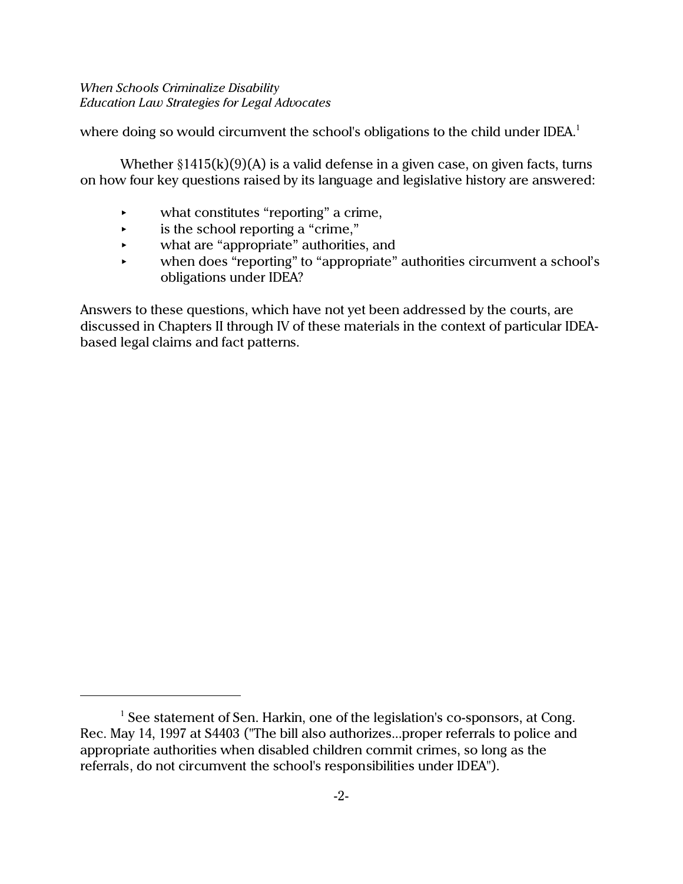where doing so would circumvent the school's obligations to the child under IDEA.[1]

Whether §1415(k)(9)(A) is a valid defense in a given case, on given facts, turns on how four key questions raised by its language and legislative history are answered:

- what constitutes "reporting" a crime,
- is the school reporting a "crime,"
- what are "appropriate" authorities, and
- when does "reporting" to "appropriate" authorities circumvent a school's obligations under IDEA?

Answers to these questions, which have not yet been addressed by the courts, are discussed in Chapters II through IV of these materials in the context of particular IDEA-based legal claims and fact patterns.

---

[1] See statement of Sen. Harkin, one of the legislation's co-sponsors, at Cong. Rec. May 14, 1997 at S4403 ("The bill also authorizes...proper referrals to police and appropriate authorities when disabled children commit crimes, so long as the referrals, do not circumvent the school's responsibilities under IDEA").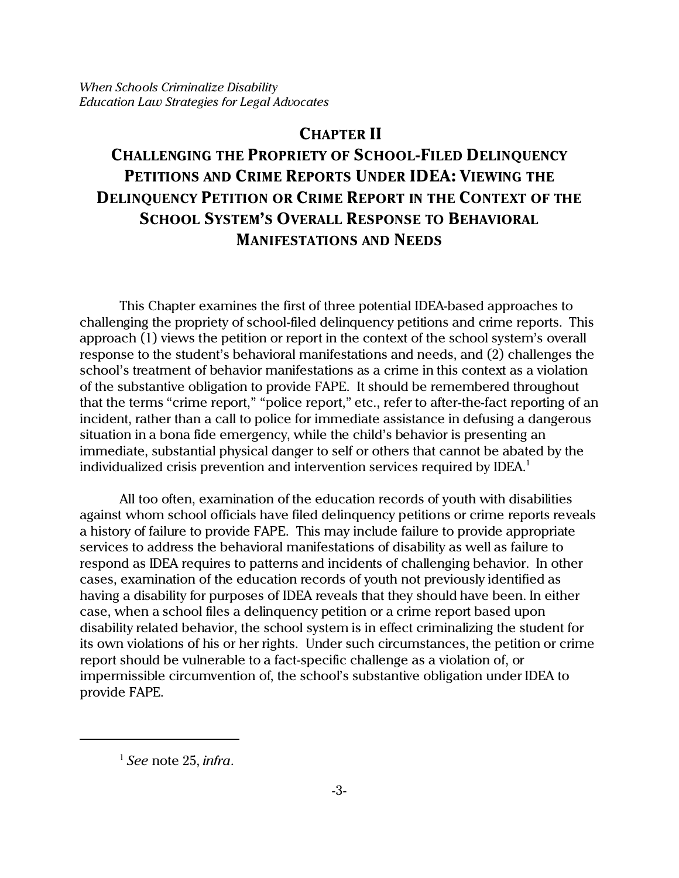# CHAPTER II

## CHALLENGING THE PROPRIETY OF SCHOOL-FILED DELINQUENCY PETITIONS AND CRIME REPORTS UNDER IDEA: VIEWING THE DELINQUENCY PETITION OR CRIME REPORT IN THE CONTEXT OF THE SCHOOL SYSTEM'S OVERALL RESPONSE TO BEHAVIORAL MANIFESTATIONS AND NEEDS

This Chapter examines the first of three potential IDEA-based approaches to challenging the propriety of school-filed delinquency petitions and crime reports. This approach (1) views the petition or report in the context of the school system's overall response to the student's behavioral manifestations and needs, and (2) challenges the school's treatment of behavior manifestations as a crime in this context as a violation of the substantive obligation to provide FAPE. It should be remembered throughout that the terms "crime report," "police report," etc., refer to after-the-fact reporting of an incident, rather than a call to police for immediate assistance in defusing a dangerous situation in a bona fide emergency, while the child's behavior is presenting an immediate, substantial physical danger to self or others that cannot be abated by the individualized crisis prevention and intervention services required by IDEA.[1]

All too often, examination of the education records of youth with disabilities against whom school officials have filed delinquency petitions or crime reports reveals a history of failure to provide FAPE. This may include failure to provide appropriate services to address the behavioral manifestations of disability as well as failure to respond as IDEA requires to patterns and incidents of challenging behavior. In other cases, examination of the education records of youth not previously identified as having a disability for purposes of IDEA reveals that they should have been. In either case, when a school files a delinquency petition or a crime report based upon disability related behavior, the school system is in effect criminalizing the student for its own violations of his or her rights. Under such circumstances, the petition or crime report should be vulnerable to a fact-specific challenge as a violation of, or impermissible circumvention of, the school's substantive obligation under IDEA to provide FAPE.

---

[1] *See* note 25, *infra*.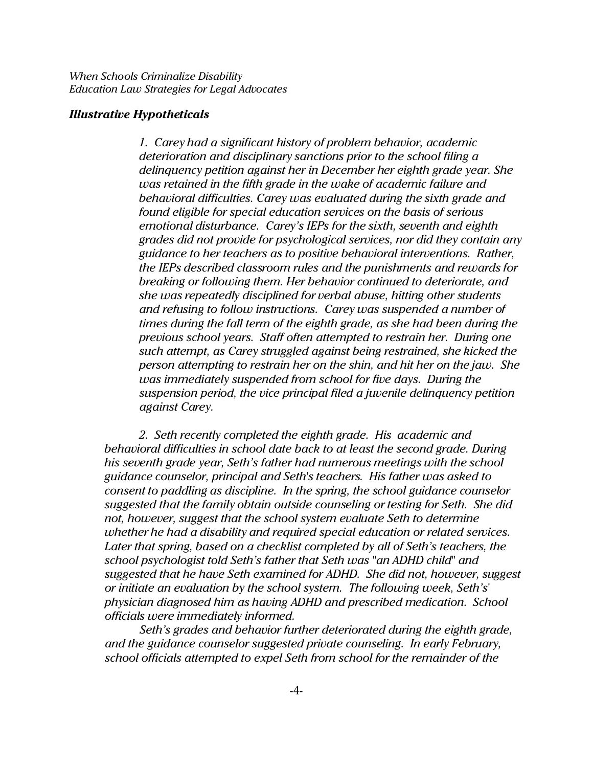### *Illustrative Hypotheticals*

> *1. Carey had a significant history of problem behavior, academic deterioration and disciplinary sanctions prior to the school filing a delinquency petition against her in December her eighth grade year. She was retained in the fifth grade in the wake of academic failure and behavioral difficulties. Carey was evaluated during the sixth grade and found eligible for special education services on the basis of serious emotional disturbance. Carey's IEPs for the sixth, seventh and eighth grades did not provide for psychological services, nor did they contain any guidance to her teachers as to positive behavioral interventions. Rather, the IEPs described classroom rules and the punishments and rewards for breaking or following them. Her behavior continued to deteriorate, and she was repeatedly disciplined for verbal abuse, hitting other students and refusing to follow instructions. Carey was suspended a number of times during the fall term of the eighth grade, as she had been during the previous school years. Staff often attempted to restrain her. During one such attempt, as Carey struggled against being restrained, she kicked the person attempting to restrain her on the shin, and hit her on the jaw. She was immediately suspended from school for five days. During the suspension period, the vice principal filed a juvenile delinquency petition against Carey.*

*2. Seth recently completed the eighth grade. His academic and behavioral difficulties in school date back to at least the second grade. During his seventh grade year, Seth's father had numerous meetings with the school guidance counselor, principal and Seth's teachers. His father was asked to consent to paddling as discipline. In the spring, the school guidance counselor suggested that the family obtain outside counseling or testing for Seth. She did not, however, suggest that the school system evaluate Seth to determine whether he had a disability and required special education or related services. Later that spring, based on a checklist completed by all of Seth's teachers, the school psychologist told Seth's father that Seth was "an ADHD child" and suggested that he have Seth examined for ADHD. She did not, however, suggest or initiate an evaluation by the school system. The following week, Seth's' physician diagnosed him as having ADHD and prescribed medication. School officials were immediately informed.*

*Seth's grades and behavior further deteriorated during the eighth grade, and the guidance counselor suggested private counseling. In early February, school officials attempted to expel Seth from school for the remainder of the*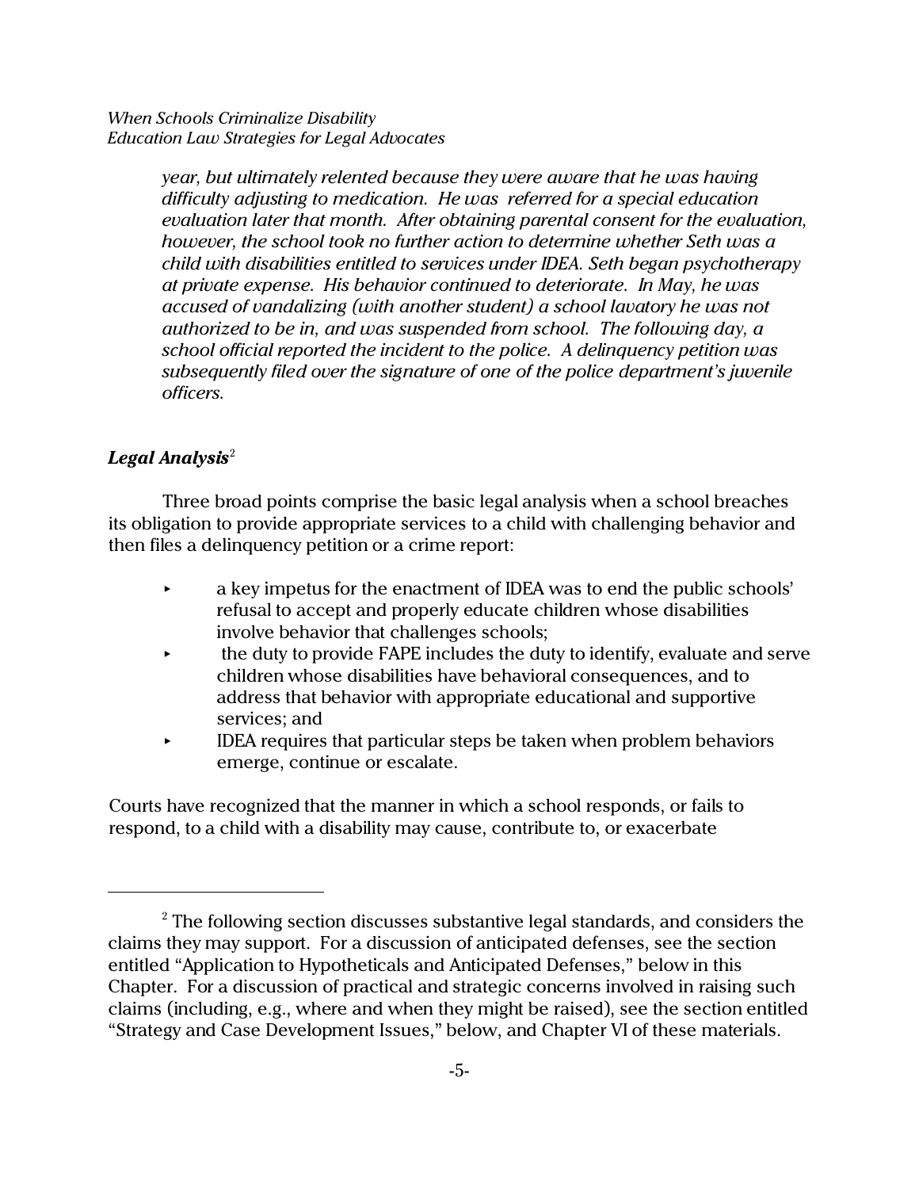*year, but ultimately relented because they were aware that he was having difficulty adjusting to medication. He was referred for a special education evaluation later that month. After obtaining parental consent for the evaluation, however, the school took no further action to determine whether Seth was a child with disabilities entitled to services under IDEA. Seth began psychotherapy at private expense. His behavior continued to deteriorate. In May, he was accused of vandalizing (with another student) a school lavatory he was not authorized to be in, and was suspended from school. The following day, a school official reported the incident to the police. A delinquency petition was subsequently filed over the signature of one of the police department's juvenile officers.*

### *Legal Analysis*[2]

Three broad points comprise the basic legal analysis when a school breaches its obligation to provide appropriate services to a child with challenging behavior and then files a delinquency petition or a crime report:

- a key impetus for the enactment of IDEA was to end the public schools' refusal to accept and properly educate children whose disabilities involve behavior that challenges schools;
- the duty to provide FAPE includes the duty to identify, evaluate and serve children whose disabilities have behavioral consequences, and to address that behavior with appropriate educational and supportive services; and
- IDEA requires that particular steps be taken when problem behaviors emerge, continue or escalate.

Courts have recognized that the manner in which a school responds, or fails to respond, to a child with a disability may cause, contribute to, or exacerbate

---

[2] The following section discusses substantive legal standards, and considers the claims they may support. For a discussion of anticipated defenses, see the section entitled "Application to Hypotheticals and Anticipated Defenses," below in this Chapter. For a discussion of practical and strategic concerns involved in raising such claims (including, e.g., where and when they might be raised), see the section entitled "Strategy and Case Development Issues," below, and Chapter VI of these materials.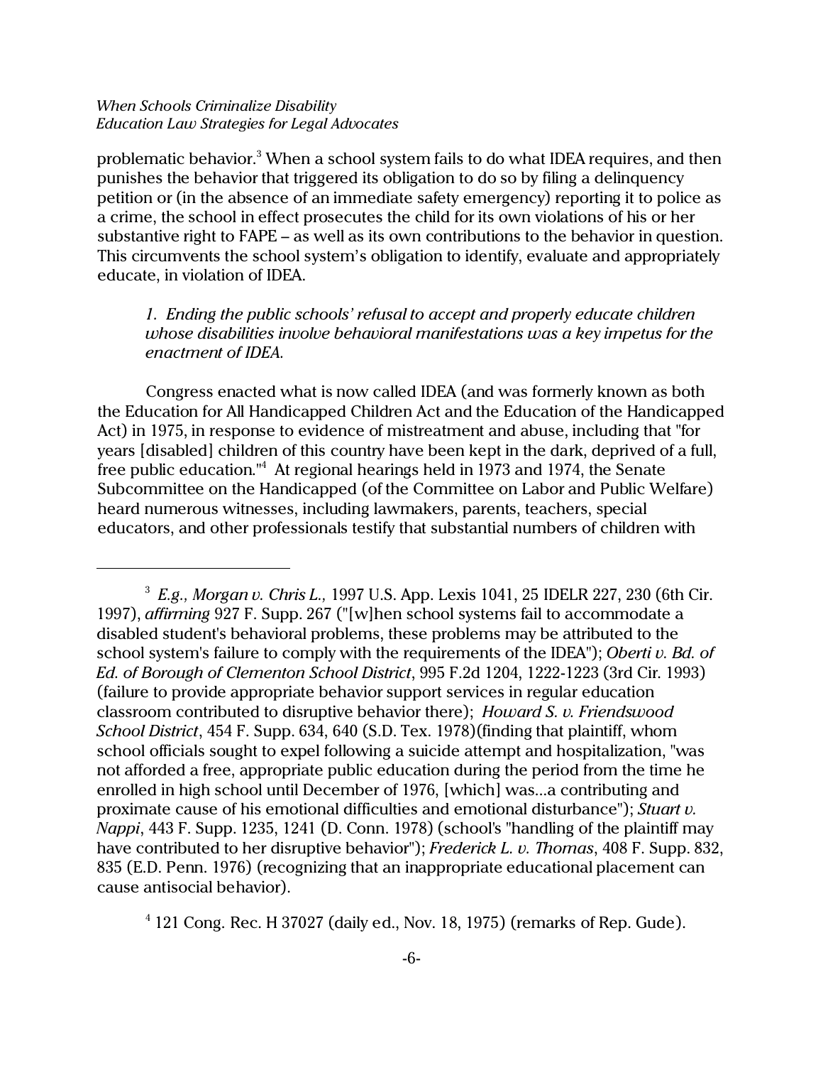problematic behavior.[3] When a school system fails to do what IDEA requires, and then punishes the behavior that triggered its obligation to do so by filing a delinquency petition or (in the absence of an immediate safety emergency) reporting it to police as a crime, the school in effect prosecutes the child for its own violations of his or her substantive right to FAPE – as well as its own contributions to the behavior in question. This circumvents the school system's obligation to identify, evaluate and appropriately educate, in violation of IDEA.

*1. Ending the public schools' refusal to accept and properly educate children whose disabilities involve behavioral manifestations was a key impetus for the enactment of IDEA.*

Congress enacted what is now called IDEA (and was formerly known as both the Education for All Handicapped Children Act and the Education of the Handicapped Act) in 1975, in response to evidence of mistreatment and abuse, including that "for years [disabled] children of this country have been kept in the dark, deprived of a full, free public education."[4] At regional hearings held in 1973 and 1974, the Senate Subcommittee on the Handicapped (of the Committee on Labor and Public Welfare) heard numerous witnesses, including lawmakers, parents, teachers, special educators, and other professionals testify that substantial numbers of children with

---

[3] *E.g., Morgan v. Chris L.,* 1997 U.S. App. Lexis 1041, 25 IDELR 227, 230 (6th Cir. 1997), *affirming* 927 F. Supp. 267 ("[w]hen school systems fail to accommodate a disabled student's behavioral problems, these problems may be attributed to the school system's failure to comply with the requirements of the IDEA"); *Oberti v. Bd. of Ed. of Borough of Clementon School District*, 995 F.2d 1204, 1222-1223 (3rd Cir. 1993) (failure to provide appropriate behavior support services in regular education classroom contributed to disruptive behavior there); *Howard S. v. Friendswood School District*, 454 F. Supp. 634, 640 (S.D. Tex. 1978)(finding that plaintiff, whom school officials sought to expel following a suicide attempt and hospitalization, "was not afforded a free, appropriate public education during the period from the time he enrolled in high school until December of 1976, [which] was...a contributing and proximate cause of his emotional difficulties and emotional disturbance"); *Stuart v. Nappi*, 443 F. Supp. 1235, 1241 (D. Conn. 1978) (school's "handling of the plaintiff may have contributed to her disruptive behavior"); *Frederick L. v. Thomas*, 408 F. Supp. 832, 835 (E.D. Penn. 1976) (recognizing that an inappropriate educational placement can cause antisocial behavior).

[4] 121 Cong. Rec. H 37027 (daily ed., Nov. 18, 1975) (remarks of Rep. Gude).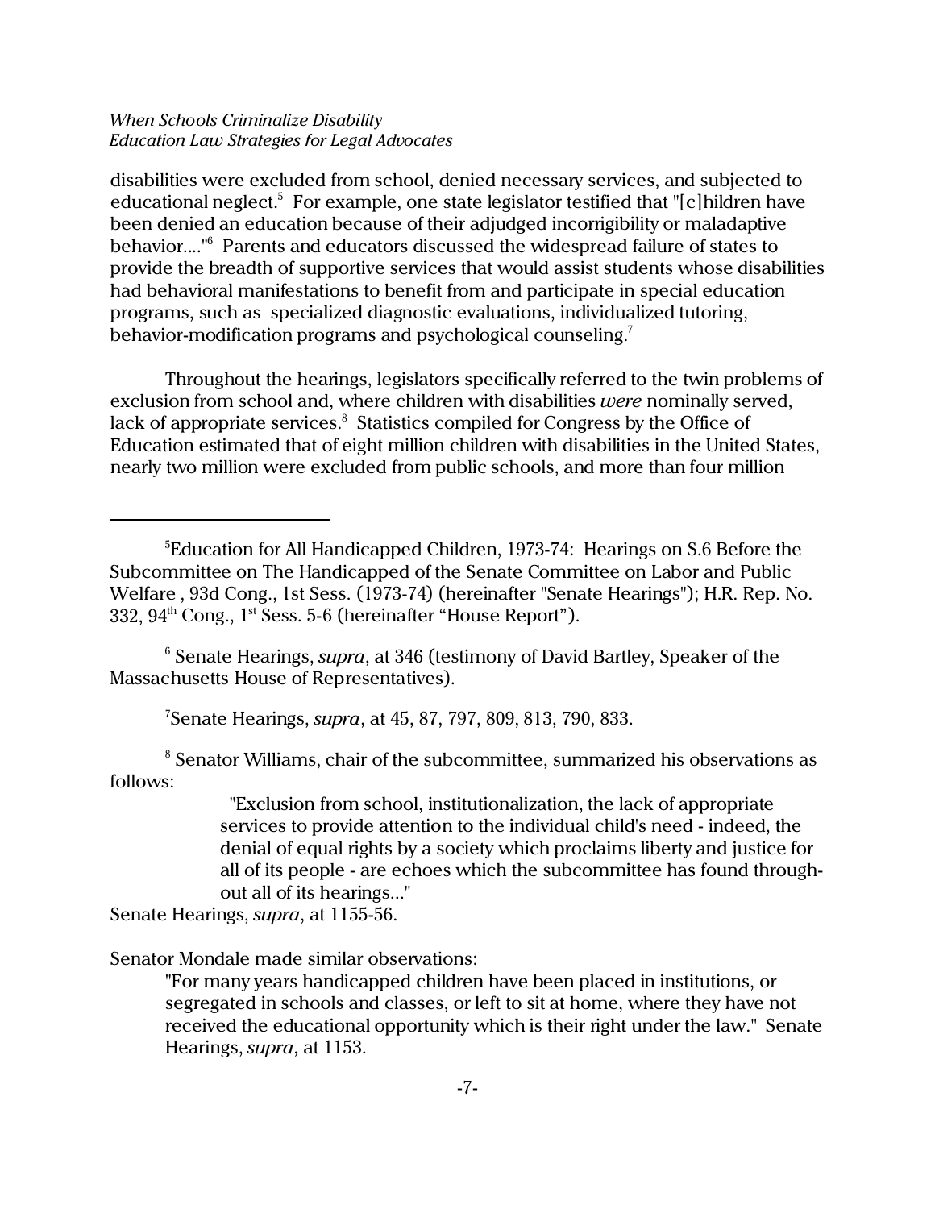disabilities were excluded from school, denied necessary services, and subjected to educational neglect.[5] For example, one state legislator testified that "[c]hildren have been denied an education because of their adjudged incorrigibility or maladaptive behavior...."[6] Parents and educators discussed the widespread failure of states to provide the breadth of supportive services that would assist students whose disabilities had behavioral manifestations to benefit from and participate in special education programs, such as specialized diagnostic evaluations, individualized tutoring, behavior-modification programs and psychological counseling.[7]

Throughout the hearings, legislators specifically referred to the twin problems of exclusion from school and, where children with disabilities *were* nominally served, lack of appropriate services.[8] Statistics compiled for Congress by the Office of Education estimated that of eight million children with disabilities in the United States, nearly two million were excluded from public schools, and more than four million

---

[5] Education for All Handicapped Children, 1973-74: Hearings on S.6 Before the Subcommittee on The Handicapped of the Senate Committee on Labor and Public Welfare , 93d Cong., 1st Sess. (1973-74) (hereinafter "Senate Hearings"); H.R. Rep. No. 332, 94th Cong., 1st Sess. 5-6 (hereinafter "House Report").

[6] Senate Hearings, *supra*, at 346 (testimony of David Bartley, Speaker of the Massachusetts House of Representatives).

[7] Senate Hearings, *supra*, at 45, 87, 797, 809, 813, 790, 833.

[8] Senator Williams, chair of the subcommittee, summarized his observations as follows:

> "Exclusion from school, institutionalization, the lack of appropriate services to provide attention to the individual child's need - indeed, the denial of equal rights by a society which proclaims liberty and justice for all of its people - are echoes which the subcommittee has found throughout all of its hearings..."

Senate Hearings, *supra*, at 1155-56.

Senator Mondale made similar observations:

> "For many years handicapped children have been placed in institutions, or segregated in schools and classes, or left to sit at home, where they have not received the educational opportunity which is their right under the law." Senate Hearings, *supra*, at 1153.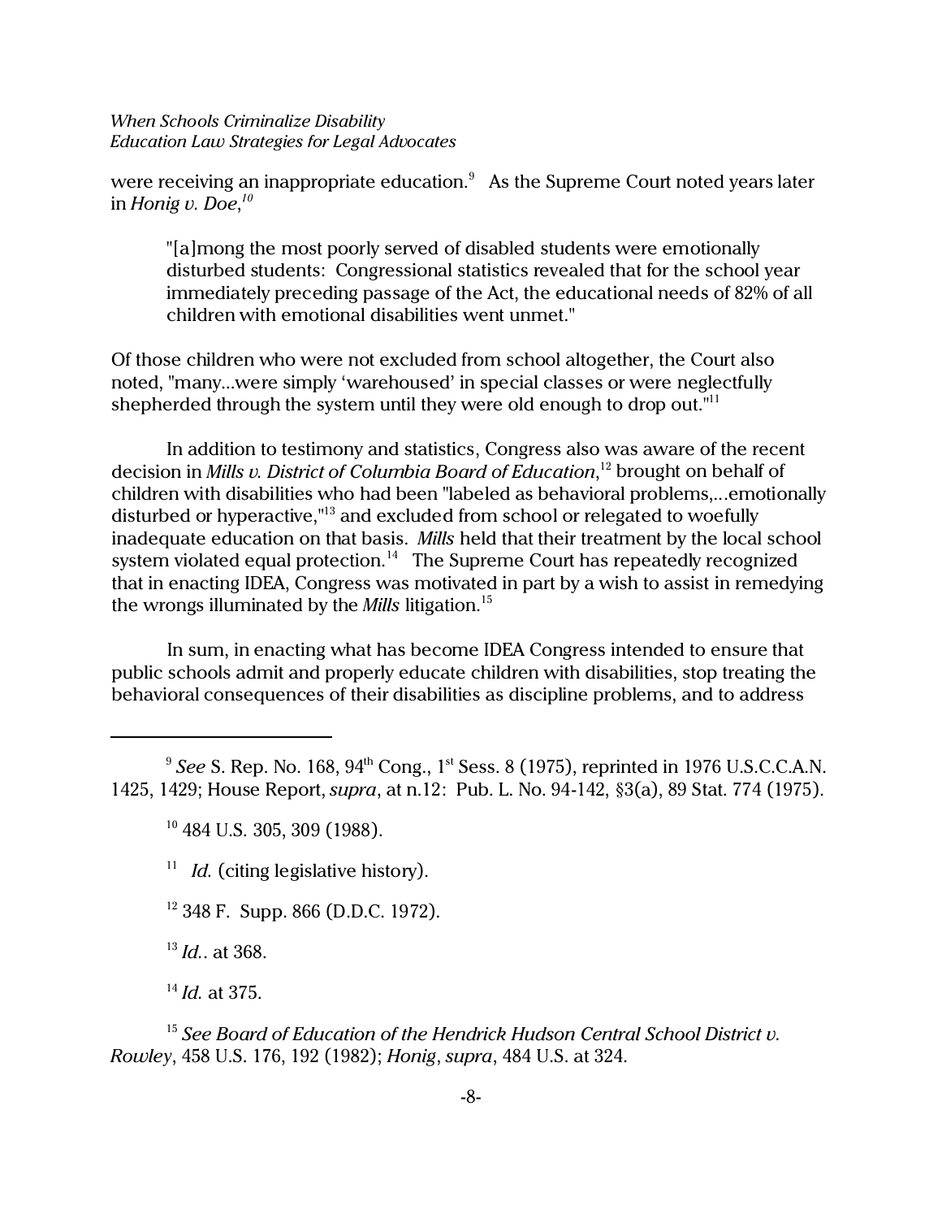were receiving an inappropriate education.[9] As the Supreme Court noted years later in *Honig v. Doe*,[10]

> "[a]mong the most poorly served of disabled students were emotionally disturbed students: Congressional statistics revealed that for the school year immediately preceding passage of the Act, the educational needs of 82% of all children with emotional disabilities went unmet."

Of those children who were not excluded from school altogether, the Court also noted, "many...were simply 'warehoused' in special classes or were neglectfully shepherded through the system until they were old enough to drop out."[11]

In addition to testimony and statistics, Congress also was aware of the recent decision in *Mills v. District of Columbia Board of Education*,[12] brought on behalf of children with disabilities who had been "labeled as behavioral problems,...emotionally disturbed or hyperactive,"[13] and excluded from school or relegated to woefully inadequate education on that basis. *Mills* held that their treatment by the local school system violated equal protection.[14] The Supreme Court has repeatedly recognized that in enacting IDEA, Congress was motivated in part by a wish to assist in remedying the wrongs illuminated by the *Mills* litigation.[15]

In sum, in enacting what has become IDEA Congress intended to ensure that public schools admit and properly educate children with disabilities, stop treating the behavioral consequences of their disabilities as discipline problems, and to address

---

[9] *See* S. Rep. No. 168, 94th Cong., 1st Sess. 8 (1975), reprinted in 1976 U.S.C.C.A.N. 1425, 1429; House Report, *supra*, at n.12: Pub. L. No. 94-142, §3(a), 89 Stat. 774 (1975).

[10] 484 U.S. 305, 309 (1988).

[11] *Id.* (citing legislative history).

[12] 348 F. Supp. 866 (D.D.C. 1972).

[13] *Id.*. at 368.

[14] *Id.* at 375.

[15] *See Board of Education of the Hendrick Hudson Central School District v. Rowley*, 458 U.S. 176, 192 (1982); *Honig*, *supra*, 484 U.S. at 324.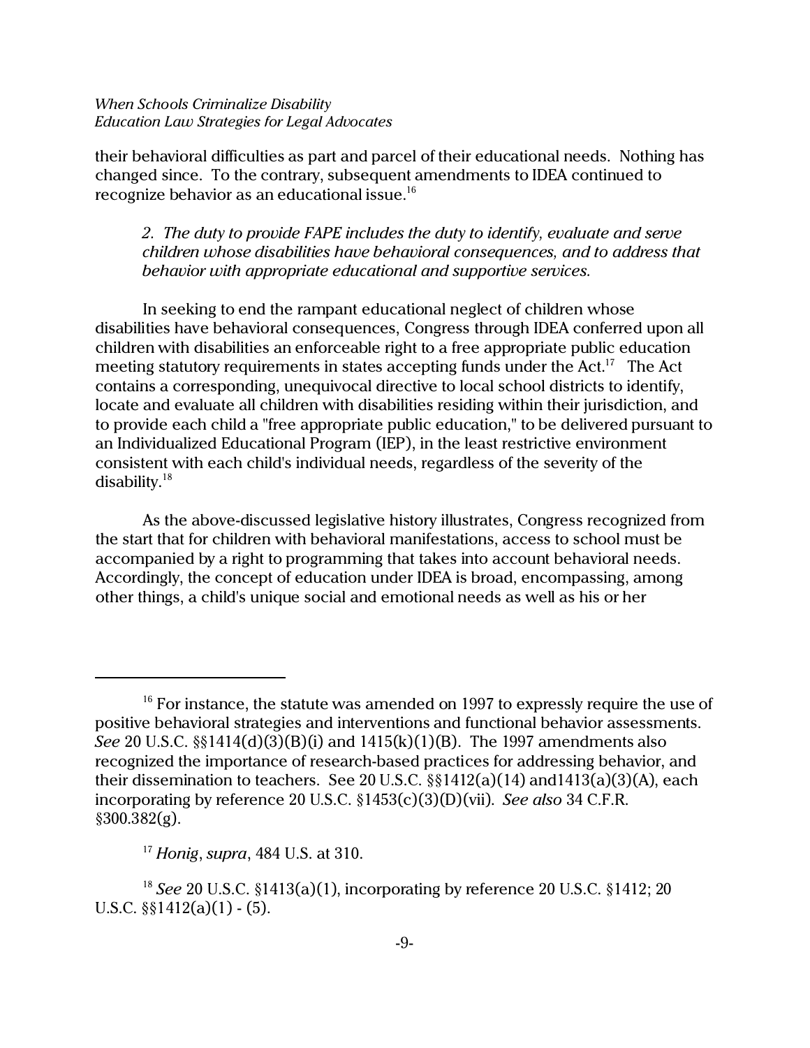their behavioral difficulties as part and parcel of their educational needs. Nothing has changed since. To the contrary, subsequent amendments to IDEA continued to recognize behavior as an educational issue.[16]

*2. The duty to provide FAPE includes the duty to identify, evaluate and serve children whose disabilities have behavioral consequences, and to address that behavior with appropriate educational and supportive services.*

In seeking to end the rampant educational neglect of children whose disabilities have behavioral consequences, Congress through IDEA conferred upon all children with disabilities an enforceable right to a free appropriate public education meeting statutory requirements in states accepting funds under the Act.[17] The Act contains a corresponding, unequivocal directive to local school districts to identify, locate and evaluate all children with disabilities residing within their jurisdiction, and to provide each child a "free appropriate public education," to be delivered pursuant to an Individualized Educational Program (IEP), in the least restrictive environment consistent with each child's individual needs, regardless of the severity of the disability.[18]

As the above-discussed legislative history illustrates, Congress recognized from the start that for children with behavioral manifestations, access to school must be accompanied by a right to programming that takes into account behavioral needs. Accordingly, the concept of education under IDEA is broad, encompassing, among other things, a child's unique social and emotional needs as well as his or her

---

[16] For instance, the statute was amended on 1997 to expressly require the use of positive behavioral strategies and interventions and functional behavior assessments. *See* 20 U.S.C. §§1414(d)(3)(B)(i) and 1415(k)(1)(B). The 1997 amendments also recognized the importance of research-based practices for addressing behavior, and their dissemination to teachers. See 20 U.S.C. §§1412(a)(14) and1413(a)(3)(A), each incorporating by reference 20 U.S.C. §1453(c)(3)(D)(vii). *See also* 34 C.F.R. §300.382(g).

[17] *Honig*, *supra*, 484 U.S. at 310.

[18] *See* 20 U.S.C. §1413(a)(1), incorporating by reference 20 U.S.C. §1412; 20 U.S.C. §§1412(a)(1) - (5).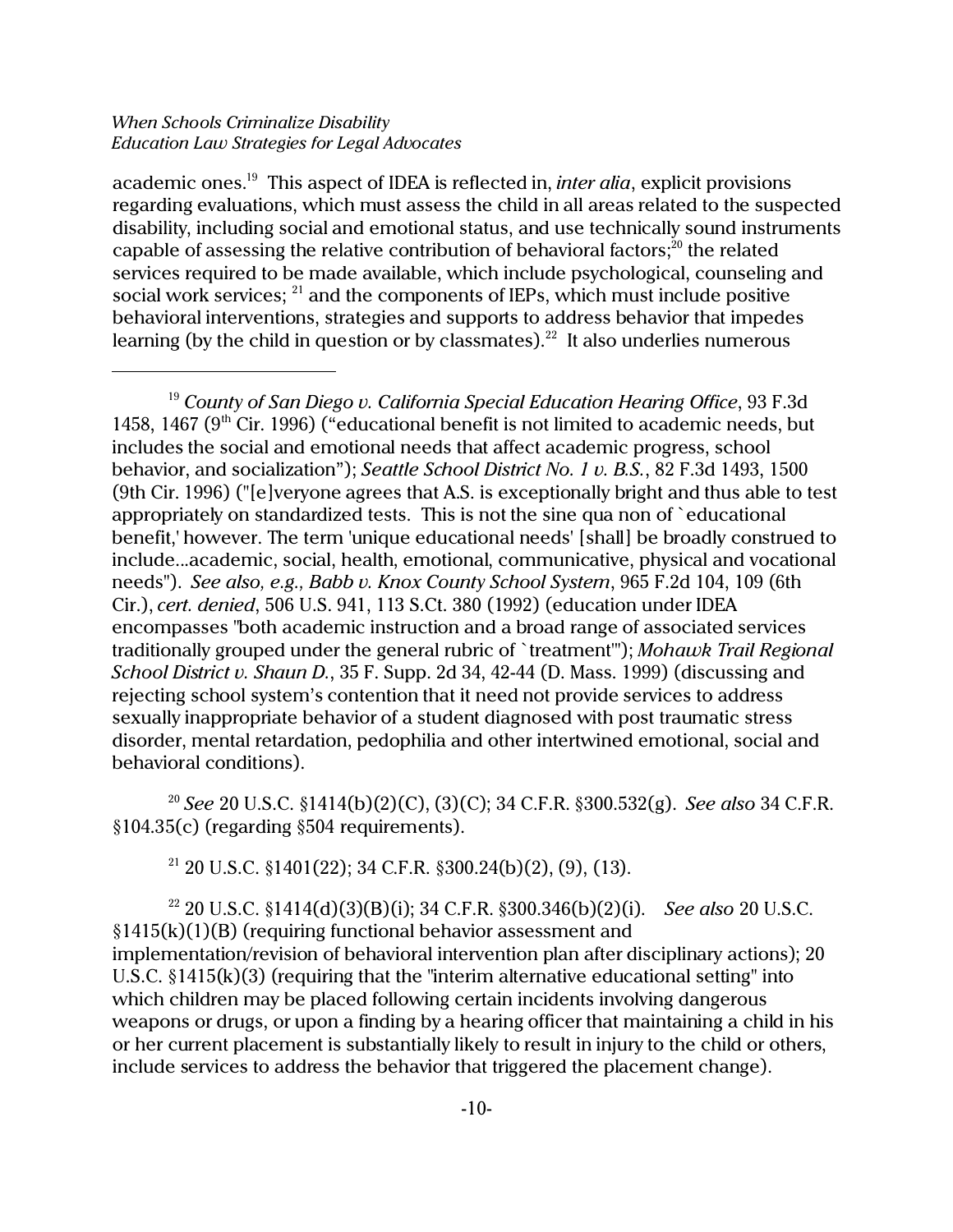academic ones.[19] This aspect of IDEA is reflected in, *inter alia*, explicit provisions regarding evaluations, which must assess the child in all areas related to the suspected disability, including social and emotional status, and use technically sound instruments capable of assessing the relative contribution of behavioral factors;[20] the related services required to be made available, which include psychological, counseling and social work services; [21] and the components of IEPs, which must include positive behavioral interventions, strategies and supports to address behavior that impedes learning (by the child in question or by classmates).[22] It also underlies numerous

---

[19] *County of San Diego v. California Special Education Hearing Office*, 93 F.3d 1458, 1467 (9th Cir. 1996) ("educational benefit is not limited to academic needs, but includes the social and emotional needs that affect academic progress, school behavior, and socialization"); *Seattle School District No. 1 v. B.S.*, 82 F.3d 1493, 1500 (9th Cir. 1996) ("[e]veryone agrees that A.S. is exceptionally bright and thus able to test appropriately on standardized tests. This is not the sine qua non of `educational benefit,' however. The term 'unique educational needs' [shall] be broadly construed to include...academic, social, health, emotional, communicative, physical and vocational needs"). *See also, e.g., Babb v. Knox County School System*, 965 F.2d 104, 109 (6th Cir.), *cert. denied*, 506 U.S. 941, 113 S.Ct. 380 (1992) (education under IDEA encompasses "both academic instruction and a broad range of associated services traditionally grouped under the general rubric of `treatment'"); *Mohawk Trail Regional School District v. Shaun D.*, 35 F. Supp. 2d 34, 42-44 (D. Mass. 1999) (discussing and rejecting school system's contention that it need not provide services to address sexually inappropriate behavior of a student diagnosed with post traumatic stress disorder, mental retardation, pedophilia and other intertwined emotional, social and behavioral conditions).

[20] *See* 20 U.S.C. §1414(b)(2)(C), (3)(C); 34 C.F.R. §300.532(g). *See also* 34 C.F.R. §104.35(c) (regarding §504 requirements).

[21] 20 U.S.C. §1401(22); 34 C.F.R. §300.24(b)(2), (9), (13).

[22] 20 U.S.C. §1414(d)(3)(B)(i); 34 C.F.R. §300.346(b)(2)(i). *See also* 20 U.S.C. §1415(k)(1)(B) (requiring functional behavior assessment and implementation/revision of behavioral intervention plan after disciplinary actions); 20 U.S.C. §1415(k)(3) (requiring that the "interim alternative educational setting" into which children may be placed following certain incidents involving dangerous weapons or drugs, or upon a finding by a hearing officer that maintaining a child in his or her current placement is substantially likely to result in injury to the child or others, include services to address the behavior that triggered the placement change).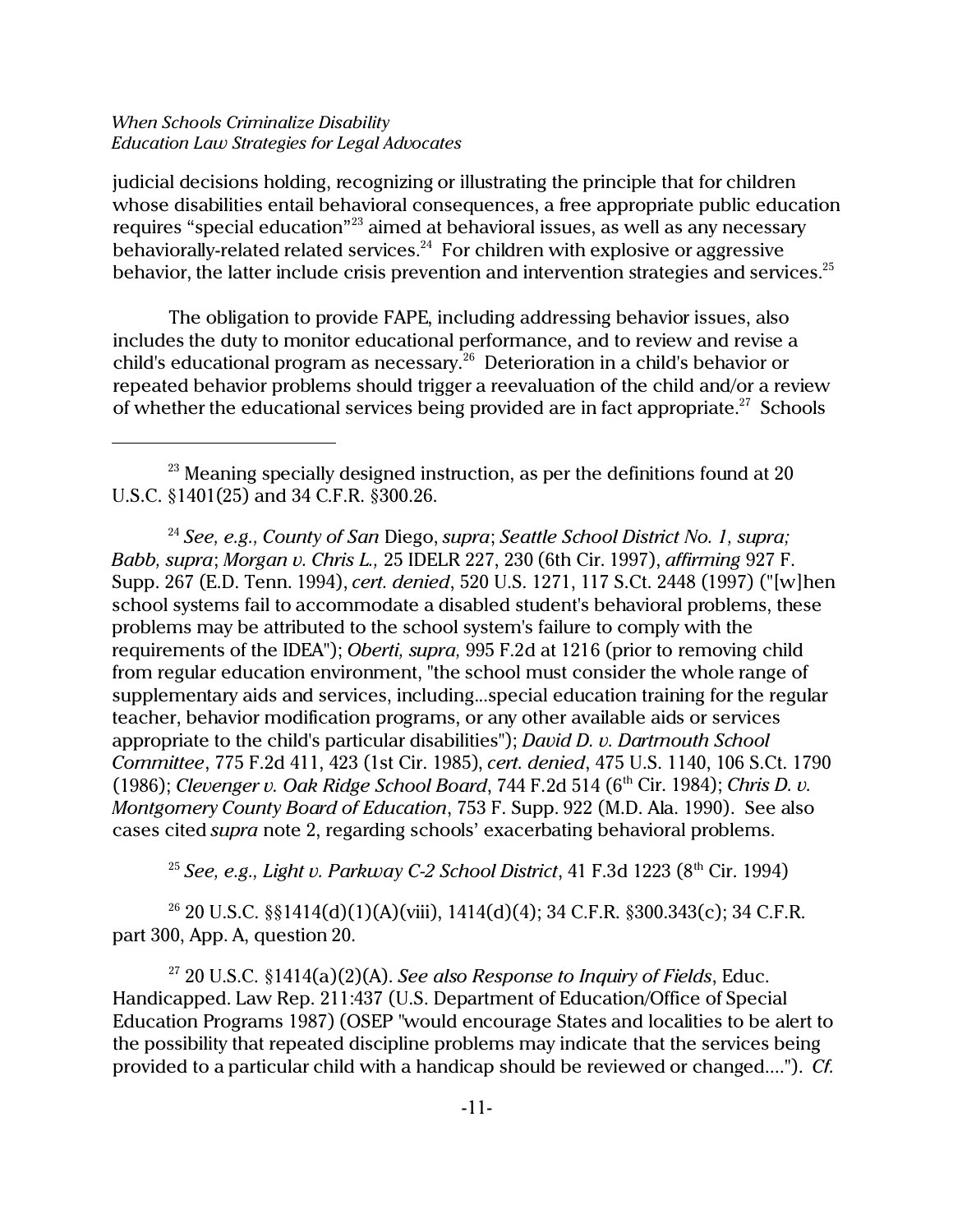judicial decisions holding, recognizing or illustrating the principle that for children whose disabilities entail behavioral consequences, a free appropriate public education requires "special education"[23] aimed at behavioral issues, as well as any necessary behaviorally-related related services.[24] For children with explosive or aggressive behavior, the latter include crisis prevention and intervention strategies and services.[25]

The obligation to provide FAPE, including addressing behavior issues, also includes the duty to monitor educational performance, and to review and revise a child's educational program as necessary.[26] Deterioration in a child's behavior or repeated behavior problems should trigger a reevaluation of the child and/or a review of whether the educational services being provided are in fact appropriate.[27] Schools

---

[23] Meaning specially designed instruction, as per the definitions found at 20 U.S.C. §1401(25) and 34 C.F.R. §300.26.

[24] *See, e.g., County of San* Diego, *supra*; *Seattle School District No. 1, supra; Babb, supra*; *Morgan v. Chris L.,* 25 IDELR 227, 230 (6th Cir. 1997), *affirming* 927 F. Supp. 267 (E.D. Tenn. 1994), *cert. denied*, 520 U.S. 1271, 117 S.Ct. 2448 (1997) ("[w]hen school systems fail to accommodate a disabled student's behavioral problems, these problems may be attributed to the school system's failure to comply with the requirements of the IDEA"); *Oberti, supra,* 995 F.2d at 1216 (prior to removing child from regular education environment, "the school must consider the whole range of supplementary aids and services, including...special education training for the regular teacher, behavior modification programs, or any other available aids or services appropriate to the child's particular disabilities"); *David D. v. Dartmouth School Committee*, 775 F.2d 411, 423 (1st Cir. 1985), *cert. denied*, 475 U.S. 1140, 106 S.Ct. 1790 (1986); *Clevenger v. Oak Ridge School Board*, 744 F.2d 514 (6th Cir. 1984); *Chris D. v. Montgomery County Board of Education*, 753 F. Supp. 922 (M.D. Ala. 1990). See also cases cited *supra* note 2, regarding schools' exacerbating behavioral problems.

[25] *See, e.g., Light v. Parkway C-2 School District*, 41 F.3d 1223 (8th Cir. 1994)

[26] 20 U.S.C. §§1414(d)(1)(A)(viii), 1414(d)(4); 34 C.F.R. §300.343(c); 34 C.F.R. part 300, App. A, question 20.

[27] 20 U.S.C. §1414(a)(2)(A). *See also Response to Inquiry of Fields*, Educ. Handicapped. Law Rep. 211:437 (U.S. Department of Education/Office of Special Education Programs 1987) (OSEP "would encourage States and localities to be alert to the possibility that repeated discipline problems may indicate that the services being provided to a particular child with a handicap should be reviewed or changed...."). *Cf.*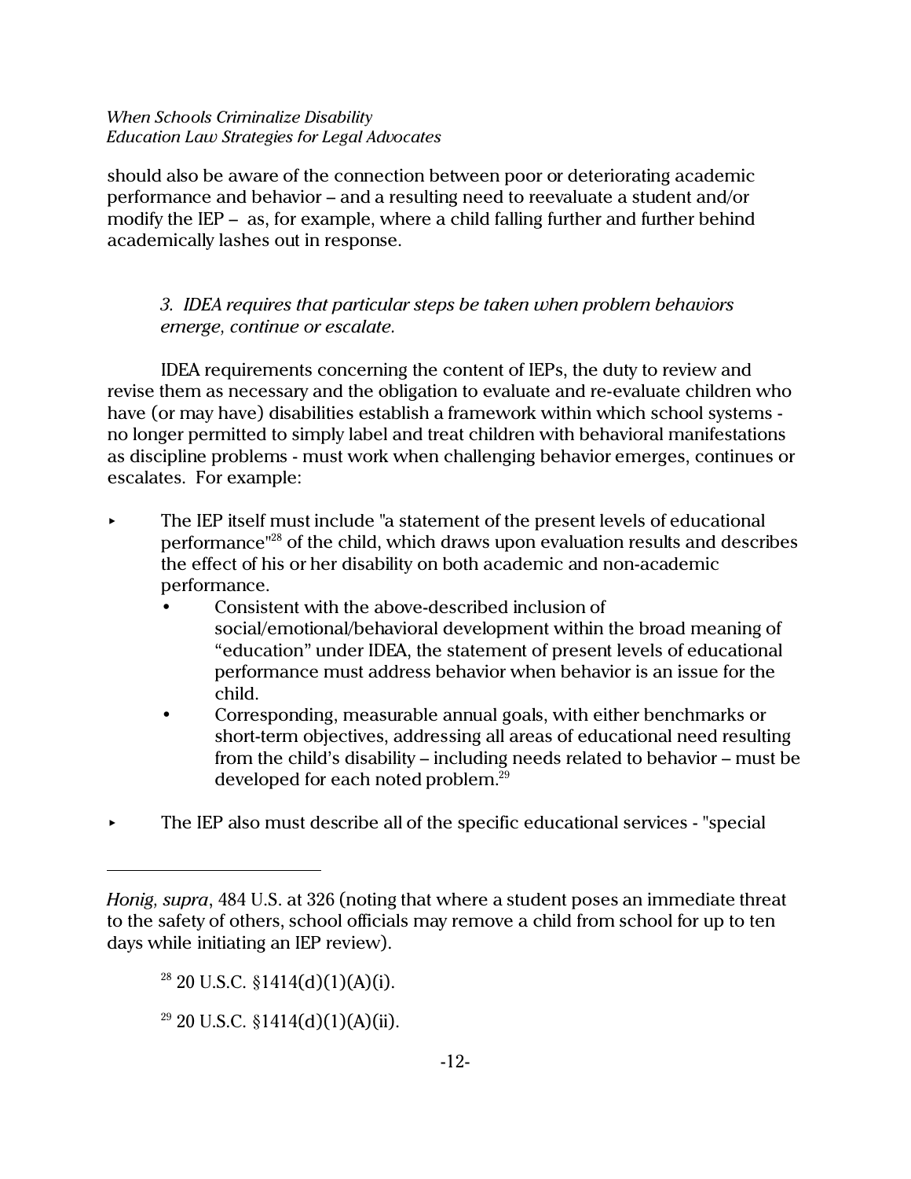should also be aware of the connection between poor or deteriorating academic performance and behavior – and a resulting need to reevaluate a student and/or modify the IEP – as, for example, where a child falling further and further behind academically lashes out in response.

*3. IDEA requires that particular steps be taken when problem behaviors emerge, continue or escalate.*

IDEA requirements concerning the content of IEPs, the duty to review and revise them as necessary and the obligation to evaluate and re-evaluate children who have (or may have) disabilities establish a framework within which school systems - no longer permitted to simply label and treat children with behavioral manifestations as discipline problems - must work when challenging behavior emerges, continues or escalates. For example:

- The IEP itself must include "a statement of the present levels of educational performance"[28] of the child, which draws upon evaluation results and describes the effect of his or her disability on both academic and non-academic performance.
  - Consistent with the above-described inclusion of social/emotional/behavioral development within the broad meaning of "education" under IDEA, the statement of present levels of educational performance must address behavior when behavior is an issue for the child.
  - Corresponding, measurable annual goals, with either benchmarks or short-term objectives, addressing all areas of educational need resulting from the child's disability – including needs related to behavior – must be developed for each noted problem.[29]

- The IEP also must describe all of the specific educational services - "special

---

*Honig, supra*, 484 U.S. at 326 (noting that where a student poses an immediate threat to the safety of others, school officials may remove a child from school for up to ten days while initiating an IEP review).

[28] 20 U.S.C. §1414(d)(1)(A)(i).

[29] 20 U.S.C. §1414(d)(1)(A)(ii).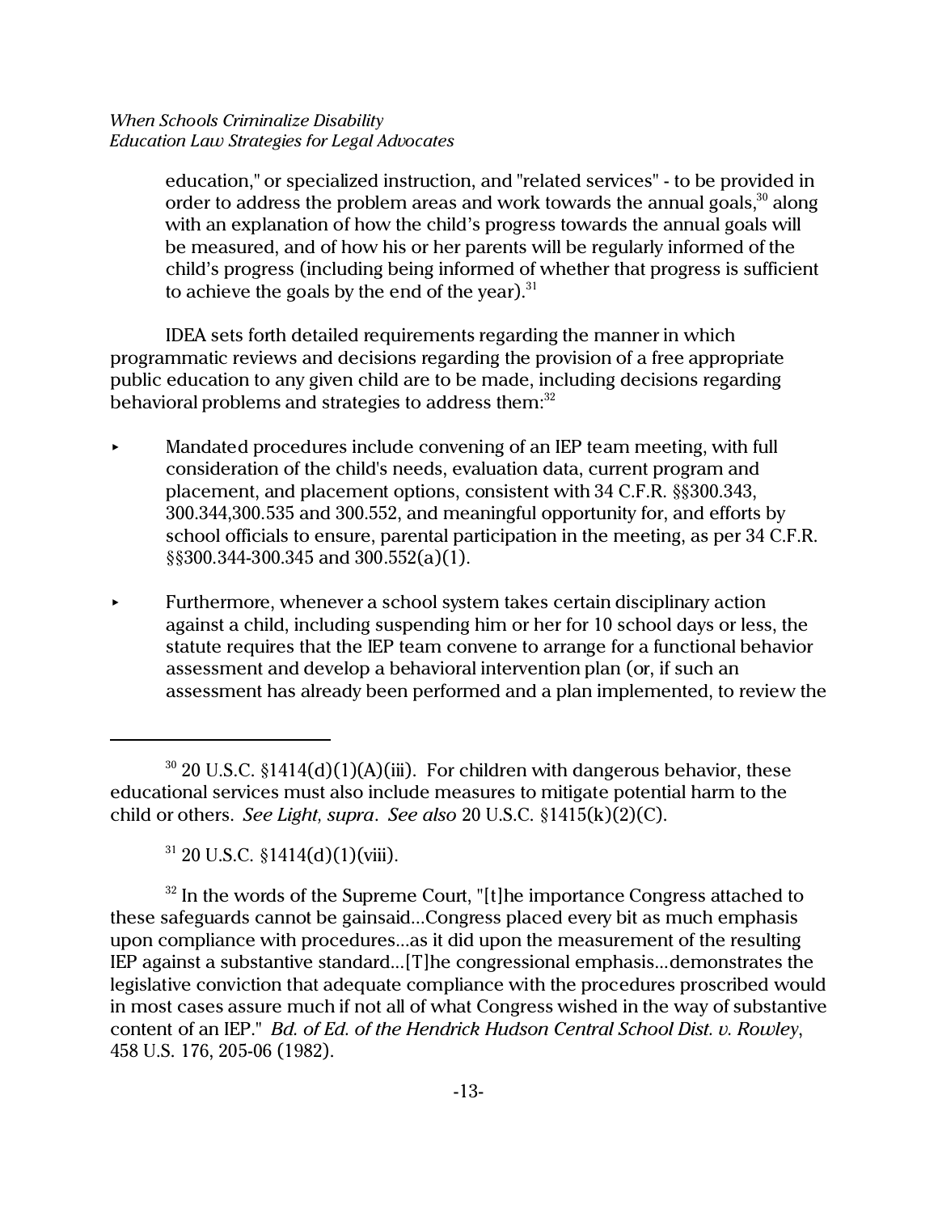education," or specialized instruction, and "related services" - to be provided in order to address the problem areas and work towards the annual goals,[30] along with an explanation of how the child's progress towards the annual goals will be measured, and of how his or her parents will be regularly informed of the child's progress (including being informed of whether that progress is sufficient to achieve the goals by the end of the year).[31]

IDEA sets forth detailed requirements regarding the manner in which programmatic reviews and decisions regarding the provision of a free appropriate public education to any given child are to be made, including decisions regarding behavioral problems and strategies to address them:[32]

- Mandated procedures include convening of an IEP team meeting, with full consideration of the child's needs, evaluation data, current program and placement, and placement options, consistent with 34 C.F.R. §§300.343, 300.344,300.535 and 300.552, and meaningful opportunity for, and efforts by school officials to ensure, parental participation in the meeting, as per 34 C.F.R. §§300.344-300.345 and 300.552(a)(1).

- Furthermore, whenever a school system takes certain disciplinary action against a child, including suspending him or her for 10 school days or less, the statute requires that the IEP team convene to arrange for a functional behavior assessment and develop a behavioral intervention plan (or, if such an assessment has already been performed and a plan implemented, to review the

---

[30] 20 U.S.C. §1414(d)(1)(A)(iii). For children with dangerous behavior, these educational services must also include measures to mitigate potential harm to the child or others. *See Light, supra*. *See also* 20 U.S.C. §1415(k)(2)(C).

[31] 20 U.S.C. §1414(d)(1)(viii).

[32] In the words of the Supreme Court, "[t]he importance Congress attached to these safeguards cannot be gainsaid...Congress placed every bit as much emphasis upon compliance with procedures...as it did upon the measurement of the resulting IEP against a substantive standard...[T]he congressional emphasis...demonstrates the legislative conviction that adequate compliance with the procedures proscribed would in most cases assure much if not all of what Congress wished in the way of substantive content of an IEP." *Bd. of Ed. of the Hendrick Hudson Central School Dist. v. Rowley*, 458 U.S. 176, 205-06 (1982).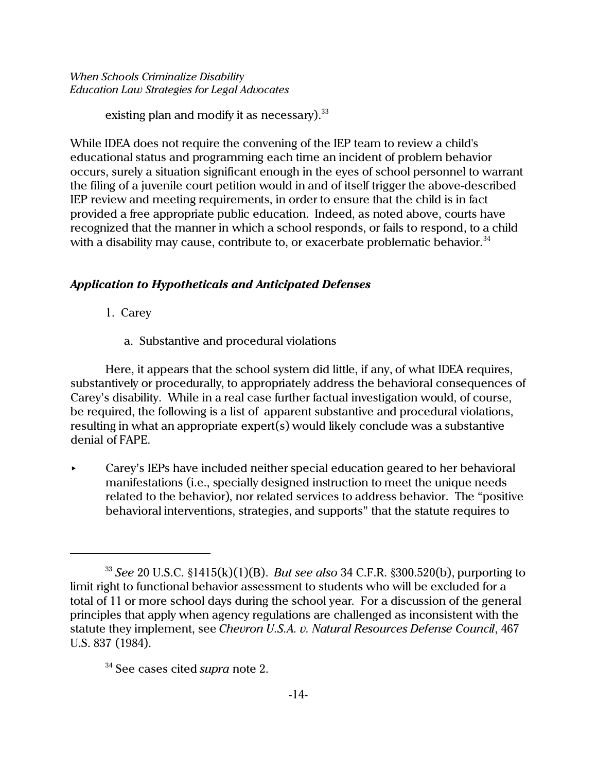existing plan and modify it as necessary).[33]

While IDEA does not require the convening of the IEP team to review a child's educational status and programming each time an incident of problem behavior occurs, surely a situation significant enough in the eyes of school personnel to warrant the filing of a juvenile court petition would in and of itself trigger the above-described IEP review and meeting requirements, in order to ensure that the child is in fact provided a free appropriate public education. Indeed, as noted above, courts have recognized that the manner in which a school responds, or fails to respond, to a child with a disability may cause, contribute to, or exacerbate problematic behavior.[34]

### *Application to Hypotheticals and Anticipated Defenses*

1. Carey

   a. Substantive and procedural violations

Here, it appears that the school system did little, if any, of what IDEA requires, substantively or procedurally, to appropriately address the behavioral consequences of Carey's disability. While in a real case further factual investigation would, of course, be required, the following is a list of apparent substantive and procedural violations, resulting in what an appropriate expert(s) would likely conclude was a substantive denial of FAPE.

- Carey's IEPs have included neither special education geared to her behavioral manifestations (i.e., specially designed instruction to meet the unique needs related to the behavior), nor related services to address behavior. The "positive behavioral interventions, strategies, and supports" that the statute requires to

---

[33] *See* 20 U.S.C. §1415(k)(1)(B). *But see also* 34 C.F.R. §300.520(b), purporting to limit right to functional behavior assessment to students who will be excluded for a total of 11 or more school days during the school year. For a discussion of the general principles that apply when agency regulations are challenged as inconsistent with the statute they implement, see *Chevron U.S.A. v. Natural Resources Defense Council*, 467 U.S. 837 (1984).

[34] See cases cited *supra* note 2.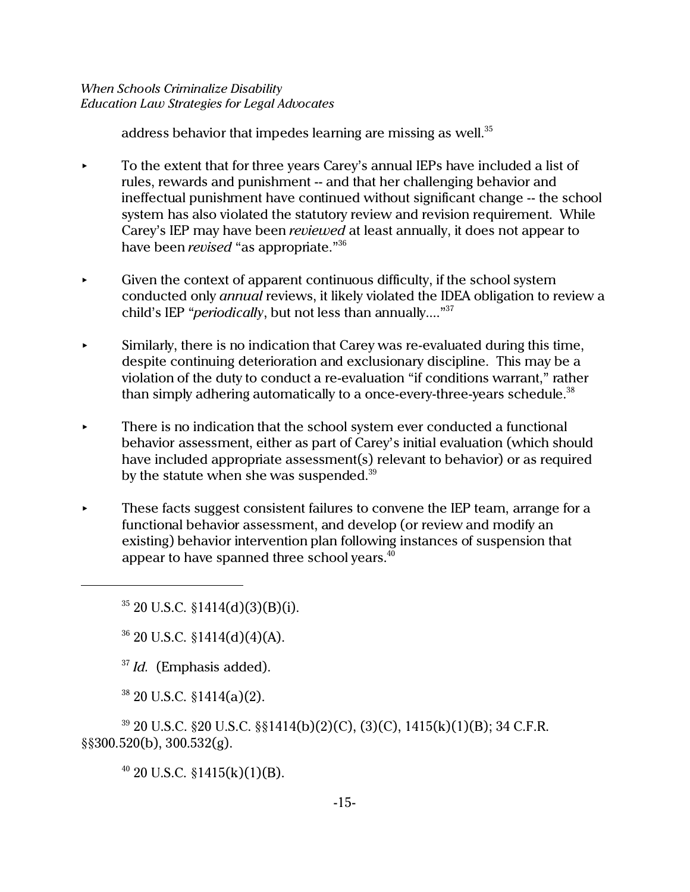address behavior that impedes learning are missing as well.[35]

- To the extent that for three years Carey's annual IEPs have included a list of rules, rewards and punishment -- and that her challenging behavior and ineffectual punishment have continued without significant change -- the school system has also violated the statutory review and revision requirement. While Carey's IEP may have been *reviewed* at least annually, it does not appear to have been *revised* "as appropriate."[36]

- Given the context of apparent continuous difficulty, if the school system conducted only *annual* reviews, it likely violated the IDEA obligation to review a child's IEP "*periodically*, but not less than annually...."[37]

- Similarly, there is no indication that Carey was re-evaluated during this time, despite continuing deterioration and exclusionary discipline. This may be a violation of the duty to conduct a re-evaluation "if conditions warrant," rather than simply adhering automatically to a once-every-three-years schedule.[38]

- There is no indication that the school system ever conducted a functional behavior assessment, either as part of Carey's initial evaluation (which should have included appropriate assessment(s) relevant to behavior) or as required by the statute when she was suspended.[39]

- These facts suggest consistent failures to convene the IEP team, arrange for a functional behavior assessment, and develop (or review and modify an existing) behavior intervention plan following instances of suspension that appear to have spanned three school years.[40]

---

[35] 20 U.S.C. §1414(d)(3)(B)(i).

[36] 20 U.S.C. §1414(d)(4)(A).

[37] *Id.* (Emphasis added).

[38] 20 U.S.C. §1414(a)(2).

[39] 20 U.S.C. §20 U.S.C. §§1414(b)(2)(C), (3)(C), 1415(k)(1)(B); 34 C.F.R. §§300.520(b), 300.532(g).

[40] 20 U.S.C. §1415(k)(1)(B).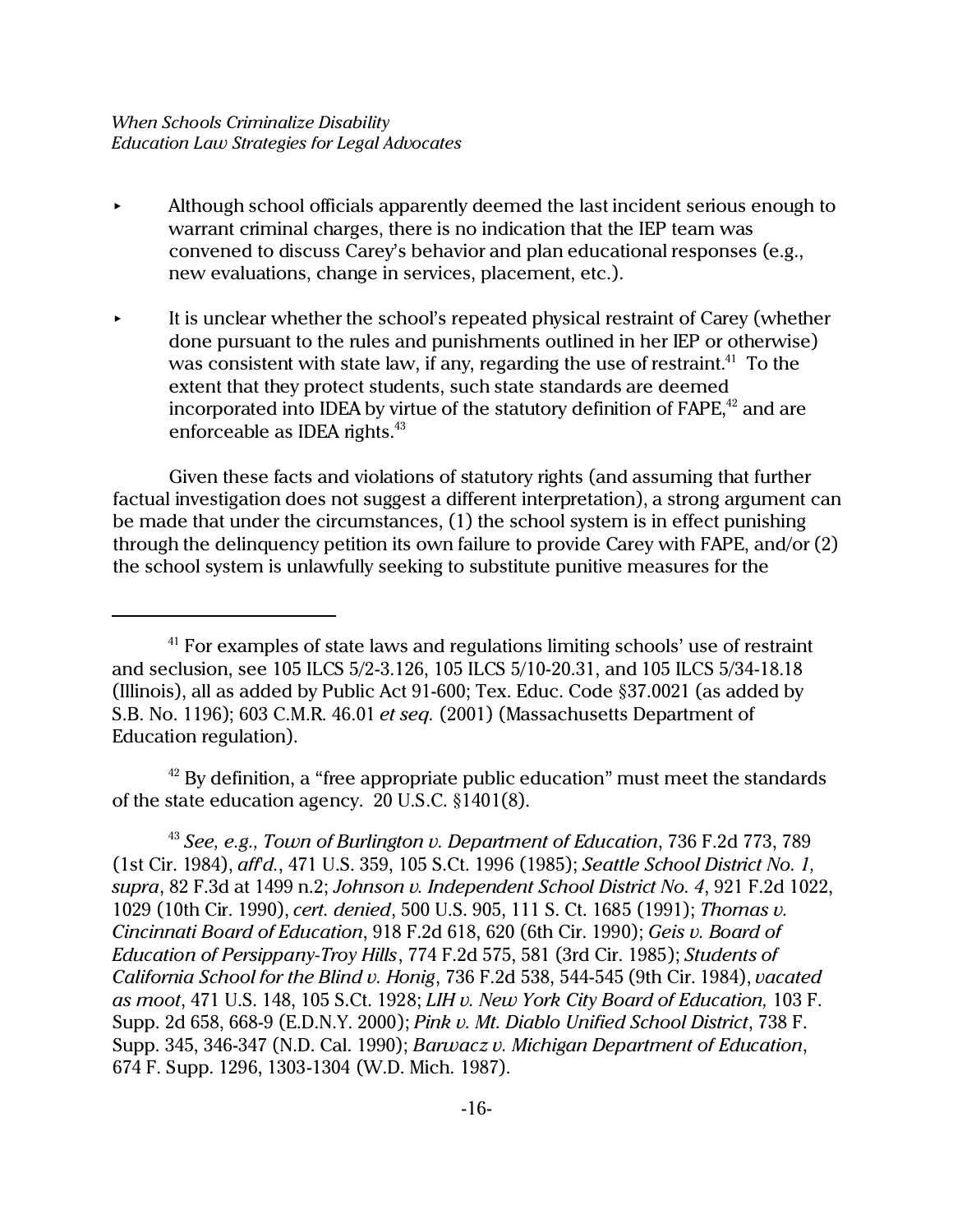- Although school officials apparently deemed the last incident serious enough to warrant criminal charges, there is no indication that the IEP team was convened to discuss Carey's behavior and plan educational responses (e.g., new evaluations, change in services, placement, etc.).

- It is unclear whether the school's repeated physical restraint of Carey (whether done pursuant to the rules and punishments outlined in her IEP or otherwise) was consistent with state law, if any, regarding the use of restraint.[41] To the extent that they protect students, such state standards are deemed incorporated into IDEA by virtue of the statutory definition of FAPE,[42] and are enforceable as IDEA rights.[43]

Given these facts and violations of statutory rights (and assuming that further factual investigation does not suggest a different interpretation), a strong argument can be made that under the circumstances, (1) the school system is in effect punishing through the delinquency petition its own failure to provide Carey with FAPE, and/or (2) the school system is unlawfully seeking to substitute punitive measures for the

---

[41] For examples of state laws and regulations limiting schools' use of restraint and seclusion, see 105 ILCS 5/2-3.126, 105 ILCS 5/10-20.31, and 105 ILCS 5/34-18.18 (Illinois), all as added by Public Act 91-600; Tex. Educ. Code §37.0021 (as added by S.B. No. 1196); 603 C.M.R. 46.01 *et seq.* (2001) (Massachusetts Department of Education regulation).

[42] By definition, a "free appropriate public education" must meet the standards of the state education agency. 20 U.S.C. §1401(8).

[43] *See, e.g., Town of Burlington v. Department of Education*, 736 F.2d 773, 789 (1st Cir. 1984), *aff'd.*, 471 U.S. 359, 105 S.Ct. 1996 (1985); *Seattle School District No. 1, supra*, 82 F.3d at 1499 n.2; *Johnson v. Independent School District No. 4*, 921 F.2d 1022, 1029 (10th Cir. 1990), *cert. denied*, 500 U.S. 905, 111 S. Ct. 1685 (1991); *Thomas v. Cincinnati Board of Education*, 918 F.2d 618, 620 (6th Cir. 1990); *Geis v. Board of Education of Persippany-Troy Hills*, 774 F.2d 575, 581 (3rd Cir. 1985); *Students of California School for the Blind v. Honig*, 736 F.2d 538, 544-545 (9th Cir. 1984), *vacated as moot*, 471 U.S. 148, 105 S.Ct. 1928; *LIH v. New York City Board of Education,* 103 F. Supp. 2d 658, 668-9 (E.D.N.Y. 2000); *Pink v. Mt. Diablo Unified School District*, 738 F. Supp. 345, 346-347 (N.D. Cal. 1990); *Barwacz v. Michigan Department of Education*, 674 F. Supp. 1296, 1303-1304 (W.D. Mich. 1987).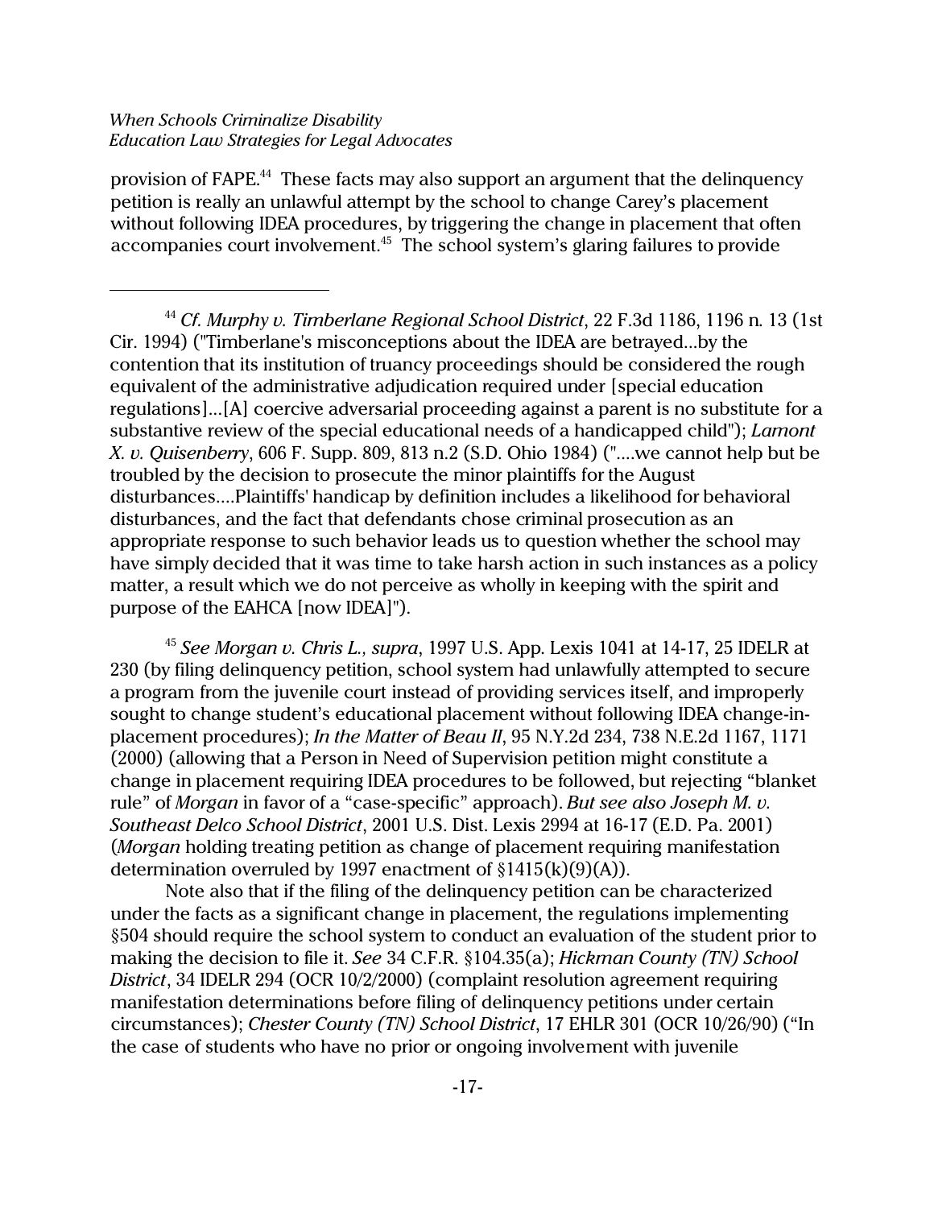provision of FAPE.[44] These facts may also support an argument that the delinquency petition is really an unlawful attempt by the school to change Carey's placement without following IDEA procedures, by triggering the change in placement that often accompanies court involvement.[45] The school system's glaring failures to provide

---

[44] *Cf. Murphy v. Timberlane Regional School District*, 22 F.3d 1186, 1196 n. 13 (1st Cir. 1994) ("Timberlane's misconceptions about the IDEA are betrayed...by the contention that its institution of truancy proceedings should be considered the rough equivalent of the administrative adjudication required under [special education regulations]...[A] coercive adversarial proceeding against a parent is no substitute for a substantive review of the special educational needs of a handicapped child"); *Lamont X. v. Quisenberry*, 606 F. Supp. 809, 813 n.2 (S.D. Ohio 1984) ("....we cannot help but be troubled by the decision to prosecute the minor plaintiffs for the August disturbances....Plaintiffs' handicap by definition includes a likelihood for behavioral disturbances, and the fact that defendants chose criminal prosecution as an appropriate response to such behavior leads us to question whether the school may have simply decided that it was time to take harsh action in such instances as a policy matter, a result which we do not perceive as wholly in keeping with the spirit and purpose of the EAHCA [now IDEA]").

[45] *See Morgan v. Chris L., supra*, 1997 U.S. App. Lexis 1041 at 14-17, 25 IDELR at 230 (by filing delinquency petition, school system had unlawfully attempted to secure a program from the juvenile court instead of providing services itself, and improperly sought to change student's educational placement without following IDEA change-in-placement procedures); *In the Matter of Beau II*, 95 N.Y.2d 234, 738 N.E.2d 1167, 1171 (2000) (allowing that a Person in Need of Supervision petition might constitute a change in placement requiring IDEA procedures to be followed, but rejecting "blanket rule" of *Morgan* in favor of a "case-specific" approach). *But see also Joseph M. v. Southeast Delco School District*, 2001 U.S. Dist. Lexis 2994 at 16-17 (E.D. Pa. 2001) (*Morgan* holding treating petition as change of placement requiring manifestation determination overruled by 1997 enactment of §1415(k)(9)(A)).

Note also that if the filing of the delinquency petition can be characterized under the facts as a significant change in placement, the regulations implementing §504 should require the school system to conduct an evaluation of the student prior to making the decision to file it. *See* 34 C.F.R. §104.35(a); *Hickman County (TN) School District*, 34 IDELR 294 (OCR 10/2/2000) (complaint resolution agreement requiring manifestation determinations before filing of delinquency petitions under certain circumstances); *Chester County (TN) School District*, 17 EHLR 301 (OCR 10/26/90) ("In the case of students who have no prior or ongoing involvement with juvenile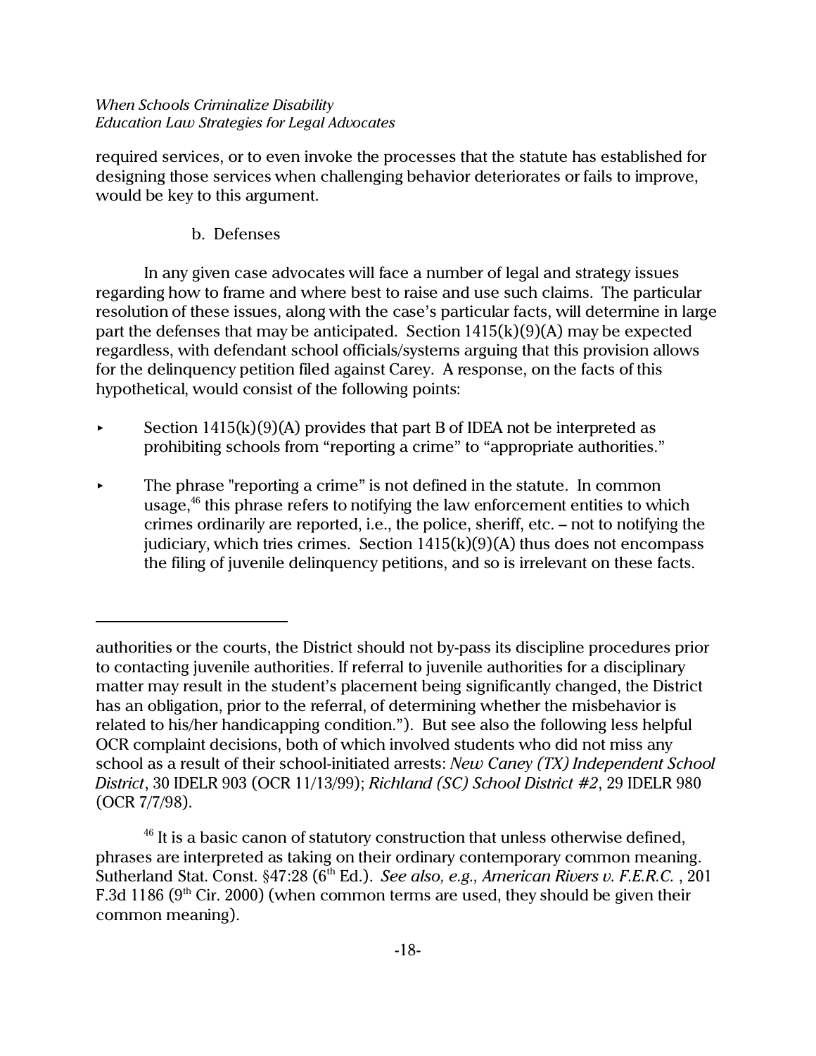required services, or to even invoke the processes that the statute has established for designing those services when challenging behavior deteriorates or fails to improve, would be key to this argument.

b. Defenses

In any given case advocates will face a number of legal and strategy issues regarding how to frame and where best to raise and use such claims. The particular resolution of these issues, along with the case's particular facts, will determine in large part the defenses that may be anticipated. Section 1415(k)(9)(A) may be expected regardless, with defendant school officials/systems arguing that this provision allows for the delinquency petition filed against Carey. A response, on the facts of this hypothetical, would consist of the following points:

- Section 1415(k)(9)(A) provides that part B of IDEA not be interpreted as prohibiting schools from "reporting a crime" to "appropriate authorities."
- The phrase "reporting a crime" is not defined in the statute. In common usage,[46] this phrase refers to notifying the law enforcement entities to which crimes ordinarily are reported, i.e., the police, sheriff, etc. – not to notifying the judiciary, which tries crimes. Section 1415(k)(9)(A) thus does not encompass the filing of juvenile delinquency petitions, and so is irrelevant on these facts.

---

authorities or the courts, the District should not by-pass its discipline procedures prior to contacting juvenile authorities. If referral to juvenile authorities for a disciplinary matter may result in the student's placement being significantly changed, the District has an obligation, prior to the referral, of determining whether the misbehavior is related to his/her handicapping condition."). But see also the following less helpful OCR complaint decisions, both of which involved students who did not miss any school as a result of their school-initiated arrests: *New Caney (TX) Independent School District*, 30 IDELR 903 (OCR 11/13/99); *Richland (SC) School District #2*, 29 IDELR 980 (OCR 7/7/98).

[46] It is a basic canon of statutory construction that unless otherwise defined, phrases are interpreted as taking on their ordinary contemporary common meaning. Sutherland Stat. Const. §47:28 (6th Ed.). *See also, e.g., American Rivers v. F.E.R.C.* , 201 F.3d 1186 (9th Cir. 2000) (when common terms are used, they should be given their common meaning).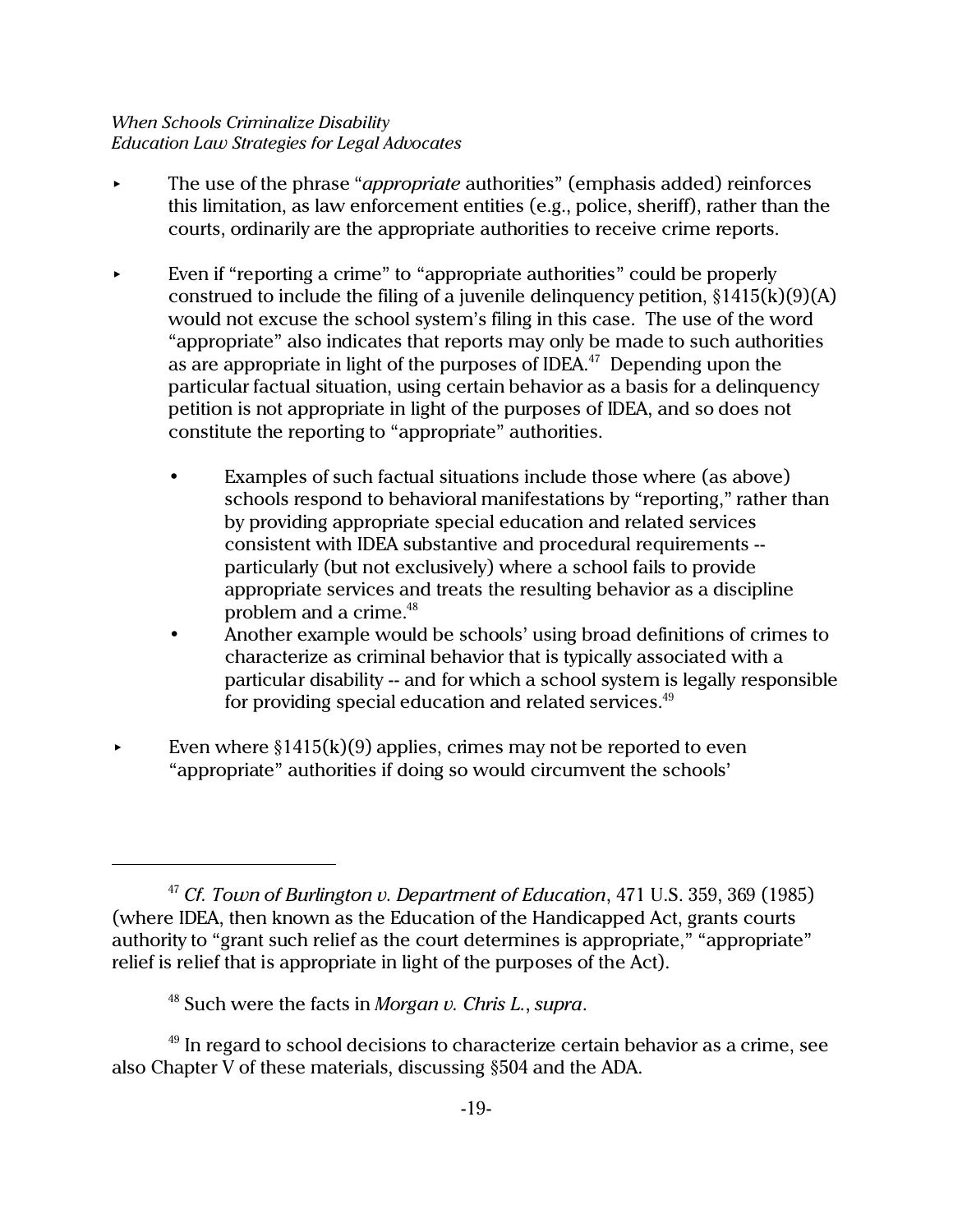- The use of the phrase "*appropriate* authorities" (emphasis added) reinforces this limitation, as law enforcement entities (e.g., police, sheriff), rather than the courts, ordinarily are the appropriate authorities to receive crime reports.

- Even if "reporting a crime" to "appropriate authorities" could be properly construed to include the filing of a juvenile delinquency petition, §1415(k)(9)(A) would not excuse the school system's filing in this case. The use of the word "appropriate" also indicates that reports may only be made to such authorities as are appropriate in light of the purposes of IDEA.[47] Depending upon the particular factual situation, using certain behavior as a basis for a delinquency petition is not appropriate in light of the purposes of IDEA, and so does not constitute the reporting to "appropriate" authorities.

    - Examples of such factual situations include those where (as above) schools respond to behavioral manifestations by "reporting," rather than by providing appropriate special education and related services consistent with IDEA substantive and procedural requirements -- particularly (but not exclusively) where a school fails to provide appropriate services and treats the resulting behavior as a discipline problem and a crime.[48]
    - Another example would be schools' using broad definitions of crimes to characterize as criminal behavior that is typically associated with a particular disability -- and for which a school system is legally responsible for providing special education and related services.[49]

- Even where §1415(k)(9) applies, crimes may not be reported to even "appropriate" authorities if doing so would circumvent the schools'

---

[47] *Cf. Town of Burlington v. Department of Education*, 471 U.S. 359, 369 (1985) (where IDEA, then known as the Education of the Handicapped Act, grants courts authority to "grant such relief as the court determines is appropriate," "appropriate" relief is relief that is appropriate in light of the purposes of the Act).

[48] Such were the facts in *Morgan v. Chris L.*, *supra*.

[49] In regard to school decisions to characterize certain behavior as a crime, see also Chapter V of these materials, discussing §504 and the ADA.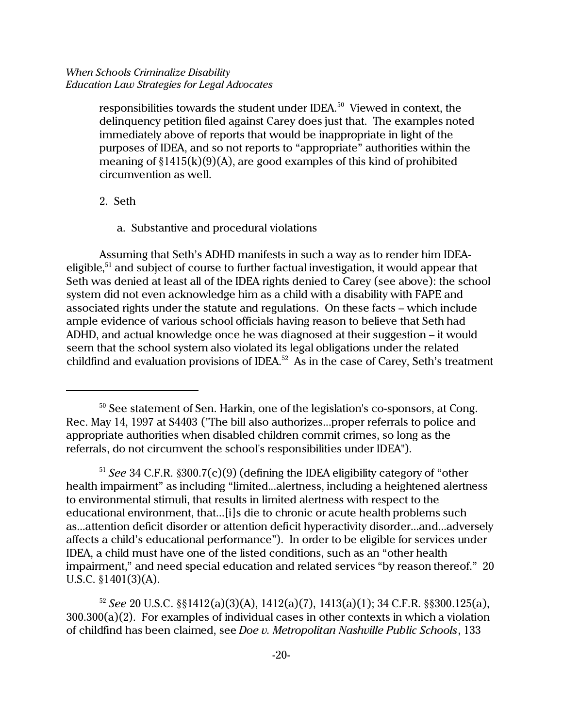responsibilities towards the student under IDEA.[50] Viewed in context, the delinquency petition filed against Carey does just that. The examples noted immediately above of reports that would be inappropriate in light of the purposes of IDEA, and so not reports to "appropriate" authorities within the meaning of §1415(k)(9)(A), are good examples of this kind of prohibited circumvention as well.

2. Seth

a. Substantive and procedural violations

Assuming that Seth's ADHD manifests in such a way as to render him IDEA-eligible,[51] and subject of course to further factual investigation, it would appear that Seth was denied at least all of the IDEA rights denied to Carey (see above): the school system did not even acknowledge him as a child with a disability with FAPE and associated rights under the statute and regulations. On these facts – which include ample evidence of various school officials having reason to believe that Seth had ADHD, and actual knowledge once he was diagnosed at their suggestion – it would seem that the school system also violated its legal obligations under the related childfind and evaluation provisions of IDEA.[52] As in the case of Carey, Seth's treatment

---

[50] See statement of Sen. Harkin, one of the legislation's co-sponsors, at Cong. Rec. May 14, 1997 at S4403 ("The bill also authorizes...proper referrals to police and appropriate authorities when disabled children commit crimes, so long as the referrals, do not circumvent the school's responsibilities under IDEA").

[51] *See* 34 C.F.R. §300.7(c)(9) (defining the IDEA eligibility category of "other health impairment" as including "limited...alertness, including a heightened alertness to environmental stimuli, that results in limited alertness with respect to the educational environment, that...[i]s die to chronic or acute health problems such as...attention deficit disorder or attention deficit hyperactivity disorder...and...adversely affects a child's educational performance"). In order to be eligible for services under IDEA, a child must have one of the listed conditions, such as an "other health impairment," and need special education and related services "by reason thereof." 20 U.S.C. §1401(3)(A).

[52] *See* 20 U.S.C. §§1412(a)(3)(A), 1412(a)(7), 1413(a)(1); 34 C.F.R. §§300.125(a), 300.300(a)(2). For examples of individual cases in other contexts in which a violation of childfind has been claimed, see *Doe v. Metropolitan Nashville Public Schools*, 133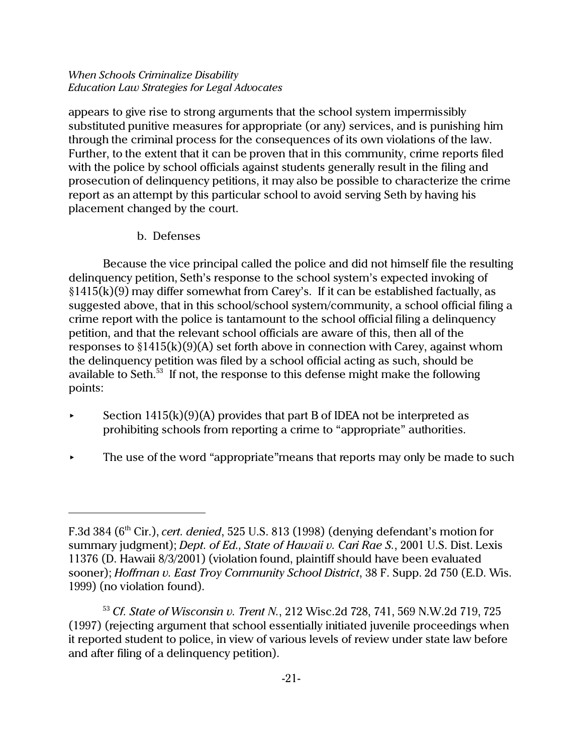appears to give rise to strong arguments that the school system impermissibly substituted punitive measures for appropriate (or any) services, and is punishing him through the criminal process for the consequences of its own violations of the law. Further, to the extent that it can be proven that in this community, crime reports filed with the police by school officials against students generally result in the filing and prosecution of delinquency petitions, it may also be possible to characterize the crime report as an attempt by this particular school to avoid serving Seth by having his placement changed by the court.

b. Defenses

Because the vice principal called the police and did not himself file the resulting delinquency petition, Seth's response to the school system's expected invoking of §1415(k)(9) may differ somewhat from Carey's. If it can be established factually, as suggested above, that in this school/school system/community, a school official filing a crime report with the police is tantamount to the school official filing a delinquency petition, and that the relevant school officials are aware of this, then all of the responses to §1415(k)(9)(A) set forth above in connection with Carey, against whom the delinquency petition was filed by a school official acting as such, should be available to Seth.[53] If not, the response to this defense might make the following points:

- Section 1415(k)(9)(A) provides that part B of IDEA not be interpreted as prohibiting schools from reporting a crime to "appropriate" authorities.
- The use of the word "appropriate"means that reports may only be made to such

---

F.3d 384 (6th Cir.), *cert. denied*, 525 U.S. 813 (1998) (denying defendant's motion for summary judgment); *Dept. of Ed., State of Hawaii v. Cari Rae S.*, 2001 U.S. Dist. Lexis 11376 (D. Hawaii 8/3/2001) (violation found, plaintiff should have been evaluated sooner); *Hoffman v. East Troy Community School District*, 38 F. Supp. 2d 750 (E.D. Wis. 1999) (no violation found).

[53] *Cf. State of Wisconsin v. Trent N.*, 212 Wisc.2d 728, 741, 569 N.W.2d 719, 725 (1997) (rejecting argument that school essentially initiated juvenile proceedings when it reported student to police, in view of various levels of review under state law before and after filing of a delinquency petition).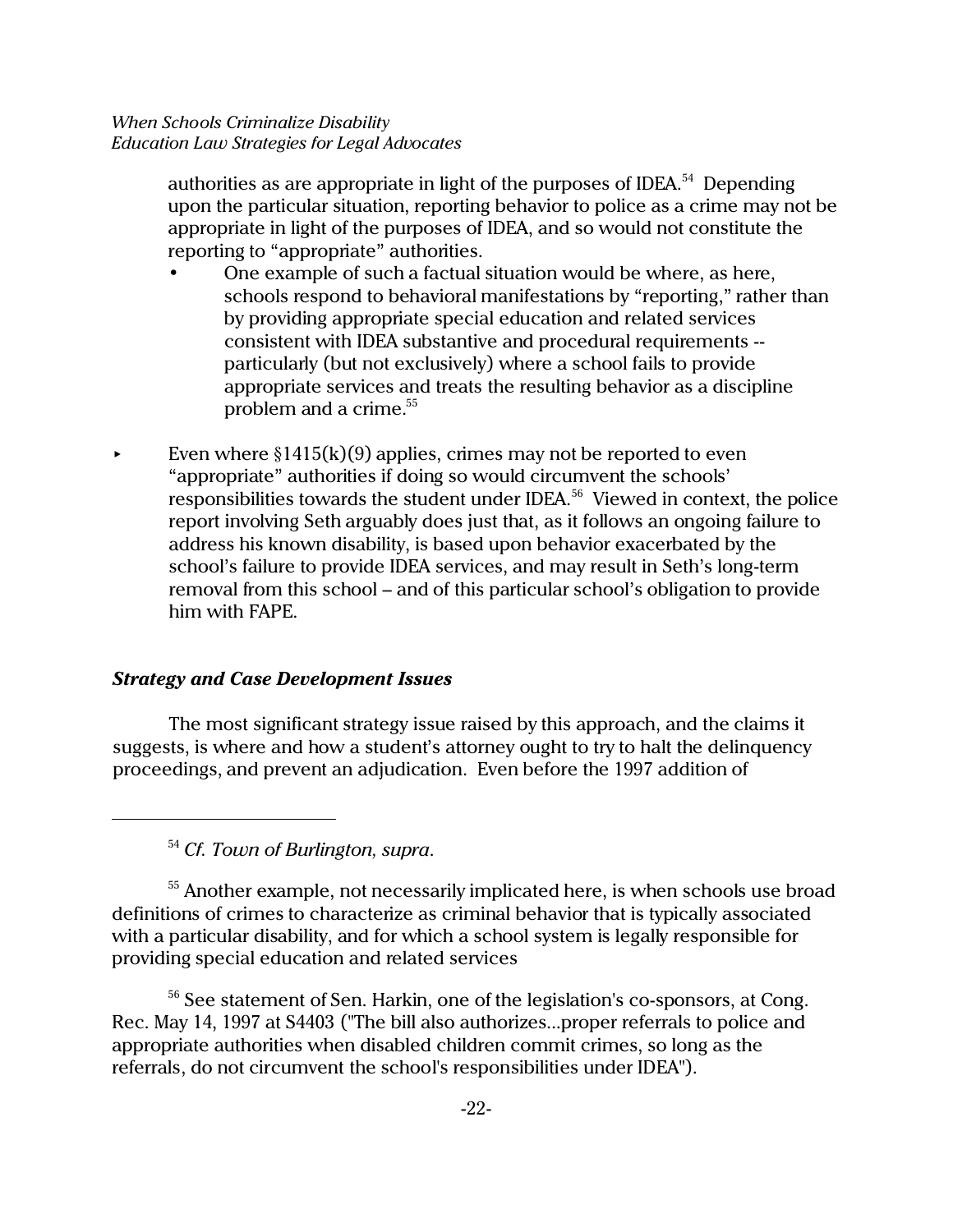authorities as are appropriate in light of the purposes of IDEA.[54] Depending upon the particular situation, reporting behavior to police as a crime may not be appropriate in light of the purposes of IDEA, and so would not constitute the reporting to "appropriate" authorities.

- One example of such a factual situation would be where, as here, schools respond to behavioral manifestations by "reporting," rather than by providing appropriate special education and related services consistent with IDEA substantive and procedural requirements -- particularly (but not exclusively) where a school fails to provide appropriate services and treats the resulting behavior as a discipline problem and a crime.[55]

- Even where §1415(k)(9) applies, crimes may not be reported to even "appropriate" authorities if doing so would circumvent the schools' responsibilities towards the student under IDEA.[56] Viewed in context, the police report involving Seth arguably does just that, as it follows an ongoing failure to address his known disability, is based upon behavior exacerbated by the school's failure to provide IDEA services, and may result in Seth's long-term removal from this school – and of this particular school's obligation to provide him with FAPE.

### *Strategy and Case Development Issues*

The most significant strategy issue raised by this approach, and the claims it suggests, is where and how a student's attorney ought to try to halt the delinquency proceedings, and prevent an adjudication. Even before the 1997 addition of

---

[54] *Cf. Town of Burlington, supra.*

[55] Another example, not necessarily implicated here, is when schools use broad definitions of crimes to characterize as criminal behavior that is typically associated with a particular disability, and for which a school system is legally responsible for providing special education and related services

[56] See statement of Sen. Harkin, one of the legislation's co-sponsors, at Cong. Rec. May 14, 1997 at S4403 ("The bill also authorizes...proper referrals to police and appropriate authorities when disabled children commit crimes, so long as the referrals, do not circumvent the school's responsibilities under IDEA").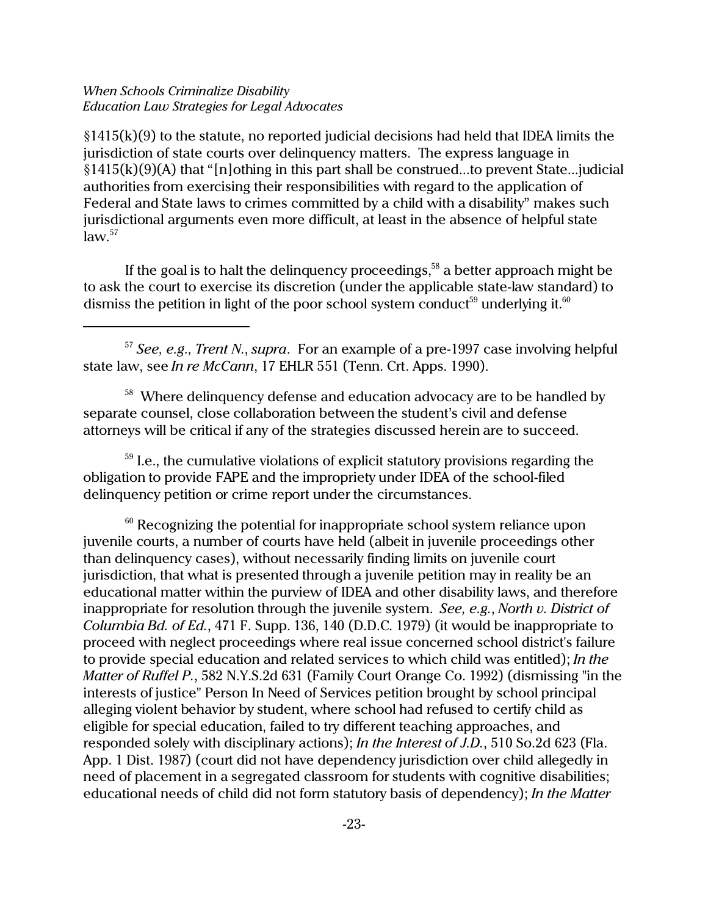§1415(k)(9) to the statute, no reported judicial decisions had held that IDEA limits the jurisdiction of state courts over delinquency matters. The express language in §1415(k)(9)(A) that "[n]othing in this part shall be construed...to prevent State...judicial authorities from exercising their responsibilities with regard to the application of Federal and State laws to crimes committed by a child with a disability" makes such jurisdictional arguments even more difficult, at least in the absence of helpful state law.[57]

If the goal is to halt the delinquency proceedings,[58] a better approach might be to ask the court to exercise its discretion (under the applicable state-law standard) to dismiss the petition in light of the poor school system conduct[59] underlying it.[60]

---

[57] *See, e.g., Trent N.*, *supra*. For an example of a pre-1997 case involving helpful state law, see *In re McCann*, 17 EHLR 551 (Tenn. Crt. Apps. 1990).

[58] Where delinquency defense and education advocacy are to be handled by separate counsel, close collaboration between the student's civil and defense attorneys will be critical if any of the strategies discussed herein are to succeed.

[59] I.e., the cumulative violations of explicit statutory provisions regarding the obligation to provide FAPE and the impropriety under IDEA of the school-filed delinquency petition or crime report under the circumstances.

[60] Recognizing the potential for inappropriate school system reliance upon juvenile courts, a number of courts have held (albeit in juvenile proceedings other than delinquency cases), without necessarily finding limits on juvenile court jurisdiction, that what is presented through a juvenile petition may in reality be an educational matter within the purview of IDEA and other disability laws, and therefore inappropriate for resolution through the juvenile system. *See, e.g.*, *North v. District of Columbia Bd. of Ed.*, 471 F. Supp. 136, 140 (D.D.C. 1979) (it would be inappropriate to proceed with neglect proceedings where real issue concerned school district's failure to provide special education and related services to which child was entitled); *In the Matter of Ruffel P.*, 582 N.Y.S.2d 631 (Family Court Orange Co. 1992) (dismissing "in the interests of justice" Person In Need of Services petition brought by school principal alleging violent behavior by student, where school had refused to certify child as eligible for special education, failed to try different teaching approaches, and responded solely with disciplinary actions); *In the Interest of J.D.*, 510 So.2d 623 (Fla. App. 1 Dist. 1987) (court did not have dependency jurisdiction over child allegedly in need of placement in a segregated classroom for students with cognitive disabilities; educational needs of child did not form statutory basis of dependency); *In the Matter*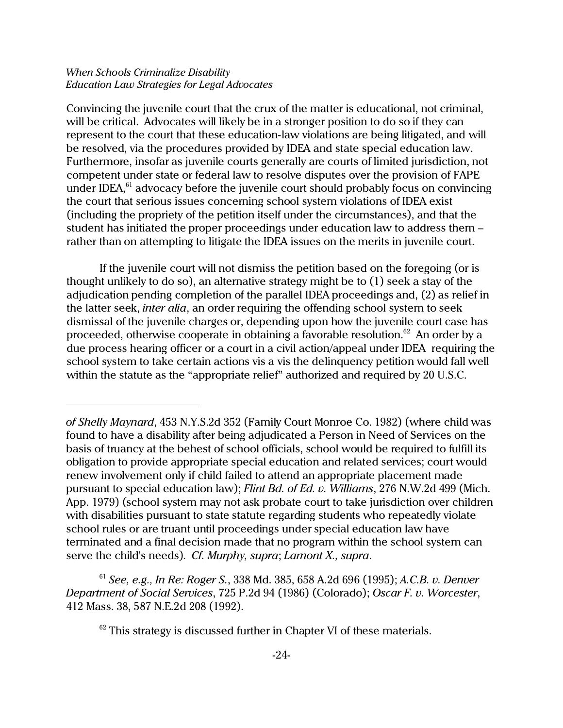Convincing the juvenile court that the crux of the matter is educational, not criminal, will be critical. Advocates will likely be in a stronger position to do so if they can represent to the court that these education-law violations are being litigated, and will be resolved, via the procedures provided by IDEA and state special education law. Furthermore, insofar as juvenile courts generally are courts of limited jurisdiction, not competent under state or federal law to resolve disputes over the provision of FAPE under IDEA,[61] advocacy before the juvenile court should probably focus on convincing the court that serious issues concerning school system violations of IDEA exist (including the propriety of the petition itself under the circumstances), and that the student has initiated the proper proceedings under education law to address them – rather than on attempting to litigate the IDEA issues on the merits in juvenile court.

If the juvenile court will not dismiss the petition based on the foregoing (or is thought unlikely to do so), an alternative strategy might be to (1) seek a stay of the adjudication pending completion of the parallel IDEA proceedings and, (2) as relief in the latter seek, *inter alia*, an order requiring the offending school system to seek dismissal of the juvenile charges or, depending upon how the juvenile court case has proceeded, otherwise cooperate in obtaining a favorable resolution.[62] An order by a due process hearing officer or a court in a civil action/appeal under IDEA requiring the school system to take certain actions vis a vis the delinquency petition would fall well within the statute as the "appropriate relief" authorized and required by 20 U.S.C.

---

*of Shelly Maynard*, 453 N.Y.S.2d 352 (Family Court Monroe Co. 1982) (where child was found to have a disability after being adjudicated a Person in Need of Services on the basis of truancy at the behest of school officials, school would be required to fulfill its obligation to provide appropriate special education and related services; court would renew involvement only if child failed to attend an appropriate placement made pursuant to special education law); *Flint Bd. of Ed. v. Williams*, 276 N.W.2d 499 (Mich. App. 1979) (school system may not ask probate court to take jurisdiction over children with disabilities pursuant to state statute regarding students who repeatedly violate school rules or are truant until proceedings under special education law have terminated and a final decision made that no program within the school system can serve the child's needs). *Cf. Murphy, supra*; *Lamont X., supra*.

[61] *See, e.g., In Re: Roger S.*, 338 Md. 385, 658 A.2d 696 (1995); *A.C.B. v. Denver Department of Social Services*, 725 P.2d 94 (1986) (Colorado); *Oscar F. v. Worcester*, 412 Mass. 38, 587 N.E.2d 208 (1992).

[62] This strategy is discussed further in Chapter VI of these materials.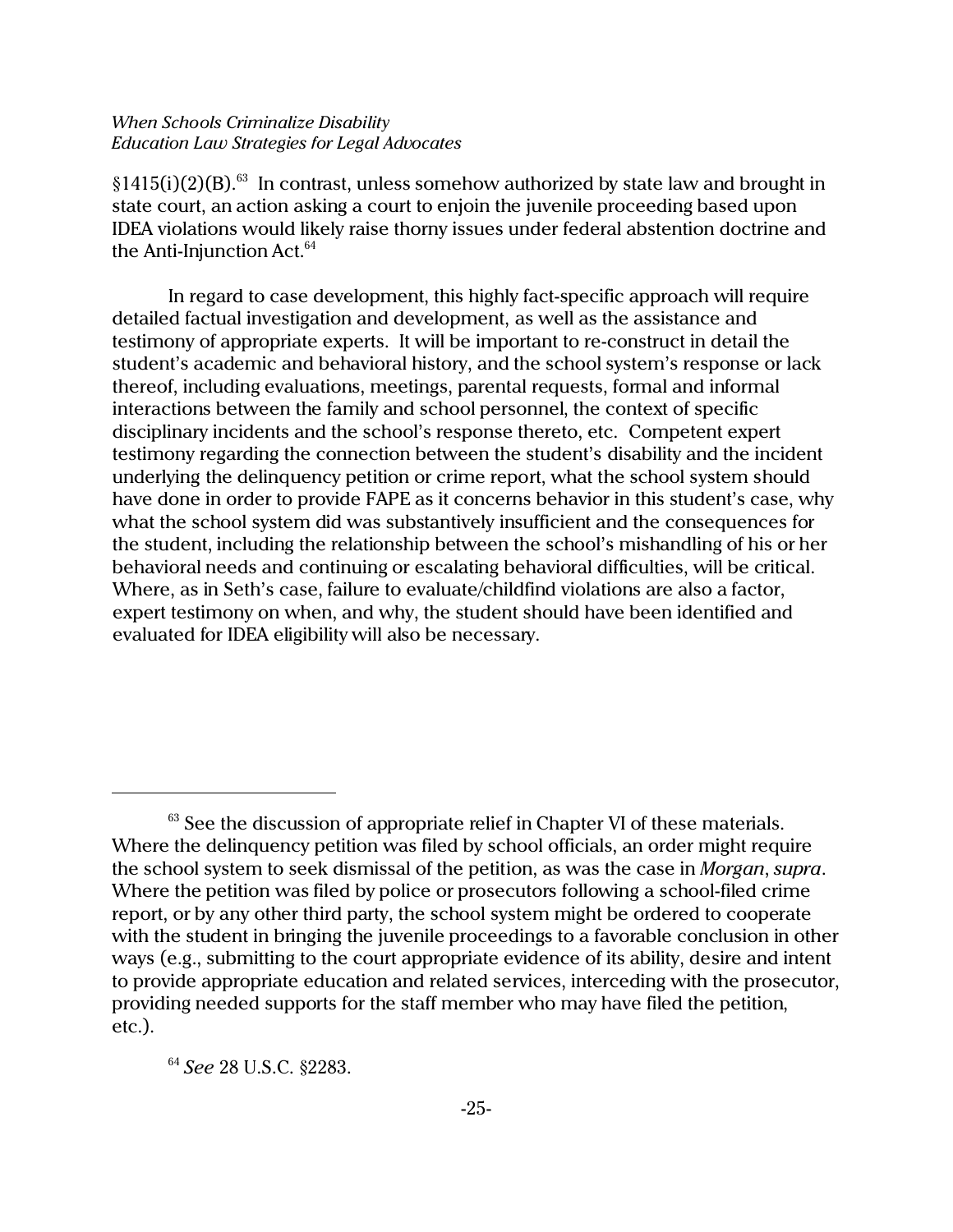§1415(i)(2)(B).[63] In contrast, unless somehow authorized by state law and brought in state court, an action asking a court to enjoin the juvenile proceeding based upon IDEA violations would likely raise thorny issues under federal abstention doctrine and the Anti-Injunction Act.[64]

In regard to case development, this highly fact-specific approach will require detailed factual investigation and development, as well as the assistance and testimony of appropriate experts. It will be important to re-construct in detail the student's academic and behavioral history, and the school system's response or lack thereof, including evaluations, meetings, parental requests, formal and informal interactions between the family and school personnel, the context of specific disciplinary incidents and the school's response thereto, etc. Competent expert testimony regarding the connection between the student's disability and the incident underlying the delinquency petition or crime report, what the school system should have done in order to provide FAPE as it concerns behavior in this student's case, why what the school system did was substantively insufficient and the consequences for the student, including the relationship between the school's mishandling of his or her behavioral needs and continuing or escalating behavioral difficulties, will be critical. Where, as in Seth's case, failure to evaluate/childfind violations are also a factor, expert testimony on when, and why, the student should have been identified and evaluated for IDEA eligibility will also be necessary.

---

[63] See the discussion of appropriate relief in Chapter VI of these materials. Where the delinquency petition was filed by school officials, an order might require the school system to seek dismissal of the petition, as was the case in *Morgan*, *supra*. Where the petition was filed by police or prosecutors following a school-filed crime report, or by any other third party, the school system might be ordered to cooperate with the student in bringing the juvenile proceedings to a favorable conclusion in other ways (e.g., submitting to the court appropriate evidence of its ability, desire and intent to provide appropriate education and related services, interceding with the prosecutor, providing needed supports for the staff member who may have filed the petition, etc.).

[64] *See* 28 U.S.C. §2283.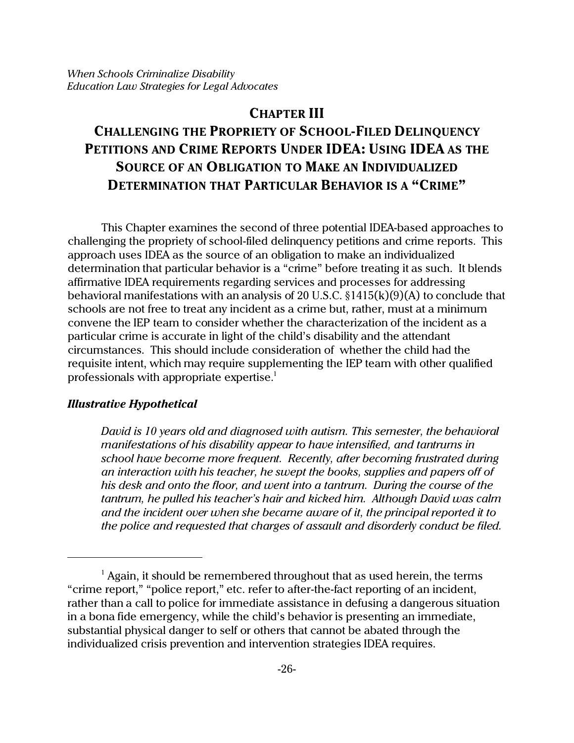# CHAPTER III

# CHALLENGING THE PROPRIETY OF SCHOOL-FILED DELINQUENCY PETITIONS AND CRIME REPORTS UNDER IDEA: USING IDEA AS THE SOURCE OF AN OBLIGATION TO MAKE AN INDIVIDUALIZED DETERMINATION THAT PARTICULAR BEHAVIOR IS A "CRIME"

This Chapter examines the second of three potential IDEA-based approaches to challenging the propriety of school-filed delinquency petitions and crime reports. This approach uses IDEA as the source of an obligation to make an individualized determination that particular behavior is a "crime" before treating it as such. It blends affirmative IDEA requirements regarding services and processes for addressing behavioral manifestations with an analysis of 20 U.S.C. §1415(k)(9)(A) to conclude that schools are not free to treat any incident as a crime but, rather, must at a minimum convene the IEP team to consider whether the characterization of the incident as a particular crime is accurate in light of the child's disability and the attendant circumstances. This should include consideration of whether the child had the requisite intent, which may require supplementing the IEP team with other qualified professionals with appropriate expertise.[1]

### *Illustrative Hypothetical*

> *David is 10 years old and diagnosed with autism. This semester, the behavioral manifestations of his disability appear to have intensified, and tantrums in school have become more frequent. Recently, after becoming frustrated during an interaction with his teacher, he swept the books, supplies and papers off of his desk and onto the floor, and went into a tantrum. During the course of the tantrum, he pulled his teacher's hair and kicked him. Although David was calm and the incident over when she became aware of it, the principal reported it to the police and requested that charges of assault and disorderly conduct be filed.*

---

[1] Again, it should be remembered throughout that as used herein, the terms "crime report," "police report," etc. refer to after-the-fact reporting of an incident, rather than a call to police for immediate assistance in defusing a dangerous situation in a bona fide emergency, while the child's behavior is presenting an immediate, substantial physical danger to self or others that cannot be abated through the individualized crisis prevention and intervention strategies IDEA requires.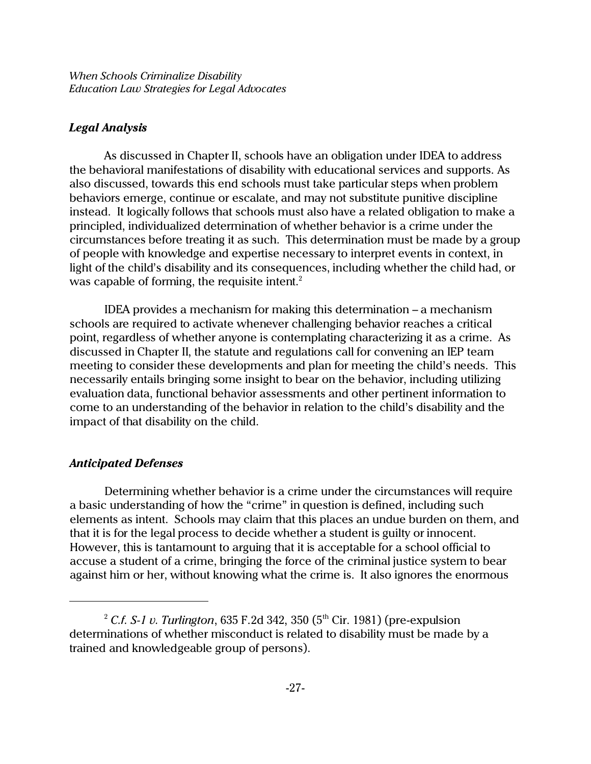### *Legal Analysis*

As discussed in Chapter II, schools have an obligation under IDEA to address the behavioral manifestations of disability with educational services and supports. As also discussed, towards this end schools must take particular steps when problem behaviors emerge, continue or escalate, and may not substitute punitive discipline instead. It logically follows that schools must also have a related obligation to make a principled, individualized determination of whether behavior is a crime under the circumstances before treating it as such. This determination must be made by a group of people with knowledge and expertise necessary to interpret events in context, in light of the child's disability and its consequences, including whether the child had, or was capable of forming, the requisite intent.[2]

IDEA provides a mechanism for making this determination – a mechanism schools are required to activate whenever challenging behavior reaches a critical point, regardless of whether anyone is contemplating characterizing it as a crime. As discussed in Chapter II, the statute and regulations call for convening an IEP team meeting to consider these developments and plan for meeting the child's needs. This necessarily entails bringing some insight to bear on the behavior, including utilizing evaluation data, functional behavior assessments and other pertinent information to come to an understanding of the behavior in relation to the child's disability and the impact of that disability on the child.

### *Anticipated Defenses*

Determining whether behavior is a crime under the circumstances will require a basic understanding of how the "crime" in question is defined, including such elements as intent. Schools may claim that this places an undue burden on them, and that it is for the legal process to decide whether a student is guilty or innocent. However, this is tantamount to arguing that it is acceptable for a school official to accuse a student of a crime, bringing the force of the criminal justice system to bear against him or her, without knowing what the crime is. It also ignores the enormous

---

[2] *C.f. S-1 v. Turlington*, 635 F.2d 342, 350 (5th Cir. 1981) (pre-expulsion determinations of whether misconduct is related to disability must be made by a trained and knowledgeable group of persons).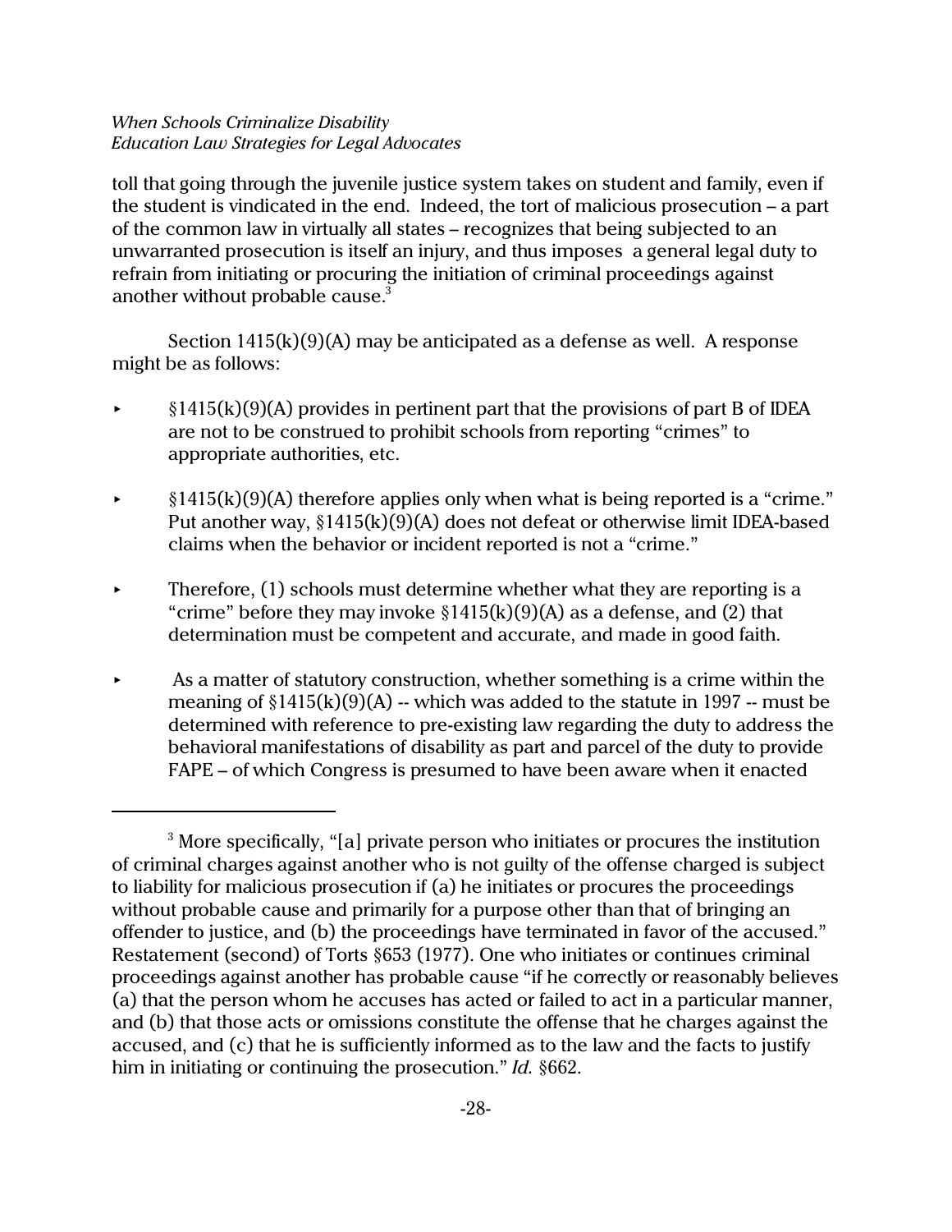toll that going through the juvenile justice system takes on student and family, even if the student is vindicated in the end. Indeed, the tort of malicious prosecution – a part of the common law in virtually all states – recognizes that being subjected to an unwarranted prosecution is itself an injury, and thus imposes a general legal duty to refrain from initiating or procuring the initiation of criminal proceedings against another without probable cause.[3]

Section 1415(k)(9)(A) may be anticipated as a defense as well. A response might be as follows:

- §1415(k)(9)(A) provides in pertinent part that the provisions of part B of IDEA are not to be construed to prohibit schools from reporting "crimes" to appropriate authorities, etc.

- §1415(k)(9)(A) therefore applies only when what is being reported is a "crime." Put another way, §1415(k)(9)(A) does not defeat or otherwise limit IDEA-based claims when the behavior or incident reported is not a "crime."

- Therefore, (1) schools must determine whether what they are reporting is a "crime" before they may invoke §1415(k)(9)(A) as a defense, and (2) that determination must be competent and accurate, and made in good faith.

- As a matter of statutory construction, whether something is a crime within the meaning of §1415(k)(9)(A) -- which was added to the statute in 1997 -- must be determined with reference to pre-existing law regarding the duty to address the behavioral manifestations of disability as part and parcel of the duty to provide FAPE – of which Congress is presumed to have been aware when it enacted

---

[3] More specifically, "[a] private person who initiates or procures the institution of criminal charges against another who is not guilty of the offense charged is subject to liability for malicious prosecution if (a) he initiates or procures the proceedings without probable cause and primarily for a purpose other than that of bringing an offender to justice, and (b) the proceedings have terminated in favor of the accused." Restatement (second) of Torts §653 (1977). One who initiates or continues criminal proceedings against another has probable cause "if he correctly or reasonably believes (a) that the person whom he accuses has acted or failed to act in a particular manner, and (b) that those acts or omissions constitute the offense that he charges against the accused, and (c) that he is sufficiently informed as to the law and the facts to justify him in initiating or continuing the prosecution." *Id.* §662.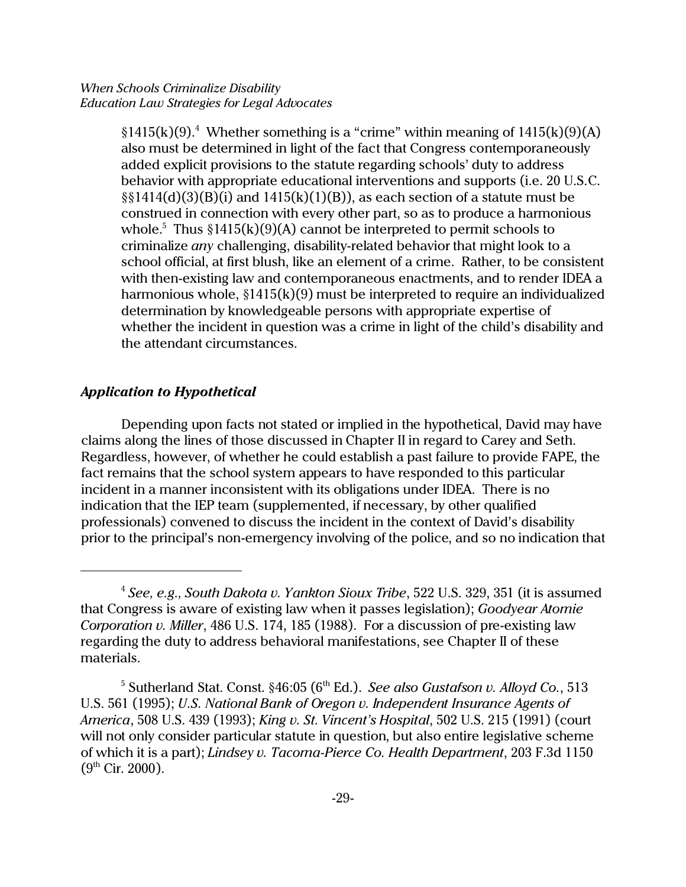§1415(k)(9).[4] Whether something is a "crime" within meaning of 1415(k)(9)(A) also must be determined in light of the fact that Congress contemporaneously added explicit provisions to the statute regarding schools' duty to address behavior with appropriate educational interventions and supports (i.e. 20 U.S.C. §§1414(d)(3)(B)(i) and 1415(k)(1)(B)), as each section of a statute must be construed in connection with every other part, so as to produce a harmonious whole.[5] Thus §1415(k)(9)(A) cannot be interpreted to permit schools to criminalize *any* challenging, disability-related behavior that might look to a school official, at first blush, like an element of a crime. Rather, to be consistent with then-existing law and contemporaneous enactments, and to render IDEA a harmonious whole, §1415(k)(9) must be interpreted to require an individualized determination by knowledgeable persons with appropriate expertise of whether the incident in question was a crime in light of the child's disability and the attendant circumstances.

### *Application to Hypothetical*

Depending upon facts not stated or implied in the hypothetical, David may have claims along the lines of those discussed in Chapter II in regard to Carey and Seth. Regardless, however, of whether he could establish a past failure to provide FAPE, the fact remains that the school system appears to have responded to this particular incident in a manner inconsistent with its obligations under IDEA. There is no indication that the IEP team (supplemented, if necessary, by other qualified professionals) convened to discuss the incident in the context of David's disability prior to the principal's non-emergency involving of the police, and so no indication that

---

[4] *See, e.g., South Dakota v. Yankton Sioux Tribe*, 522 U.S. 329, 351 (it is assumed that Congress is aware of existing law when it passes legislation); *Goodyear Atomic Corporation v. Miller*, 486 U.S. 174, 185 (1988). For a discussion of pre-existing law regarding the duty to address behavioral manifestations, see Chapter II of these materials.

[5] Sutherland Stat. Const. §46:05 (6th Ed.). *See also Gustafson v. Alloyd Co.*, 513 U.S. 561 (1995); *U.S. National Bank of Oregon v. Independent Insurance Agents of America*, 508 U.S. 439 (1993); *King v. St. Vincent's Hospital*, 502 U.S. 215 (1991) (court will not only consider particular statute in question, but also entire legislative scheme of which it is a part); *Lindsey v. Tacoma-Pierce Co. Health Department*, 203 F.3d 1150 (9th Cir. 2000).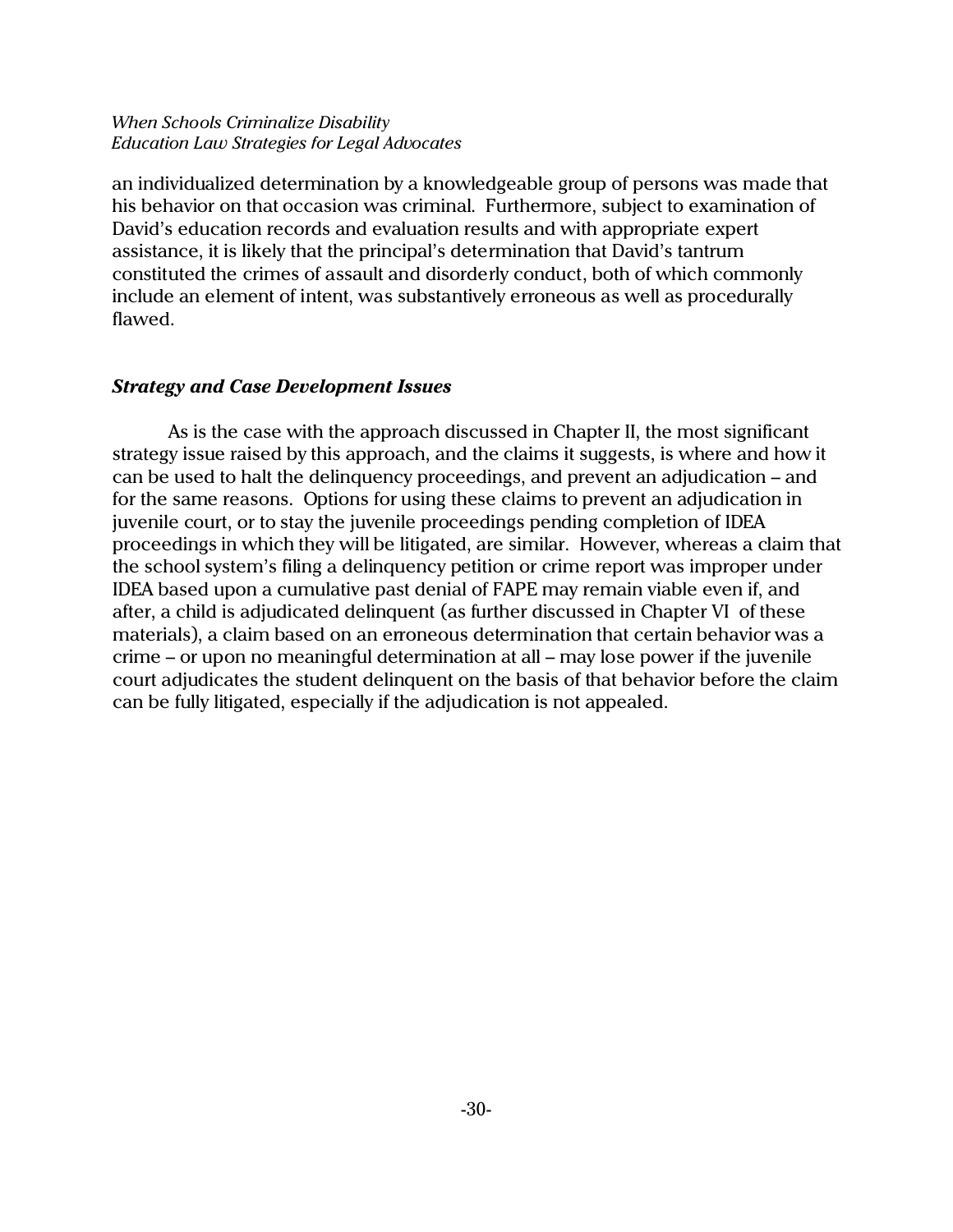an individualized determination by a knowledgeable group of persons was made that his behavior on that occasion was criminal. Furthermore, subject to examination of David's education records and evaluation results and with appropriate expert assistance, it is likely that the principal's determination that David's tantrum constituted the crimes of assault and disorderly conduct, both of which commonly include an element of intent, was substantively erroneous as well as procedurally flawed.

### ***Strategy and Case Development Issues***

As is the case with the approach discussed in Chapter II, the most significant strategy issue raised by this approach, and the claims it suggests, is where and how it can be used to halt the delinquency proceedings, and prevent an adjudication – and for the same reasons. Options for using these claims to prevent an adjudication in juvenile court, or to stay the juvenile proceedings pending completion of IDEA proceedings in which they will be litigated, are similar. However, whereas a claim that the school system's filing a delinquency petition or crime report was improper under IDEA based upon a cumulative past denial of FAPE may remain viable even if, and after, a child is adjudicated delinquent (as further discussed in Chapter VI of these materials), a claim based on an erroneous determination that certain behavior was a crime – or upon no meaningful determination at all – may lose power if the juvenile court adjudicates the student delinquent on the basis of that behavior before the claim can be fully litigated, especially if the adjudication is not appealed.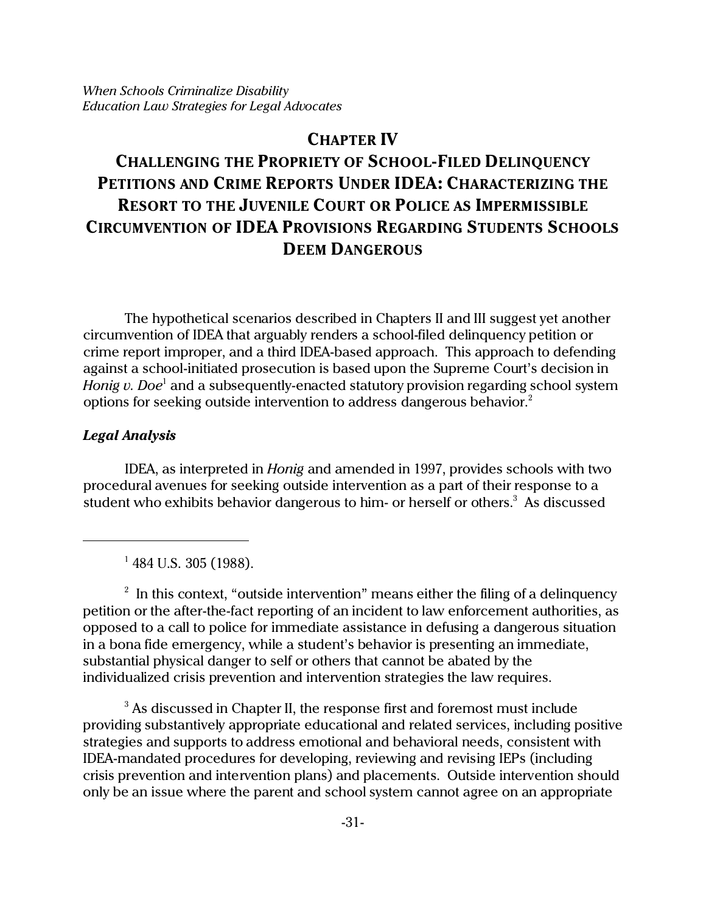# CHAPTER IV

# CHALLENGING THE PROPRIETY OF SCHOOL-FILED DELINQUENCY PETITIONS AND CRIME REPORTS UNDER IDEA: CHARACTERIZING THE RESORT TO THE JUVENILE COURT OR POLICE AS IMPERMISSIBLE CIRCUMVENTION OF IDEA PROVISIONS REGARDING STUDENTS SCHOOLS DEEM DANGEROUS

The hypothetical scenarios described in Chapters II and III suggest yet another circumvention of IDEA that arguably renders a school-filed delinquency petition or crime report improper, and a third IDEA-based approach. This approach to defending against a school-initiated prosecution is based upon the Supreme Court's decision in *Honig v. Doe*[1] and a subsequently-enacted statutory provision regarding school system options for seeking outside intervention to address dangerous behavior.[2]

### *Legal Analysis*

IDEA, as interpreted in *Honig* and amended in 1997, provides schools with two procedural avenues for seeking outside intervention as a part of their response to a student who exhibits behavior dangerous to him- or herself or others.[3] As discussed

---

[1] 484 U.S. 305 (1988).

[2] In this context, "outside intervention" means either the filing of a delinquency petition or the after-the-fact reporting of an incident to law enforcement authorities, as opposed to a call to police for immediate assistance in defusing a dangerous situation in a bona fide emergency, while a student's behavior is presenting an immediate, substantial physical danger to self or others that cannot be abated by the individualized crisis prevention and intervention strategies the law requires.

[3] As discussed in Chapter II, the response first and foremost must include providing substantively appropriate educational and related services, including positive strategies and supports to address emotional and behavioral needs, consistent with IDEA-mandated procedures for developing, reviewing and revising IEPs (including crisis prevention and intervention plans) and placements. Outside intervention should only be an issue where the parent and school system cannot agree on an appropriate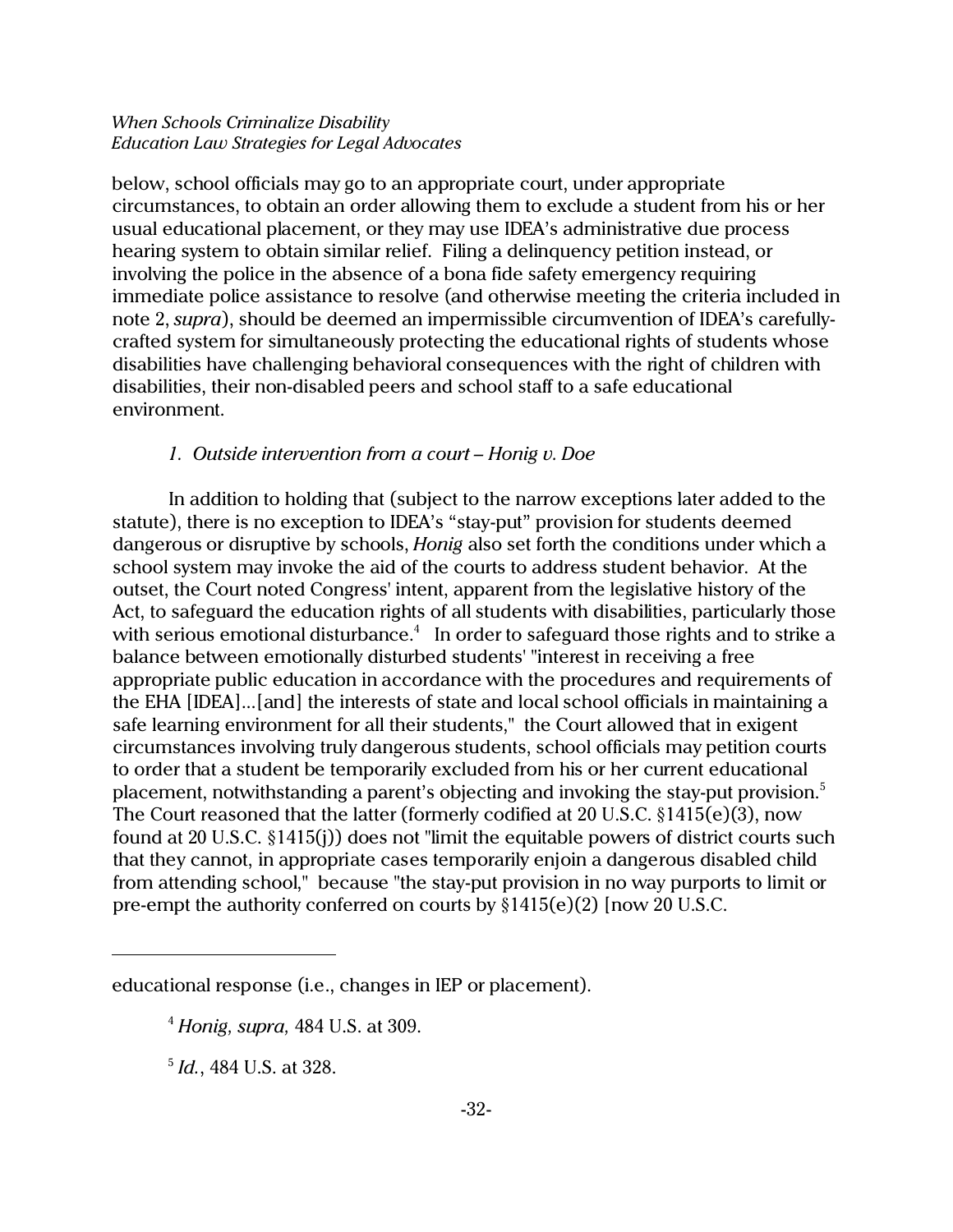below, school officials may go to an appropriate court, under appropriate circumstances, to obtain an order allowing them to exclude a student from his or her usual educational placement, or they may use IDEA's administrative due process hearing system to obtain similar relief. Filing a delinquency petition instead, or involving the police in the absence of a bona fide safety emergency requiring immediate police assistance to resolve (and otherwise meeting the criteria included in note 2, *supra*), should be deemed an impermissible circumvention of IDEA's carefully-crafted system for simultaneously protecting the educational rights of students whose disabilities have challenging behavioral consequences with the right of children with disabilities, their non-disabled peers and school staff to a safe educational environment.

*1. Outside intervention from a court – Honig v. Doe*

In addition to holding that (subject to the narrow exceptions later added to the statute), there is no exception to IDEA's "stay-put" provision for students deemed dangerous or disruptive by schools, *Honig* also set forth the conditions under which a school system may invoke the aid of the courts to address student behavior. At the outset, the Court noted Congress' intent, apparent from the legislative history of the Act, to safeguard the education rights of all students with disabilities, particularly those with serious emotional disturbance.[4] In order to safeguard those rights and to strike a balance between emotionally disturbed students' "interest in receiving a free appropriate public education in accordance with the procedures and requirements of the EHA [IDEA]...[and] the interests of state and local school officials in maintaining a safe learning environment for all their students," the Court allowed that in exigent circumstances involving truly dangerous students, school officials may petition courts to order that a student be temporarily excluded from his or her current educational placement, notwithstanding a parent's objecting and invoking the stay-put provision.[5] The Court reasoned that the latter (formerly codified at 20 U.S.C. §1415(e)(3), now found at 20 U.S.C. §1415(j)) does not "limit the equitable powers of district courts such that they cannot, in appropriate cases temporarily enjoin a dangerous disabled child from attending school," because "the stay-put provision in no way purports to limit or pre-empt the authority conferred on courts by §1415(e)(2) [now 20 U.S.C.

---

educational response (i.e., changes in IEP or placement).

[4] *Honig, supra,* 484 U.S. at 309.

[5] *Id.*, 484 U.S. at 328.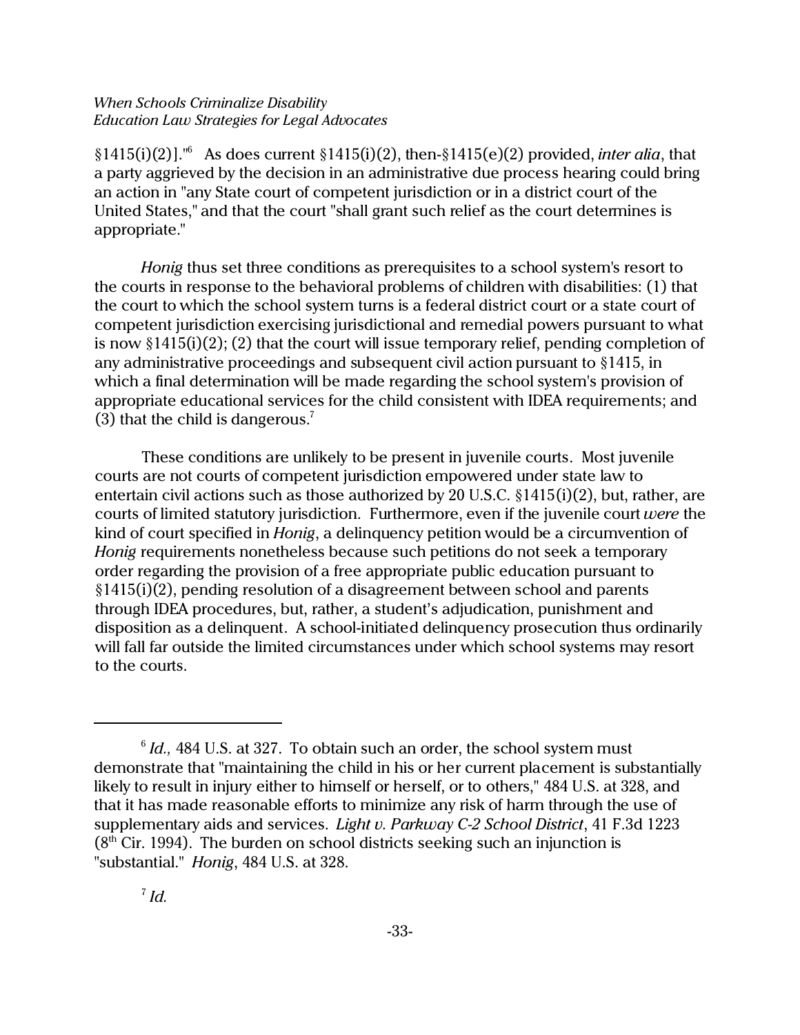§1415(i)(2)]."[6] As does current §1415(i)(2), then-§1415(e)(2) provided, *inter alia*, that a party aggrieved by the decision in an administrative due process hearing could bring an action in "any State court of competent jurisdiction or in a district court of the United States," and that the court "shall grant such relief as the court determines is appropriate."

*Honig* thus set three conditions as prerequisites to a school system's resort to the courts in response to the behavioral problems of children with disabilities: (1) that the court to which the school system turns is a federal district court or a state court of competent jurisdiction exercising jurisdictional and remedial powers pursuant to what is now §1415(i)(2); (2) that the court will issue temporary relief, pending completion of any administrative proceedings and subsequent civil action pursuant to §1415, in which a final determination will be made regarding the school system's provision of appropriate educational services for the child consistent with IDEA requirements; and (3) that the child is dangerous.[7]

These conditions are unlikely to be present in juvenile courts. Most juvenile courts are not courts of competent jurisdiction empowered under state law to entertain civil actions such as those authorized by 20 U.S.C. §1415(i)(2), but, rather, are courts of limited statutory jurisdiction. Furthermore, even if the juvenile court *were* the kind of court specified in *Honig*, a delinquency petition would be a circumvention of *Honig* requirements nonetheless because such petitions do not seek a temporary order regarding the provision of a free appropriate public education pursuant to §1415(i)(2), pending resolution of a disagreement between school and parents through IDEA procedures, but, rather, a student's adjudication, punishment and disposition as a delinquent. A school-initiated delinquency prosecution thus ordinarily will fall far outside the limited circumstances under which school systems may resort to the courts.

---

[6] *Id.,* 484 U.S. at 327. To obtain such an order, the school system must demonstrate that "maintaining the child in his or her current placement is substantially likely to result in injury either to himself or herself, or to others," 484 U.S. at 328, and that it has made reasonable efforts to minimize any risk of harm through the use of supplementary aids and services. *Light v. Parkway C-2 School District*, 41 F.3d 1223 (8th Cir. 1994). The burden on school districts seeking such an injunction is "substantial." *Honig*, 484 U.S. at 328.

[7] *Id.*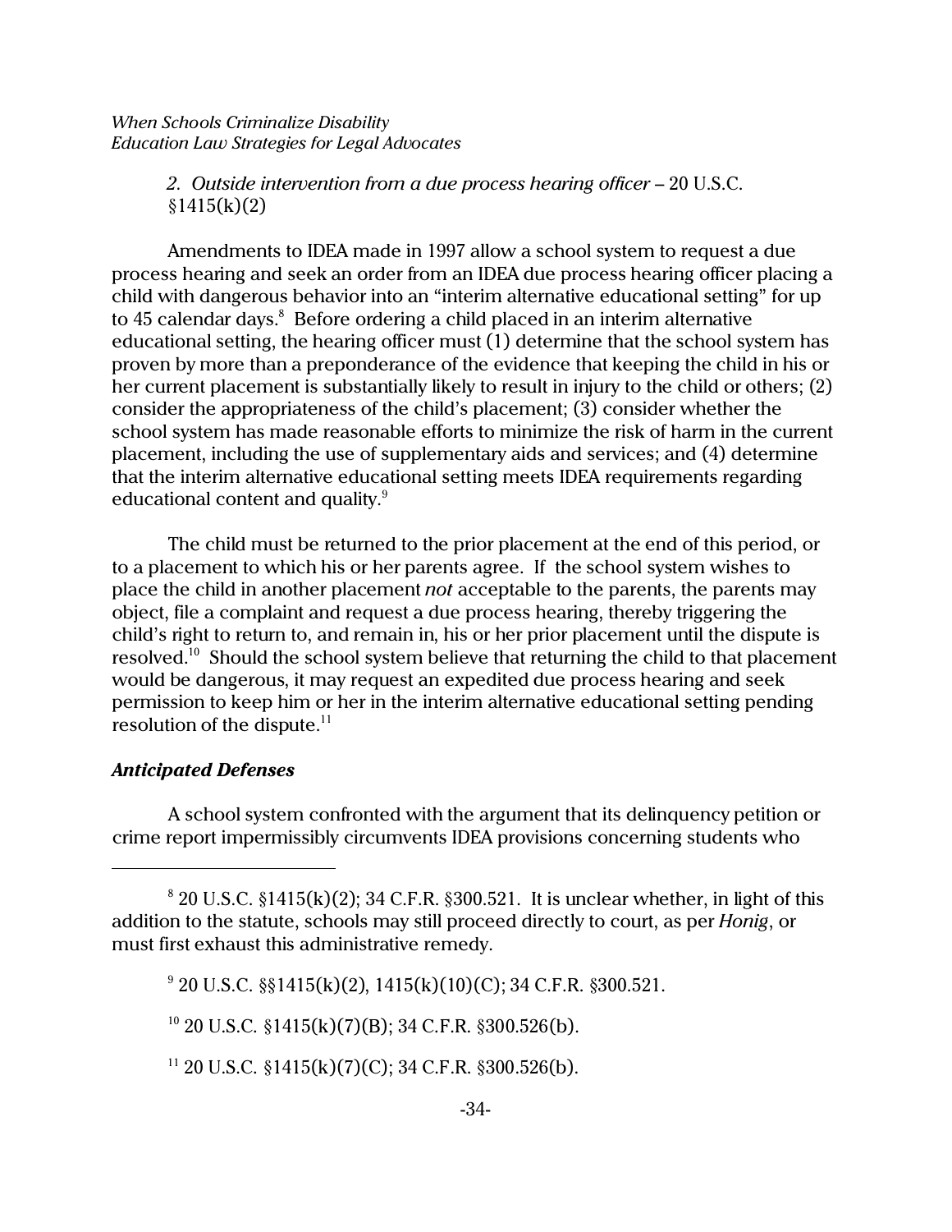*2. Outside intervention from a due process hearing officer* – 20 U.S.C. §1415(k)(2)

Amendments to IDEA made in 1997 allow a school system to request a due process hearing and seek an order from an IDEA due process hearing officer placing a child with dangerous behavior into an "interim alternative educational setting" for up to 45 calendar days.[8] Before ordering a child placed in an interim alternative educational setting, the hearing officer must (1) determine that the school system has proven by more than a preponderance of the evidence that keeping the child in his or her current placement is substantially likely to result in injury to the child or others; (2) consider the appropriateness of the child's placement; (3) consider whether the school system has made reasonable efforts to minimize the risk of harm in the current placement, including the use of supplementary aids and services; and (4) determine that the interim alternative educational setting meets IDEA requirements regarding educational content and quality.[9]

The child must be returned to the prior placement at the end of this period, or to a placement to which his or her parents agree. If the school system wishes to place the child in another placement *not* acceptable to the parents, the parents may object, file a complaint and request a due process hearing, thereby triggering the child's right to return to, and remain in, his or her prior placement until the dispute is resolved.[10] Should the school system believe that returning the child to that placement would be dangerous, it may request an expedited due process hearing and seek permission to keep him or her in the interim alternative educational setting pending resolution of the dispute.[11]

***Anticipated Defenses***

A school system confronted with the argument that its delinquency petition or crime report impermissibly circumvents IDEA provisions concerning students who

---

[8] 20 U.S.C. §1415(k)(2); 34 C.F.R. §300.521. It is unclear whether, in light of this addition to the statute, schools may still proceed directly to court, as per *Honig*, or must first exhaust this administrative remedy.

[9] 20 U.S.C. §§1415(k)(2), 1415(k)(10)(C); 34 C.F.R. §300.521.

[10] 20 U.S.C. §1415(k)(7)(B); 34 C.F.R. §300.526(b).

[11] 20 U.S.C. §1415(k)(7)(C); 34 C.F.R. §300.526(b).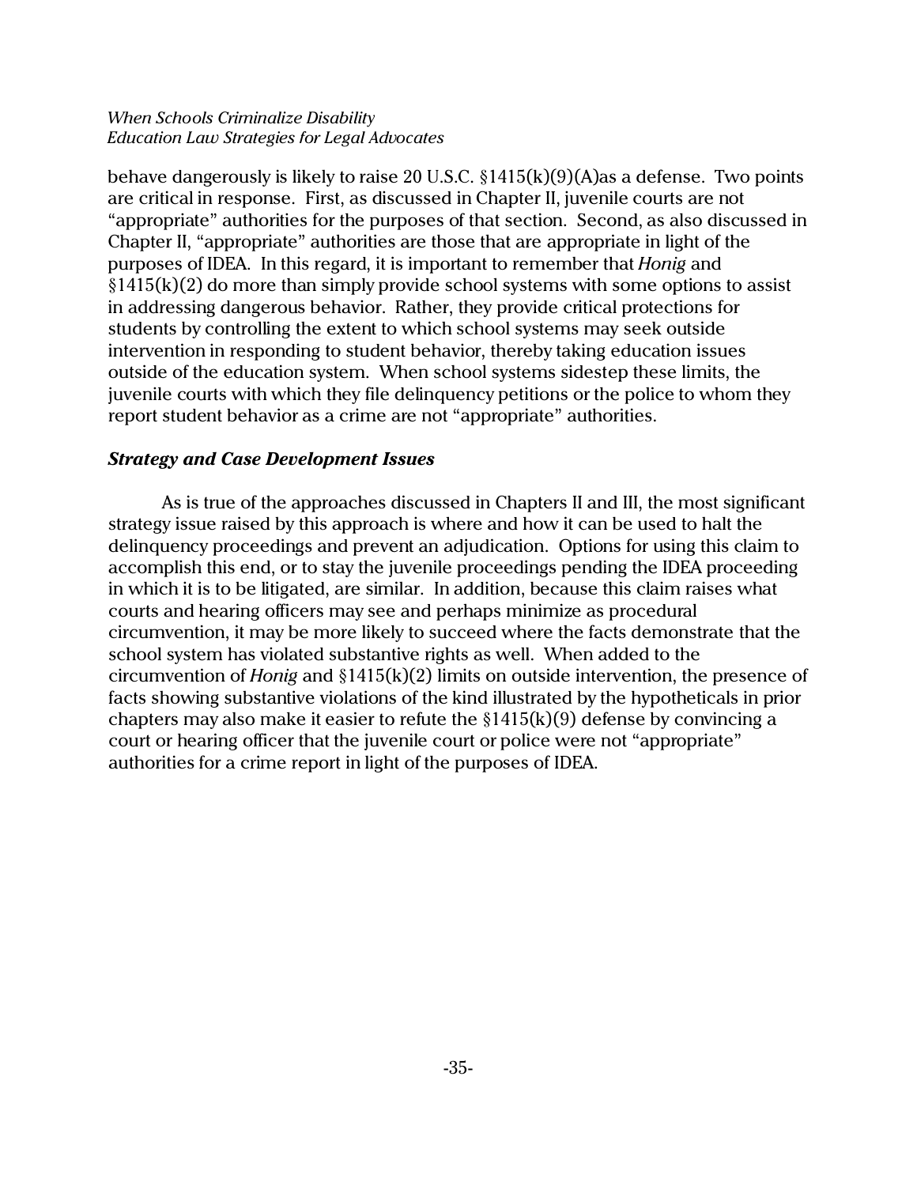behave dangerously is likely to raise 20 U.S.C. §1415(k)(9)(A)as a defense. Two points are critical in response. First, as discussed in Chapter II, juvenile courts are not "appropriate" authorities for the purposes of that section. Second, as also discussed in Chapter II, "appropriate" authorities are those that are appropriate in light of the purposes of IDEA. In this regard, it is important to remember that *Honig* and §1415(k)(2) do more than simply provide school systems with some options to assist in addressing dangerous behavior. Rather, they provide critical protections for students by controlling the extent to which school systems may seek outside intervention in responding to student behavior, thereby taking education issues outside of the education system. When school systems sidestep these limits, the juvenile courts with which they file delinquency petitions or the police to whom they report student behavior as a crime are not "appropriate" authorities.

***Strategy and Case Development Issues***

As is true of the approaches discussed in Chapters II and III, the most significant strategy issue raised by this approach is where and how it can be used to halt the delinquency proceedings and prevent an adjudication. Options for using this claim to accomplish this end, or to stay the juvenile proceedings pending the IDEA proceeding in which it is to be litigated, are similar. In addition, because this claim raises what courts and hearing officers may see and perhaps minimize as procedural circumvention, it may be more likely to succeed where the facts demonstrate that the school system has violated substantive rights as well. When added to the circumvention of *Honig* and §1415(k)(2) limits on outside intervention, the presence of facts showing substantive violations of the kind illustrated by the hypotheticals in prior chapters may also make it easier to refute the §1415(k)(9) defense by convincing a court or hearing officer that the juvenile court or police were not "appropriate" authorities for a crime report in light of the purposes of IDEA.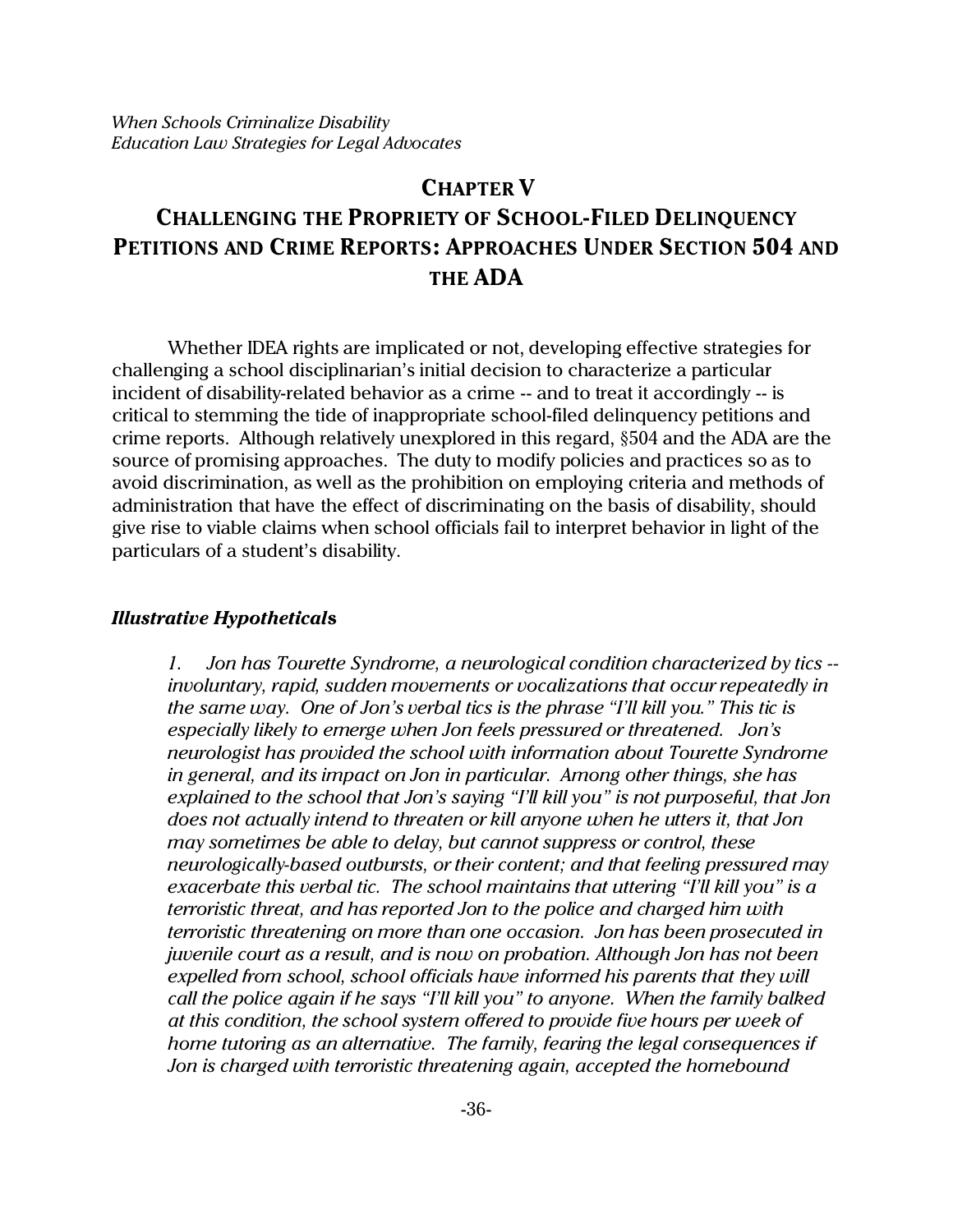# CHAPTER V

# CHALLENGING THE PROPRIETY OF SCHOOL-FILED DELINQUENCY PETITIONS AND CRIME REPORTS: APPROACHES UNDER SECTION 504 AND THE ADA

Whether IDEA rights are implicated or not, developing effective strategies for challenging a school disciplinarian's initial decision to characterize a particular incident of disability-related behavior as a crime -- and to treat it accordingly -- is critical to stemming the tide of inappropriate school-filed delinquency petitions and crime reports. Although relatively unexplored in this regard, §504 and the ADA are the source of promising approaches. The duty to modify policies and practices so as to avoid discrimination, as well as the prohibition on employing criteria and methods of administration that have the effect of discriminating on the basis of disability, should give rise to viable claims when school officials fail to interpret behavior in light of the particulars of a student's disability.

### *Illustrative Hypotheticals*

*1. Jon has Tourette Syndrome, a neurological condition characterized by tics -- involuntary, rapid, sudden movements or vocalizations that occur repeatedly in the same way. One of Jon's verbal tics is the phrase "I'll kill you." This tic is especially likely to emerge when Jon feels pressured or threatened. Jon's neurologist has provided the school with information about Tourette Syndrome in general, and its impact on Jon in particular. Among other things, she has explained to the school that Jon's saying "I'll kill you" is not purposeful, that Jon does not actually intend to threaten or kill anyone when he utters it, that Jon may sometimes be able to delay, but cannot suppress or control, these neurologically-based outbursts, or their content; and that feeling pressured may exacerbate this verbal tic. The school maintains that uttering "I'll kill you" is a terroristic threat, and has reported Jon to the police and charged him with terroristic threatening on more than one occasion. Jon has been prosecuted in juvenile court as a result, and is now on probation. Although Jon has not been expelled from school, school officials have informed his parents that they will call the police again if he says "I'll kill you" to anyone. When the family balked at this condition, the school system offered to provide five hours per week of home tutoring as an alternative. The family, fearing the legal consequences if Jon is charged with terroristic threatening again, accepted the homebound*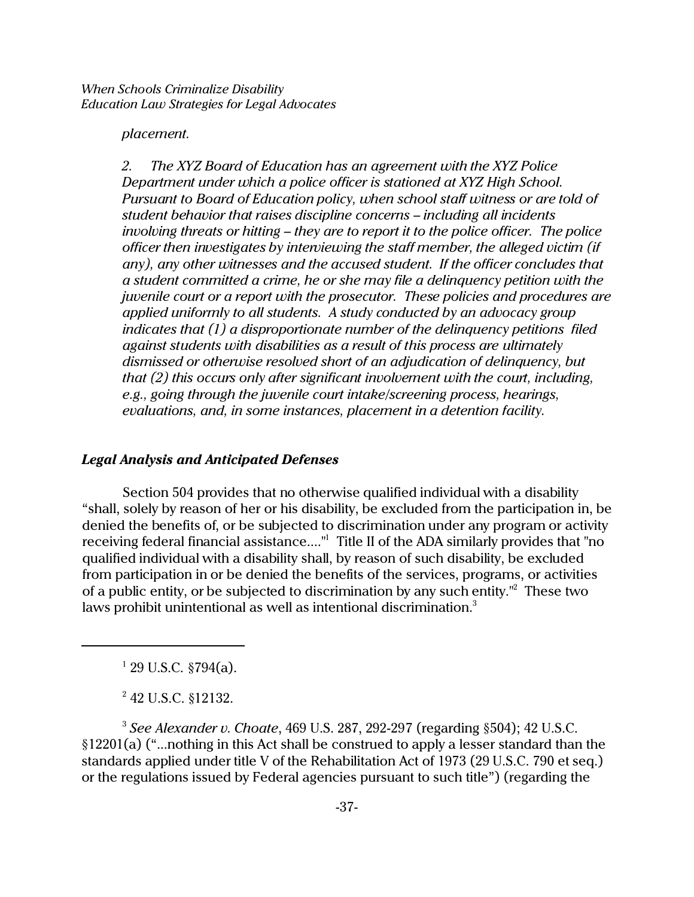*placement.*

*2. The XYZ Board of Education has an agreement with the XYZ Police Department under which a police officer is stationed at XYZ High School. Pursuant to Board of Education policy, when school staff witness or are told of student behavior that raises discipline concerns – including all incidents involving threats or hitting – they are to report it to the police officer. The police officer then investigates by interviewing the staff member, the alleged victim (if any), any other witnesses and the accused student. If the officer concludes that a student committed a crime, he or she may file a delinquency petition with the juvenile court or a report with the prosecutor. These policies and procedures are applied uniformly to all students. A study conducted by an advocacy group indicates that (1) a disproportionate number of the delinquency petitions filed against students with disabilities as a result of this process are ultimately dismissed or otherwise resolved short of an adjudication of delinquency, but that (2) this occurs only after significant involvement with the court, including, e.g., going through the juvenile court intake/screening process, hearings, evaluations, and, in some instances, placement in a detention facility.*

### *Legal Analysis and Anticipated Defenses*

Section 504 provides that no otherwise qualified individual with a disability "shall, solely by reason of her or his disability, be excluded from the participation in, be denied the benefits of, or be subjected to discrimination under any program or activity receiving federal financial assistance...."[1] Title II of the ADA similarly provides that "no qualified individual with a disability shall, by reason of such disability, be excluded from participation in or be denied the benefits of the services, programs, or activities of a public entity, or be subjected to discrimination by any such entity."[2] These two laws prohibit unintentional as well as intentional discrimination.[3]

---

[1] 29 U.S.C. §794(a).

[2] 42 U.S.C. §12132.

[3] *See Alexander v. Choate*, 469 U.S. 287, 292-297 (regarding §504); 42 U.S.C. §12201(a) ("...nothing in this Act shall be construed to apply a lesser standard than the standards applied under title V of the Rehabilitation Act of 1973 (29 U.S.C. 790 et seq.) or the regulations issued by Federal agencies pursuant to such title") (regarding the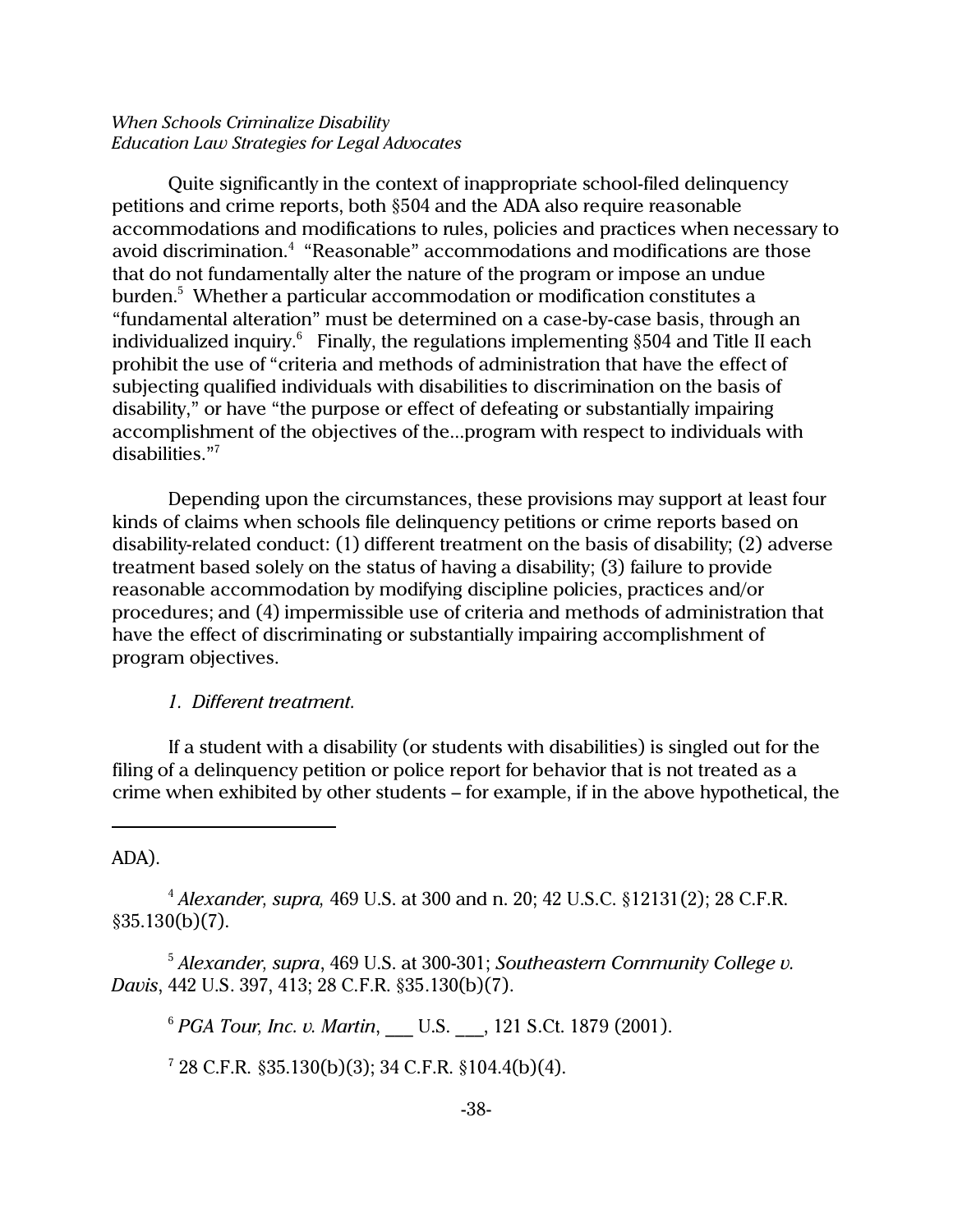Quite significantly in the context of inappropriate school-filed delinquency petitions and crime reports, both §504 and the ADA also require reasonable accommodations and modifications to rules, policies and practices when necessary to avoid discrimination.[4] "Reasonable" accommodations and modifications are those that do not fundamentally alter the nature of the program or impose an undue burden.[5] Whether a particular accommodation or modification constitutes a "fundamental alteration" must be determined on a case-by-case basis, through an individualized inquiry.[6] Finally, the regulations implementing §504 and Title II each prohibit the use of "criteria and methods of administration that have the effect of subjecting qualified individuals with disabilities to discrimination on the basis of disability," or have "the purpose or effect of defeating or substantially impairing accomplishment of the objectives of the...program with respect to individuals with disabilities."[7]

Depending upon the circumstances, these provisions may support at least four kinds of claims when schools file delinquency petitions or crime reports based on disability-related conduct: (1) different treatment on the basis of disability; (2) adverse treatment based solely on the status of having a disability; (3) failure to provide reasonable accommodation by modifying discipline policies, practices and/or procedures; and (4) impermissible use of criteria and methods of administration that have the effect of discriminating or substantially impairing accomplishment of program objectives.

*1. Different treatment.*

If a student with a disability (or students with disabilities) is singled out for the filing of a delinquency petition or police report for behavior that is not treated as a crime when exhibited by other students – for example, if in the above hypothetical, the

---

ADA).

[4] *Alexander, supra,* 469 U.S. at 300 and n. 20; 42 U.S.C. §12131(2); 28 C.F.R. §35.130(b)(7).

[5] *Alexander, supra*, 469 U.S. at 300-301; *Southeastern Community College v. Davis*, 442 U.S. 397, 413; 28 C.F.R. §35.130(b)(7).

[6] *PGA Tour, Inc. v. Martin*, ___ U.S. ___, 121 S.Ct. 1879 (2001).

[7] 28 C.F.R. §35.130(b)(3); 34 C.F.R. §104.4(b)(4).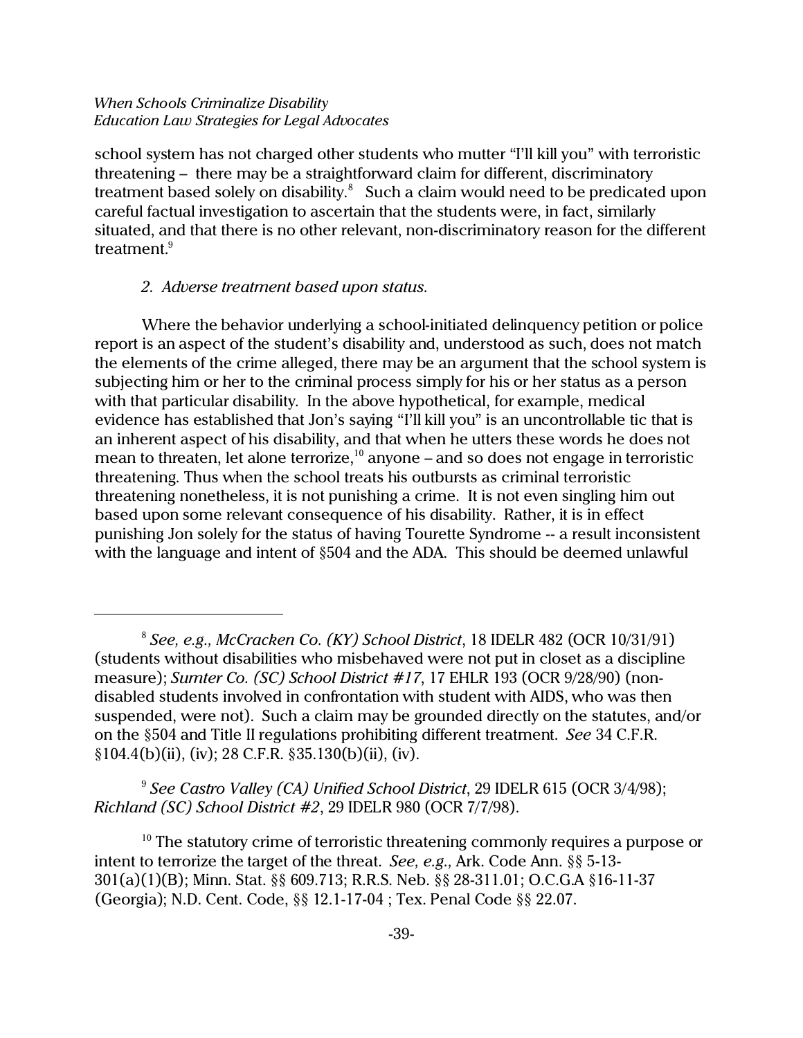school system has not charged other students who mutter "I'll kill you" with terroristic threatening – there may be a straightforward claim for different, discriminatory treatment based solely on disability.[8] Such a claim would need to be predicated upon careful factual investigation to ascertain that the students were, in fact, similarly situated, and that there is no other relevant, non-discriminatory reason for the different treatment.[9]

*2. Adverse treatment based upon status.*

Where the behavior underlying a school-initiated delinquency petition or police report is an aspect of the student's disability and, understood as such, does not match the elements of the crime alleged, there may be an argument that the school system is subjecting him or her to the criminal process simply for his or her status as a person with that particular disability. In the above hypothetical, for example, medical evidence has established that Jon's saying "I'll kill you" is an uncontrollable tic that is an inherent aspect of his disability, and that when he utters these words he does not mean to threaten, let alone terrorize,[10] anyone – and so does not engage in terroristic threatening. Thus when the school treats his outbursts as criminal terroristic threatening nonetheless, it is not punishing a crime. It is not even singling him out based upon some relevant consequence of his disability. Rather, it is in effect punishing Jon solely for the status of having Tourette Syndrome -- a result inconsistent with the language and intent of §504 and the ADA. This should be deemed unlawful

---

[8] *See, e.g., McCracken Co. (KY) School District*, 18 IDELR 482 (OCR 10/31/91) (students without disabilities who misbehaved were not put in closet as a discipline measure); *Sumter Co. (SC) School District #17*, 17 EHLR 193 (OCR 9/28/90) (non-disabled students involved in confrontation with student with AIDS, who was then suspended, were not). Such a claim may be grounded directly on the statutes, and/or on the §504 and Title II regulations prohibiting different treatment. *See* 34 C.F.R. §104.4(b)(ii), (iv); 28 C.F.R. §35.130(b)(ii), (iv).

[9] *See Castro Valley (CA) Unified School District*, 29 IDELR 615 (OCR 3/4/98); *Richland (SC) School District #2*, 29 IDELR 980 (OCR 7/7/98).

[10] The statutory crime of terroristic threatening commonly requires a purpose or intent to terrorize the target of the threat. *See, e.g.,* Ark. Code Ann. §§ 5-13-301(a)(1)(B); Minn. Stat. §§ 609.713; R.R.S. Neb. §§ 28-311.01; O.C.G.A §16-11-37 (Georgia); N.D. Cent. Code, §§ 12.1-17-04 ; Tex. Penal Code §§ 22.07.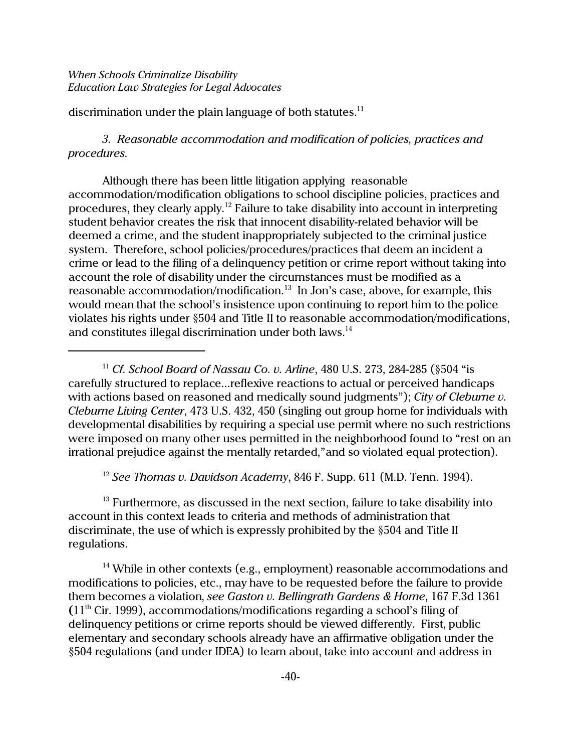discrimination under the plain language of both statutes.[11]

*3. Reasonable accommodation and modification of policies, practices and procedures.*

Although there has been little litigation applying reasonable accommodation/modification obligations to school discipline policies, practices and procedures, they clearly apply.[12] Failure to take disability into account in interpreting student behavior creates the risk that innocent disability-related behavior will be deemed a crime, and the student inappropriately subjected to the criminal justice system. Therefore, school policies/procedures/practices that deem an incident a crime or lead to the filing of a delinquency petition or crime report without taking into account the role of disability under the circumstances must be modified as a reasonable accommodation/modification.[13] In Jon's case, above, for example, this would mean that the school's insistence upon continuing to report him to the police violates his rights under §504 and Title II to reasonable accommodation/modifications, and constitutes illegal discrimination under both laws.[14]

---

[11] *Cf. School Board of Nassau Co. v. Arline*, 480 U.S. 273, 284-285 (§504 "is carefully structured to replace...reflexive reactions to actual or perceived handicaps with actions based on reasoned and medically sound judgments"); *City of Cleburne v. Cleburne Living Center*, 473 U.S. 432, 450 (singling out group home for individuals with developmental disabilities by requiring a special use permit where no such restrictions were imposed on many other uses permitted in the neighborhood found to "rest on an irrational prejudice against the mentally retarded," and so violated equal protection).

[12] *See Thomas v. Davidson Academy*, 846 F. Supp. 611 (M.D. Tenn. 1994).

[13] Furthermore, as discussed in the next section, failure to take disability into account in this context leads to criteria and methods of administration that discriminate, the use of which is expressly prohibited by the §504 and Title II regulations.

[14] While in other contexts (e.g., employment) reasonable accommodations and modifications to policies, etc., may have to be requested before the failure to provide them becomes a violation, *see Gaston v. Bellingrath Gardens & Home*, 167 F.3d 1361 (11th Cir. 1999), accommodations/modifications regarding a school's filing of delinquency petitions or crime reports should be viewed differently. First, public elementary and secondary schools already have an affirmative obligation under the §504 regulations (and under IDEA) to learn about, take into account and address in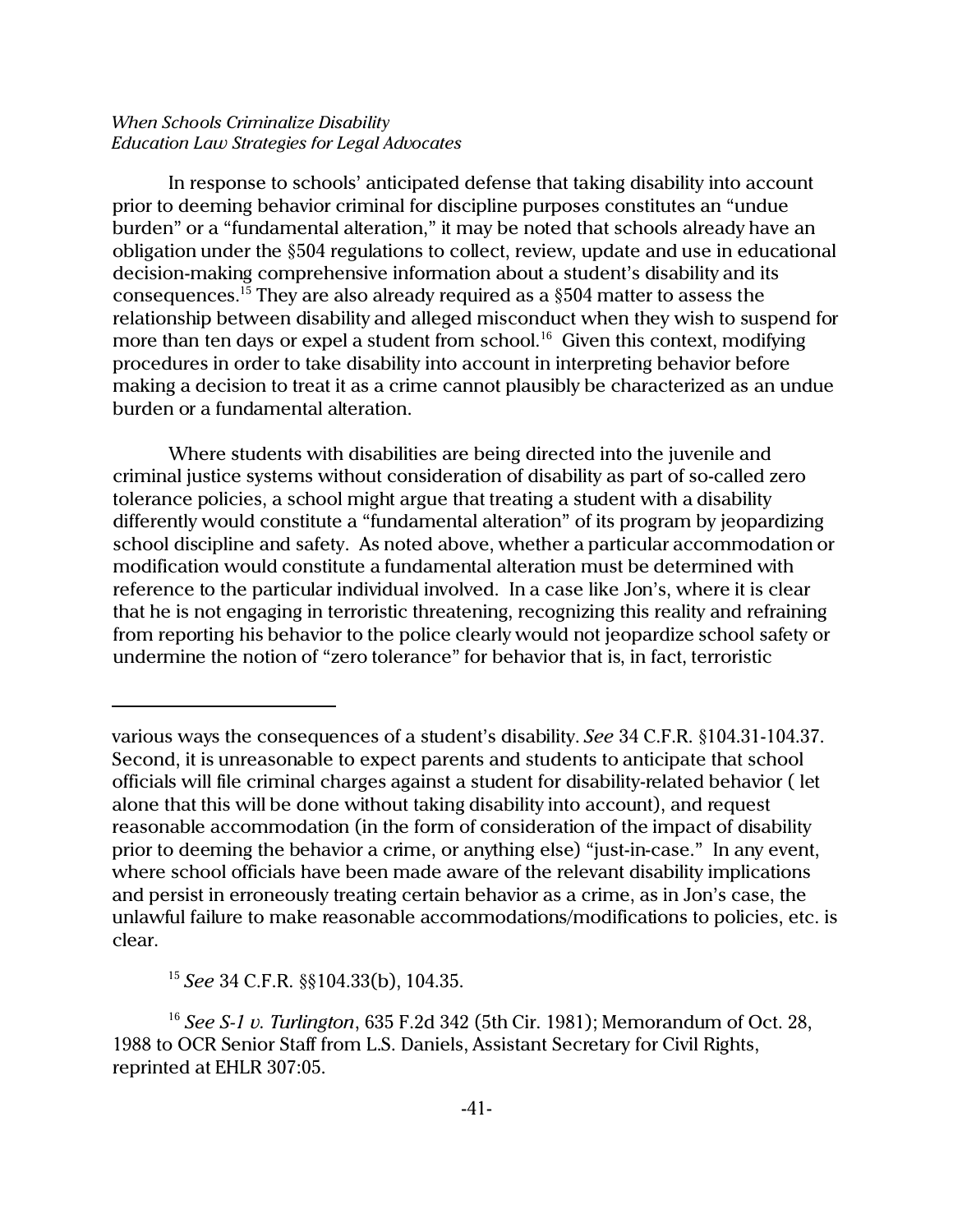In response to schools' anticipated defense that taking disability into account prior to deeming behavior criminal for discipline purposes constitutes an "undue burden" or a "fundamental alteration," it may be noted that schools already have an obligation under the §504 regulations to collect, review, update and use in educational decision-making comprehensive information about a student's disability and its consequences.[15] They are also already required as a §504 matter to assess the relationship between disability and alleged misconduct when they wish to suspend for more than ten days or expel a student from school.[16] Given this context, modifying procedures in order to take disability into account in interpreting behavior before making a decision to treat it as a crime cannot plausibly be characterized as an undue burden or a fundamental alteration.

Where students with disabilities are being directed into the juvenile and criminal justice systems without consideration of disability as part of so-called zero tolerance policies, a school might argue that treating a student with a disability differently would constitute a "fundamental alteration" of its program by jeopardizing school discipline and safety. As noted above, whether a particular accommodation or modification would constitute a fundamental alteration must be determined with reference to the particular individual involved. In a case like Jon's, where it is clear that he is not engaging in terroristic threatening, recognizing this reality and refraining from reporting his behavior to the police clearly would not jeopardize school safety or undermine the notion of "zero tolerance" for behavior that is, in fact, terroristic

---

various ways the consequences of a student's disability. *See* 34 C.F.R. §104.31-104.37. Second, it is unreasonable to expect parents and students to anticipate that school officials will file criminal charges against a student for disability-related behavior ( let alone that this will be done without taking disability into account), and request reasonable accommodation (in the form of consideration of the impact of disability prior to deeming the behavior a crime, or anything else) "just-in-case." In any event, where school officials have been made aware of the relevant disability implications and persist in erroneously treating certain behavior as a crime, as in Jon's case, the unlawful failure to make reasonable accommodations/modifications to policies, etc. is clear.

[15] *See* 34 C.F.R. §§104.33(b), 104.35.

[16] *See S-1 v. Turlington*, 635 F.2d 342 (5th Cir. 1981); Memorandum of Oct. 28, 1988 to OCR Senior Staff from L.S. Daniels, Assistant Secretary for Civil Rights, reprinted at EHLR 307:05.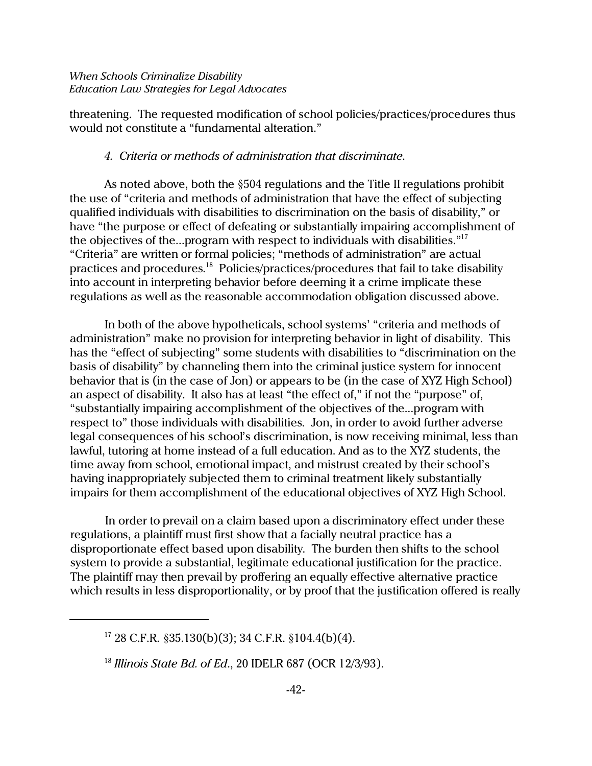threatening. The requested modification of school policies/practices/procedures thus would not constitute a "fundamental alteration."

*4. Criteria or methods of administration that discriminate.*

As noted above, both the §504 regulations and the Title II regulations prohibit the use of "criteria and methods of administration that have the effect of subjecting qualified individuals with disabilities to discrimination on the basis of disability," or have "the purpose or effect of defeating or substantially impairing accomplishment of the objectives of the...program with respect to individuals with disabilities."[17] "Criteria" are written or formal policies; "methods of administration" are actual practices and procedures.[18] Policies/practices/procedures that fail to take disability into account in interpreting behavior before deeming it a crime implicate these regulations as well as the reasonable accommodation obligation discussed above.

In both of the above hypotheticals, school systems' "criteria and methods of administration" make no provision for interpreting behavior in light of disability. This has the "effect of subjecting" some students with disabilities to "discrimination on the basis of disability" by channeling them into the criminal justice system for innocent behavior that is (in the case of Jon) or appears to be (in the case of XYZ High School) an aspect of disability. It also has at least "the effect of," if not the "purpose" of, "substantially impairing accomplishment of the objectives of the...program with respect to" those individuals with disabilities. Jon, in order to avoid further adverse legal consequences of his school's discrimination, is now receiving minimal, less than lawful, tutoring at home instead of a full education. And as to the XYZ students, the time away from school, emotional impact, and mistrust created by their school's having inappropriately subjected them to criminal treatment likely substantially impairs for them accomplishment of the educational objectives of XYZ High School.

In order to prevail on a claim based upon a discriminatory effect under these regulations, a plaintiff must first show that a facially neutral practice has a disproportionate effect based upon disability. The burden then shifts to the school system to provide a substantial, legitimate educational justification for the practice. The plaintiff may then prevail by proffering an equally effective alternative practice which results in less disproportionality, or by proof that the justification offered is really

---

[17] 28 C.F.R. §35.130(b)(3); 34 C.F.R. §104.4(b)(4).

[18] *Illinois State Bd. of Ed.*, 20 IDELR 687 (OCR 12/3/93).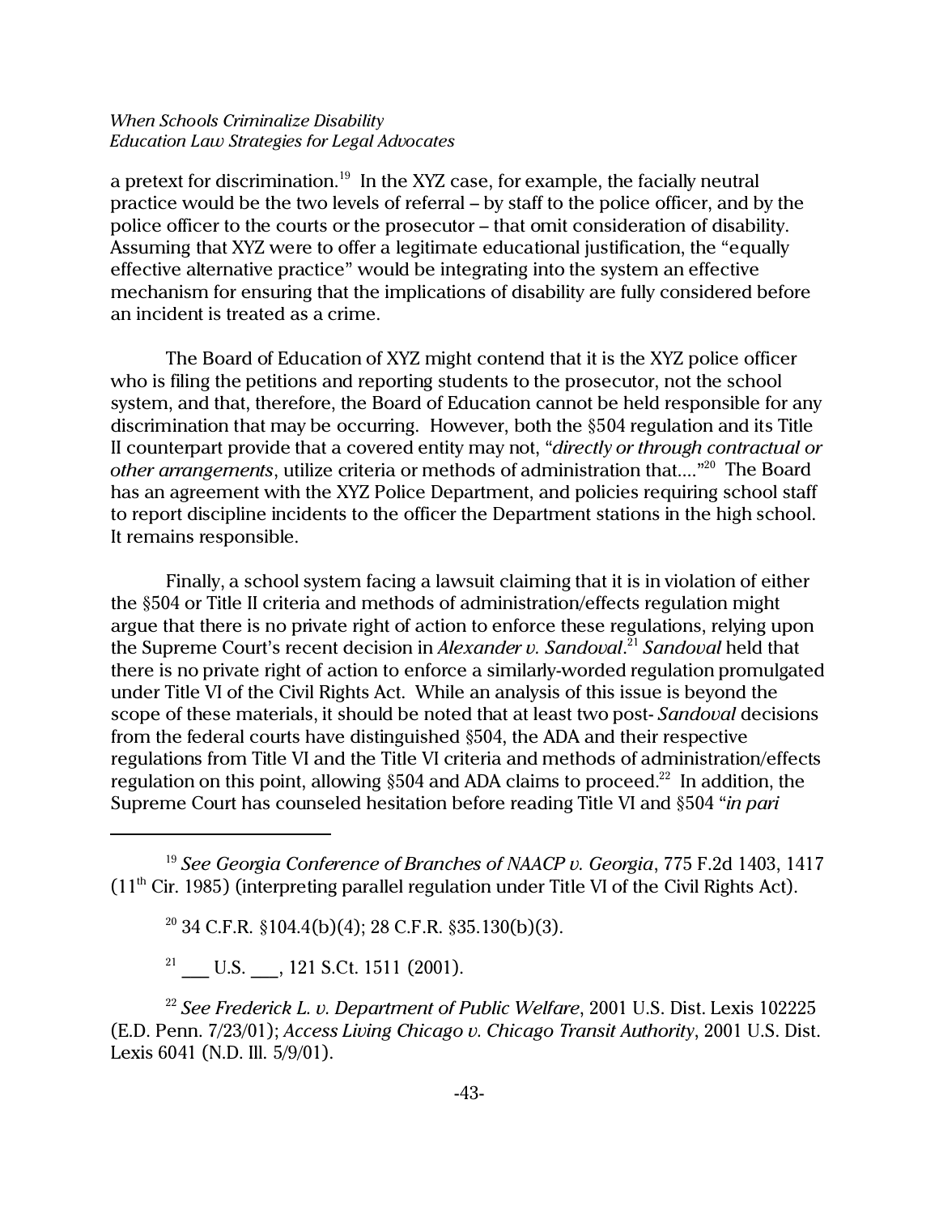a pretext for discrimination.[19] In the XYZ case, for example, the facially neutral practice would be the two levels of referral – by staff to the police officer, and by the police officer to the courts or the prosecutor – that omit consideration of disability. Assuming that XYZ were to offer a legitimate educational justification, the "equally effective alternative practice" would be integrating into the system an effective mechanism for ensuring that the implications of disability are fully considered before an incident is treated as a crime.

The Board of Education of XYZ might contend that it is the XYZ police officer who is filing the petitions and reporting students to the prosecutor, not the school system, and that, therefore, the Board of Education cannot be held responsible for any discrimination that may be occurring. However, both the §504 regulation and its Title II counterpart provide that a covered entity may not, "*directly or through contractual or other arrangements*, utilize criteria or methods of administration that...."[20] The Board has an agreement with the XYZ Police Department, and policies requiring school staff to report discipline incidents to the officer the Department stations in the high school. It remains responsible.

Finally, a school system facing a lawsuit claiming that it is in violation of either the §504 or Title II criteria and methods of administration/effects regulation might argue that there is no private right of action to enforce these regulations, relying upon the Supreme Court's recent decision in *Alexander v. Sandoval*.[21] *Sandoval* held that there is no private right of action to enforce a similarly-worded regulation promulgated under Title VI of the Civil Rights Act. While an analysis of this issue is beyond the scope of these materials, it should be noted that at least two post-*Sandoval* decisions from the federal courts have distinguished §504, the ADA and their respective regulations from Title VI and the Title VI criteria and methods of administration/effects regulation on this point, allowing §504 and ADA claims to proceed.[22] In addition, the Supreme Court has counseled hesitation before reading Title VI and §504 "*in pari*

---

[19] *See Georgia Conference of Branches of NAACP v. Georgia*, 775 F.2d 1403, 1417 (11th Cir. 1985) (interpreting parallel regulation under Title VI of the Civil Rights Act).

[20] 34 C.F.R. §104.4(b)(4); 28 C.F.R. §35.130(b)(3).

[21] ___ U.S. ___, 121 S.Ct. 1511 (2001).

[22] *See Frederick L. v. Department of Public Welfare*, 2001 U.S. Dist. Lexis 102225 (E.D. Penn. 7/23/01); *Access Living Chicago v. Chicago Transit Authority*, 2001 U.S. Dist. Lexis 6041 (N.D. Ill. 5/9/01).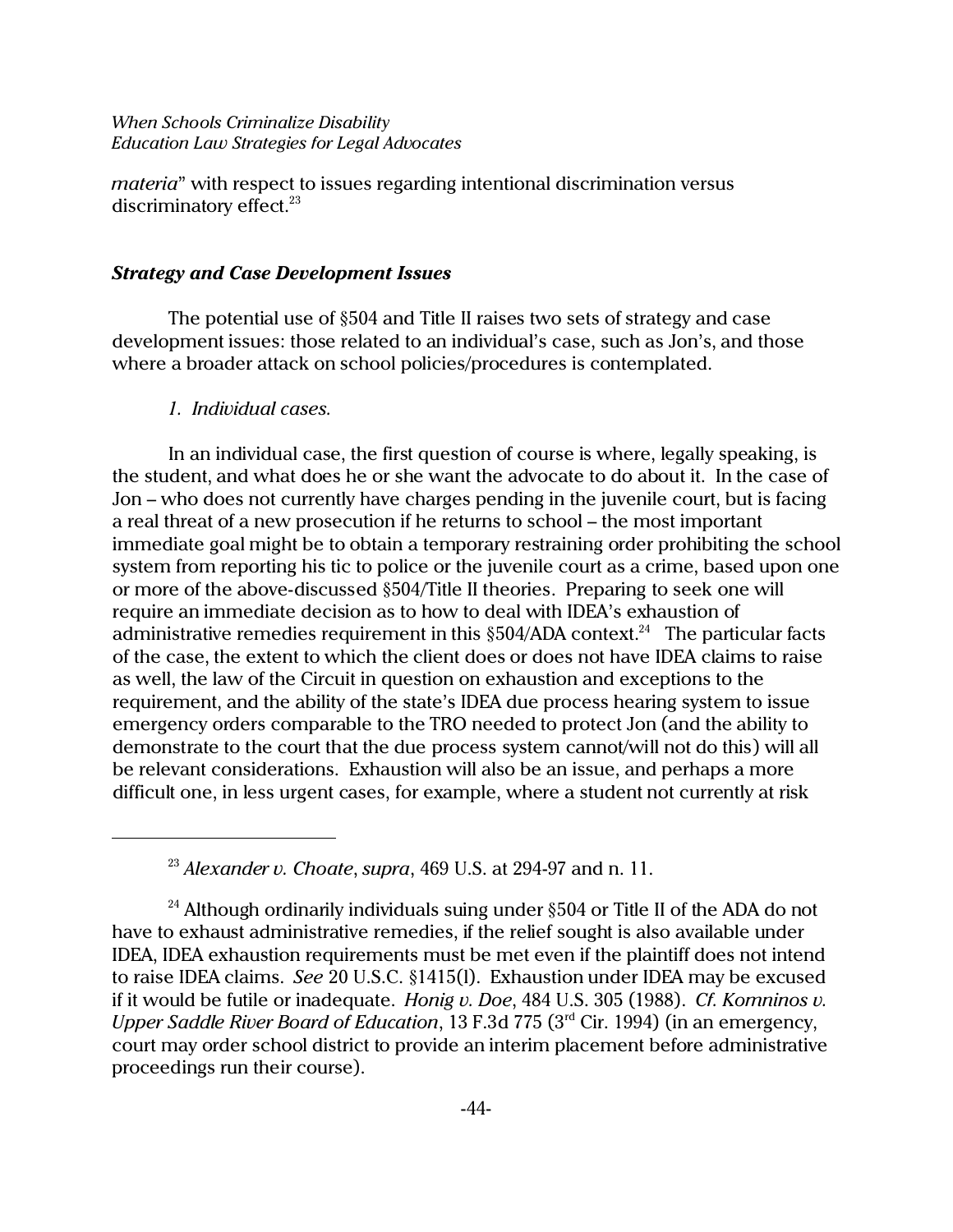*materia*" with respect to issues regarding intentional discrimination versus discriminatory effect.[23]

### *Strategy and Case Development Issues*

The potential use of §504 and Title II raises two sets of strategy and case development issues: those related to an individual's case, such as Jon's, and those where a broader attack on school policies/procedures is contemplated.

*1. Individual cases.*

In an individual case, the first question of course is where, legally speaking, is the student, and what does he or she want the advocate to do about it. In the case of Jon – who does not currently have charges pending in the juvenile court, but is facing a real threat of a new prosecution if he returns to school – the most important immediate goal might be to obtain a temporary restraining order prohibiting the school system from reporting his tic to police or the juvenile court as a crime, based upon one or more of the above-discussed §504/Title II theories. Preparing to seek one will require an immediate decision as to how to deal with IDEA's exhaustion of administrative remedies requirement in this §504/ADA context.[24] The particular facts of the case, the extent to which the client does or does not have IDEA claims to raise as well, the law of the Circuit in question on exhaustion and exceptions to the requirement, and the ability of the state's IDEA due process hearing system to issue emergency orders comparable to the TRO needed to protect Jon (and the ability to demonstrate to the court that the due process system cannot/will not do this) will all be relevant considerations. Exhaustion will also be an issue, and perhaps a more difficult one, in less urgent cases, for example, where a student not currently at risk

---

[23] *Alexander v. Choate*, *supra*, 469 U.S. at 294-97 and n. 11.

[24] Although ordinarily individuals suing under §504 or Title II of the ADA do not have to exhaust administrative remedies, if the relief sought is also available under IDEA, IDEA exhaustion requirements must be met even if the plaintiff does not intend to raise IDEA claims. *See* 20 U.S.C. §1415(l). Exhaustion under IDEA may be excused if it would be futile or inadequate. *Honig v. Doe*, 484 U.S. 305 (1988). *Cf. Komninos v. Upper Saddle River Board of Education*, 13 F.3d 775 (3rd Cir. 1994) (in an emergency, court may order school district to provide an interim placement before administrative proceedings run their course).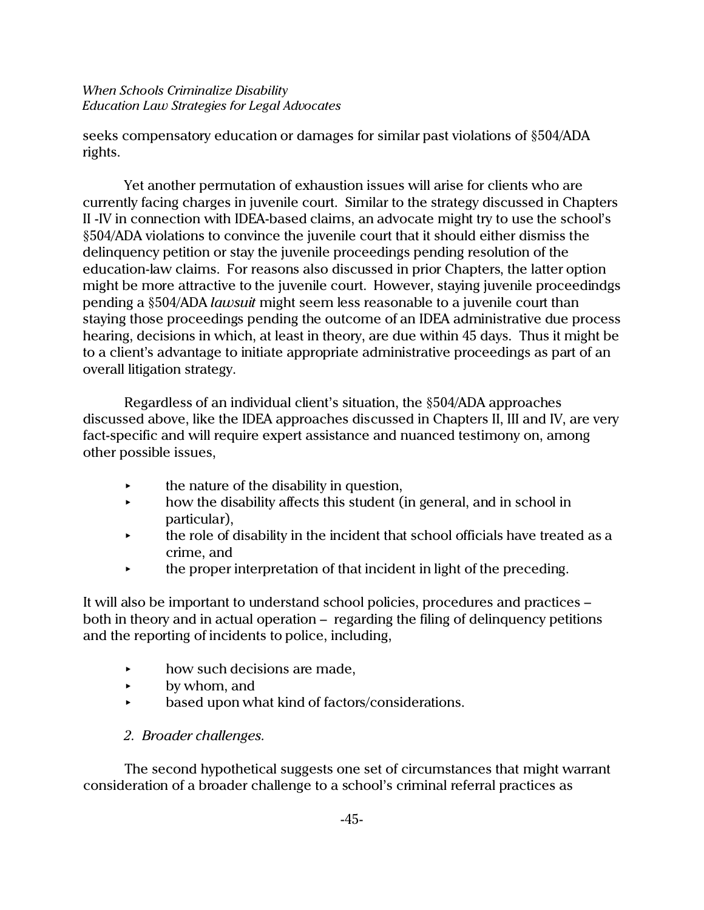seeks compensatory education or damages for similar past violations of §504/ADA rights.

Yet another permutation of exhaustion issues will arise for clients who are currently facing charges in juvenile court. Similar to the strategy discussed in Chapters II -IV in connection with IDEA-based claims, an advocate might try to use the school's §504/ADA violations to convince the juvenile court that it should either dismiss the delinquency petition or stay the juvenile proceedings pending resolution of the education-law claims. For reasons also discussed in prior Chapters, the latter option might be more attractive to the juvenile court. However, staying juvenile proceedindgs pending a §504/ADA *lawsuit* might seem less reasonable to a juvenile court than staying those proceedings pending the outcome of an IDEA administrative due process hearing, decisions in which, at least in theory, are due within 45 days. Thus it might be to a client's advantage to initiate appropriate administrative proceedings as part of an overall litigation strategy.

Regardless of an individual client's situation, the §504/ADA approaches discussed above, like the IDEA approaches discussed in Chapters II, III and IV, are very fact-specific and will require expert assistance and nuanced testimony on, among other possible issues,

- the nature of the disability in question,
- how the disability affects this student (in general, and in school in particular),
- the role of disability in the incident that school officials have treated as a crime, and
- the proper interpretation of that incident in light of the preceding.

It will also be important to understand school policies, procedures and practices – both in theory and in actual operation – regarding the filing of delinquency petitions and the reporting of incidents to police, including,

- how such decisions are made,
- by whom, and
- based upon what kind of factors/considerations.

*2. Broader challenges.*

The second hypothetical suggests one set of circumstances that might warrant consideration of a broader challenge to a school's criminal referral practices as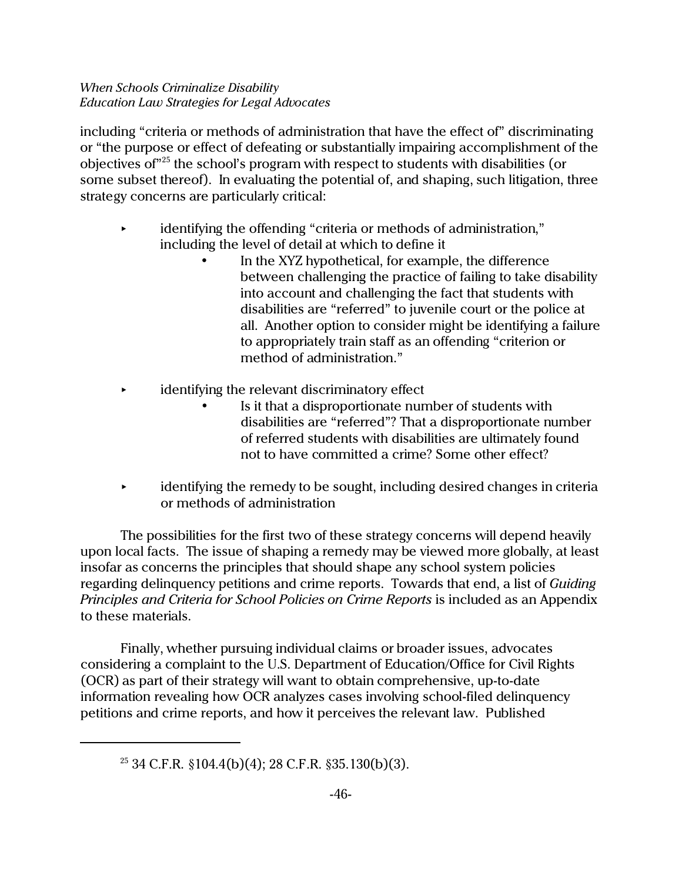including "criteria or methods of administration that have the effect of" discriminating or "the purpose or effect of defeating or substantially impairing accomplishment of the objectives of"[25] the school's program with respect to students with disabilities (or some subset thereof). In evaluating the potential of, and shaping, such litigation, three strategy concerns are particularly critical:

- identifying the offending "criteria or methods of administration," including the level of detail at which to define it
    - In the XYZ hypothetical, for example, the difference between challenging the practice of failing to take disability into account and challenging the fact that students with disabilities are "referred" to juvenile court or the police at all. Another option to consider might be identifying a failure to appropriately train staff as an offending "criterion or method of administration."
- identifying the relevant discriminatory effect
    - Is it that a disproportionate number of students with disabilities are "referred"? That a disproportionate number of referred students with disabilities are ultimately found not to have committed a crime? Some other effect?
- identifying the remedy to be sought, including desired changes in criteria or methods of administration

The possibilities for the first two of these strategy concerns will depend heavily upon local facts. The issue of shaping a remedy may be viewed more globally, at least insofar as concerns the principles that should shape any school system policies regarding delinquency petitions and crime reports. Towards that end, a list of *Guiding Principles and Criteria for School Policies on Crime Reports* is included as an Appendix to these materials.

Finally, whether pursuing individual claims or broader issues, advocates considering a complaint to the U.S. Department of Education/Office for Civil Rights (OCR) as part of their strategy will want to obtain comprehensive, up-to-date information revealing how OCR analyzes cases involving school-filed delinquency petitions and crime reports, and how it perceives the relevant law. Published

---

[25] 34 C.F.R. §104.4(b)(4); 28 C.F.R. §35.130(b)(3).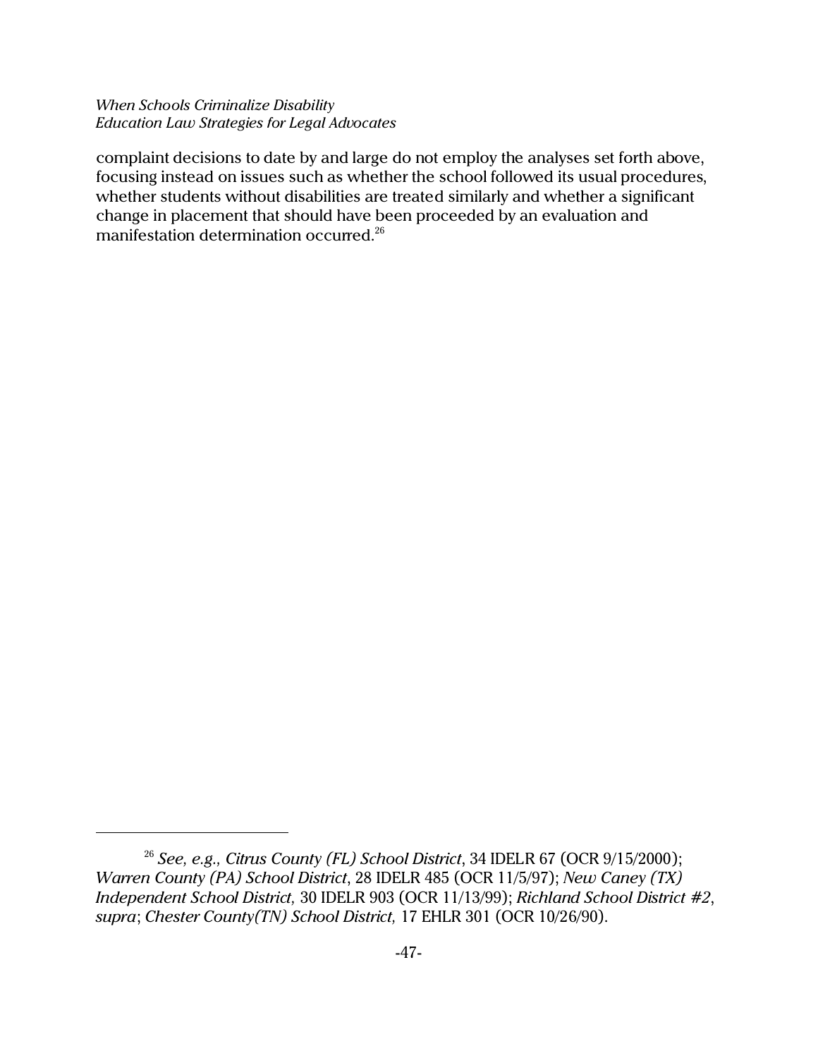complaint decisions to date by and large do not employ the analyses set forth above, focusing instead on issues such as whether the school followed its usual procedures, whether students without disabilities are treated similarly and whether a significant change in placement that should have been proceeded by an evaluation and manifestation determination occurred.[26]

---

[26] *See, e.g., Citrus County (FL) School District*, 34 IDELR 67 (OCR 9/15/2000); *Warren County (PA) School District*, 28 IDELR 485 (OCR 11/5/97); *New Caney (TX) Independent School District,* 30 IDELR 903 (OCR 11/13/99); *Richland School District #2*, *supra*; *Chester County(TN) School District,* 17 EHLR 301 (OCR 10/26/90).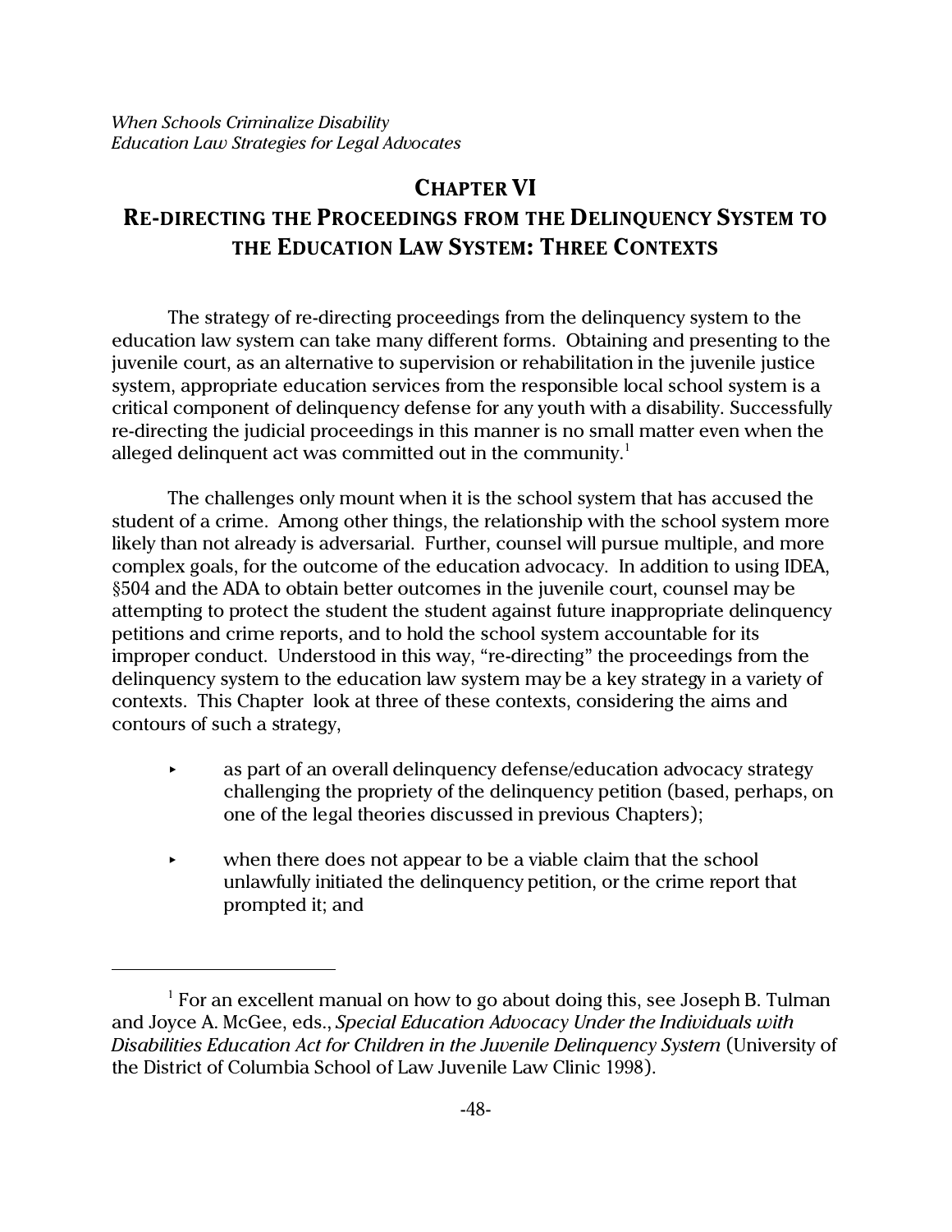# CHAPTER VI

## RE-DIRECTING THE PROCEEDINGS FROM THE DELINQUENCY SYSTEM TO THE EDUCATION LAW SYSTEM: THREE CONTEXTS

The strategy of re-directing proceedings from the delinquency system to the education law system can take many different forms. Obtaining and presenting to the juvenile court, as an alternative to supervision or rehabilitation in the juvenile justice system, appropriate education services from the responsible local school system is a critical component of delinquency defense for any youth with a disability. Successfully re-directing the judicial proceedings in this manner is no small matter even when the alleged delinquent act was committed out in the community.[1]

The challenges only mount when it is the school system that has accused the student of a crime. Among other things, the relationship with the school system more likely than not already is adversarial. Further, counsel will pursue multiple, and more complex goals, for the outcome of the education advocacy. In addition to using IDEA, §504 and the ADA to obtain better outcomes in the juvenile court, counsel may be attempting to protect the student the student against future inappropriate delinquency petitions and crime reports, and to hold the school system accountable for its improper conduct. Understood in this way, "re-directing" the proceedings from the delinquency system to the education law system may be a key strategy in a variety of contexts. This Chapter look at three of these contexts, considering the aims and contours of such a strategy,

- as part of an overall delinquency defense/education advocacy strategy challenging the propriety of the delinquency petition (based, perhaps, on one of the legal theories discussed in previous Chapters);
- when there does not appear to be a viable claim that the school unlawfully initiated the delinquency petition, or the crime report that prompted it; and

---

[1] For an excellent manual on how to go about doing this, see Joseph B. Tulman and Joyce A. McGee, eds., *Special Education Advocacy Under the Individuals with Disabilities Education Act for Children in the Juvenile Delinquency System* (University of the District of Columbia School of Law Juvenile Law Clinic 1998).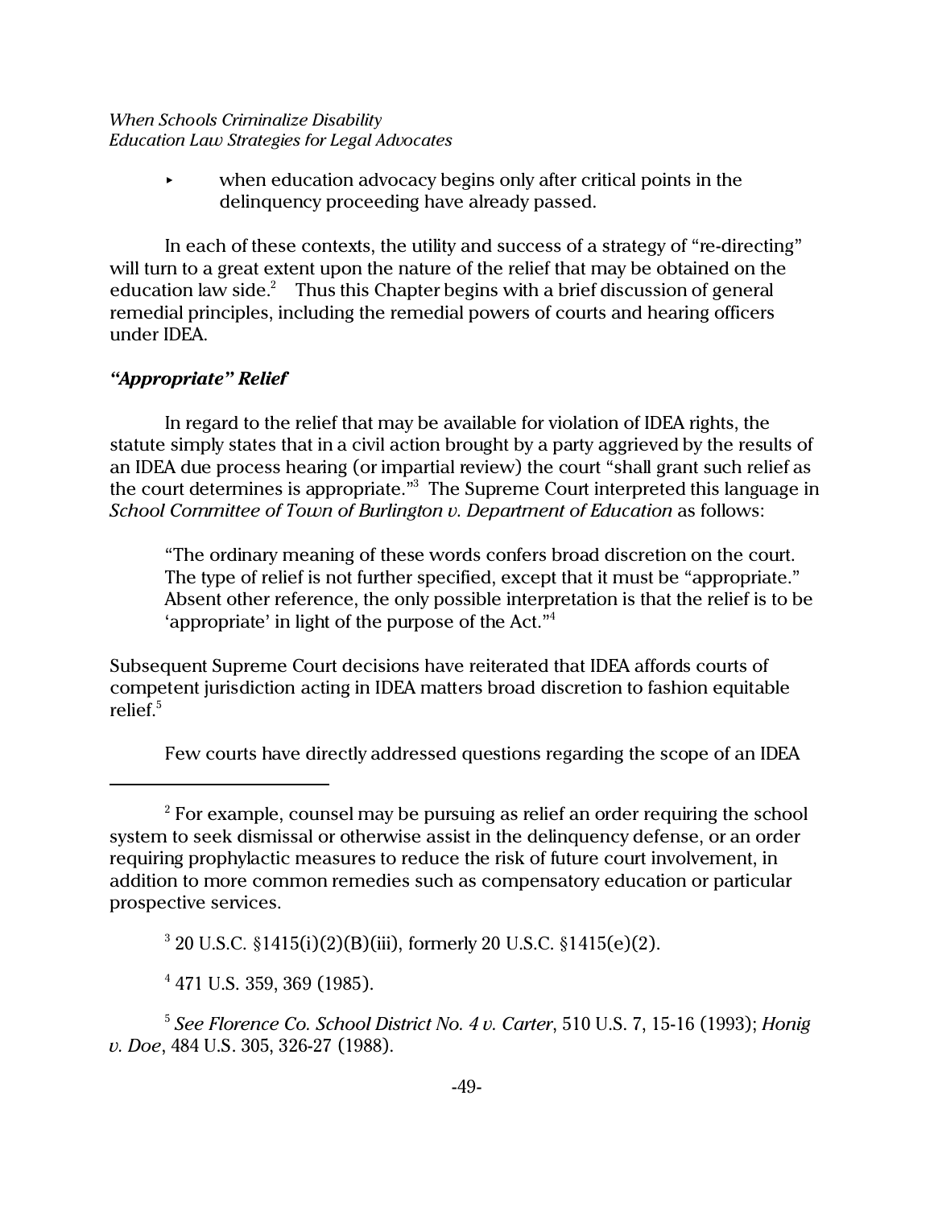- when education advocacy begins only after critical points in the delinquency proceeding have already passed.

In each of these contexts, the utility and success of a strategy of "re-directing" will turn to a great extent upon the nature of the relief that may be obtained on the education law side.[2] Thus this Chapter begins with a brief discussion of general remedial principles, including the remedial powers of courts and hearing officers under IDEA.

### *"Appropriate" Relief*

In regard to the relief that may be available for violation of IDEA rights, the statute simply states that in a civil action brought by a party aggrieved by the results of an IDEA due process hearing (or impartial review) the court "shall grant such relief as the court determines is appropriate."[3] The Supreme Court interpreted this language in *School Committee of Town of Burlington v. Department of Education* as follows:

> "The ordinary meaning of these words confers broad discretion on the court. The type of relief is not further specified, except that it must be "appropriate." Absent other reference, the only possible interpretation is that the relief is to be 'appropriate' in light of the purpose of the Act."[4]

Subsequent Supreme Court decisions have reiterated that IDEA affords courts of competent jurisdiction acting in IDEA matters broad discretion to fashion equitable relief.[5]

Few courts have directly addressed questions regarding the scope of an IDEA

---

[2] For example, counsel may be pursuing as relief an order requiring the school system to seek dismissal or otherwise assist in the delinquency defense, or an order requiring prophylactic measures to reduce the risk of future court involvement, in addition to more common remedies such as compensatory education or particular prospective services.

[3] 20 U.S.C. §1415(i)(2)(B)(iii), formerly 20 U.S.C. §1415(e)(2).

[4] 471 U.S. 359, 369 (1985).

[5] *See Florence Co. School District No. 4 v. Carter*, 510 U.S. 7, 15-16 (1993); *Honig v. Doe*, 484 U.S. 305, 326-27 (1988).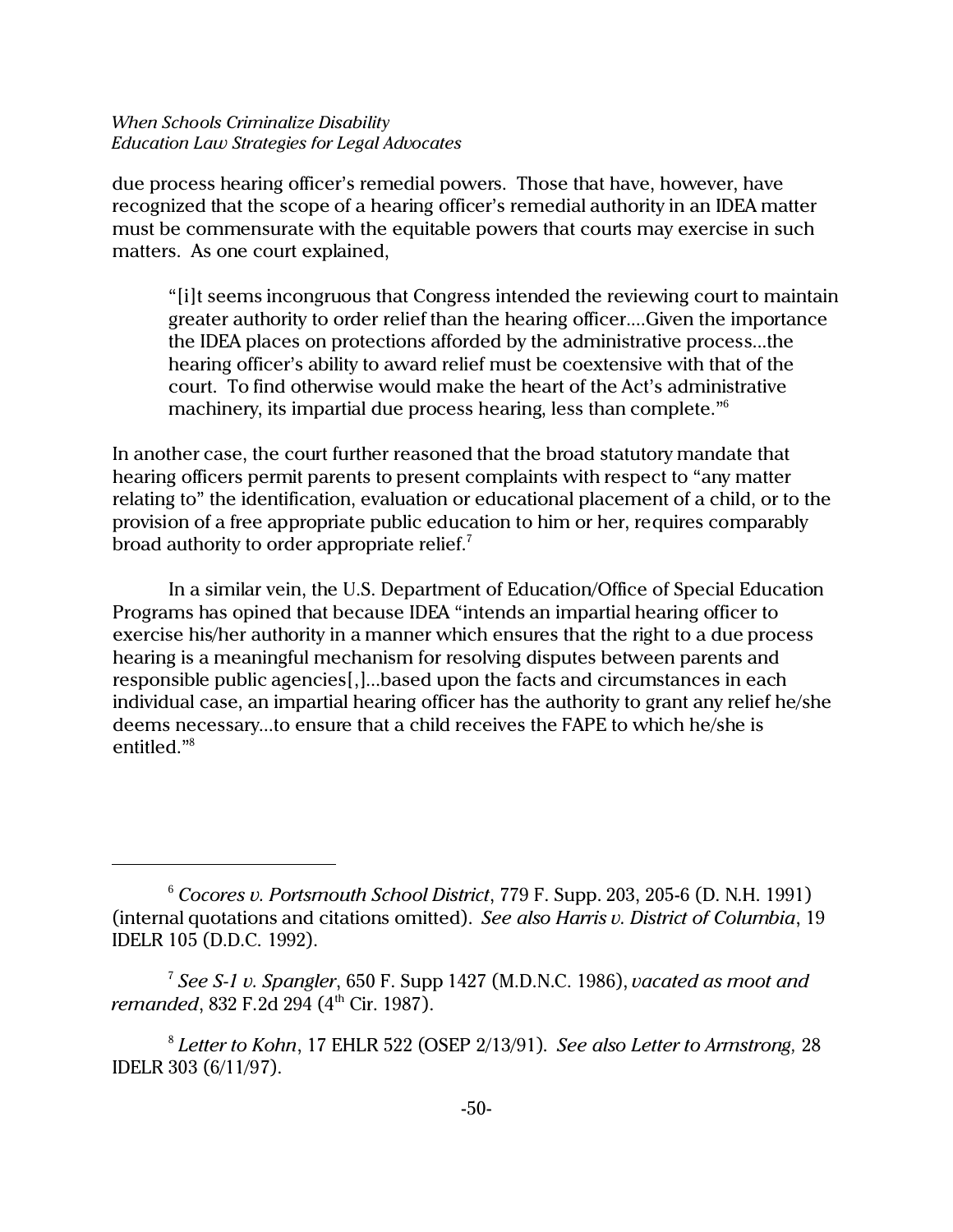due process hearing officer's remedial powers. Those that have, however, have recognized that the scope of a hearing officer's remedial authority in an IDEA matter must be commensurate with the equitable powers that courts may exercise in such matters. As one court explained,

> "[i]t seems incongruous that Congress intended the reviewing court to maintain greater authority to order relief than the hearing officer....Given the importance the IDEA places on protections afforded by the administrative process...the hearing officer's ability to award relief must be coextensive with that of the court. To find otherwise would make the heart of the Act's administrative machinery, its impartial due process hearing, less than complete."[6]

In another case, the court further reasoned that the broad statutory mandate that hearing officers permit parents to present complaints with respect to "any matter relating to" the identification, evaluation or educational placement of a child, or to the provision of a free appropriate public education to him or her, requires comparably broad authority to order appropriate relief.[7]

In a similar vein, the U.S. Department of Education/Office of Special Education Programs has opined that because IDEA "intends an impartial hearing officer to exercise his/her authority in a manner which ensures that the right to a due process hearing is a meaningful mechanism for resolving disputes between parents and responsible public agencies[,]...based upon the facts and circumstances in each individual case, an impartial hearing officer has the authority to grant any relief he/she deems necessary...to ensure that a child receives the FAPE to which he/she is entitled."[8]

---

[6] *Cocores v. Portsmouth School District*, 779 F. Supp. 203, 205-6 (D. N.H. 1991) (internal quotations and citations omitted). *See also Harris v. District of Columbia*, 19 IDELR 105 (D.D.C. 1992).

[7] *See S-1 v. Spangler*, 650 F. Supp 1427 (M.D.N.C. 1986), *vacated as moot and remanded*, 832 F.2d 294 (4th Cir. 1987).

[8] *Letter to Kohn*, 17 EHLR 522 (OSEP 2/13/91). *See also Letter to Armstrong,* 28 IDELR 303 (6/11/97).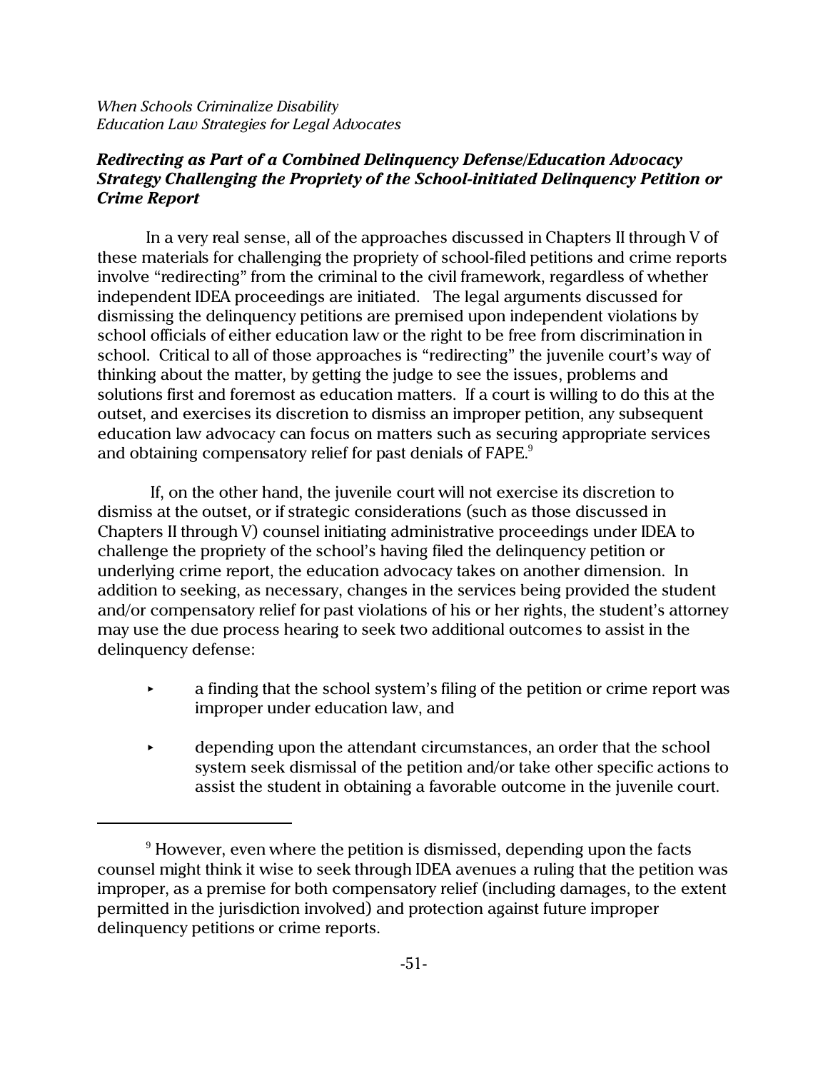***Redirecting as Part of a Combined Delinquency Defense/Education Advocacy Strategy Challenging the Propriety of the School-initiated Delinquency Petition or Crime Report***

In a very real sense, all of the approaches discussed in Chapters II through V of these materials for challenging the propriety of school-filed petitions and crime reports involve "redirecting" from the criminal to the civil framework, regardless of whether independent IDEA proceedings are initiated. The legal arguments discussed for dismissing the delinquency petitions are premised upon independent violations by school officials of either education law or the right to be free from discrimination in school. Critical to all of those approaches is "redirecting" the juvenile court's way of thinking about the matter, by getting the judge to see the issues, problems and solutions first and foremost as education matters. If a court is willing to do this at the outset, and exercises its discretion to dismiss an improper petition, any subsequent education law advocacy can focus on matters such as securing appropriate services and obtaining compensatory relief for past denials of FAPE.[9]

If, on the other hand, the juvenile court will not exercise its discretion to dismiss at the outset, or if strategic considerations (such as those discussed in Chapters II through V) counsel initiating administrative proceedings under IDEA to challenge the propriety of the school's having filed the delinquency petition or underlying crime report, the education advocacy takes on another dimension. In addition to seeking, as necessary, changes in the services being provided the student and/or compensatory relief for past violations of his or her rights, the student's attorney may use the due process hearing to seek two additional outcomes to assist in the delinquency defense:

- a finding that the school system's filing of the petition or crime report was improper under education law, and
- depending upon the attendant circumstances, an order that the school system seek dismissal of the petition and/or take other specific actions to assist the student in obtaining a favorable outcome in the juvenile court.

---

[9] However, even where the petition is dismissed, depending upon the facts counsel might think it wise to seek through IDEA avenues a ruling that the petition was improper, as a premise for both compensatory relief (including damages, to the extent permitted in the jurisdiction involved) and protection against future improper delinquency petitions or crime reports.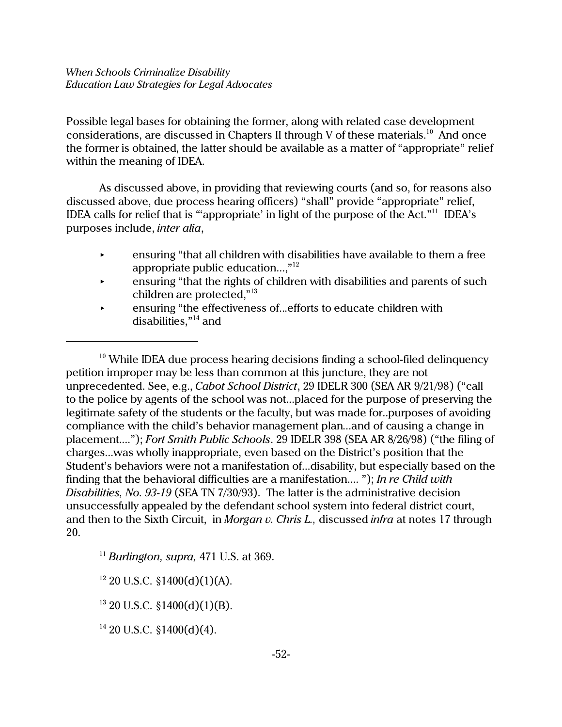Possible legal bases for obtaining the former, along with related case development considerations, are discussed in Chapters II through V of these materials.[10] And once the former is obtained, the latter should be available as a matter of "appropriate" relief within the meaning of IDEA.

As discussed above, in providing that reviewing courts (and so, for reasons also discussed above, due process hearing officers) "shall" provide "appropriate" relief, IDEA calls for relief that is "'appropriate' in light of the purpose of the Act."[11] IDEA's purposes include, *inter alia*,

- ensuring "that all children with disabilities have available to them a free appropriate public education...,"[12]
- ensuring "that the rights of children with disabilities and parents of such children are protected,"[13]
- ensuring "the effectiveness of...efforts to educate children with disabilities,"[14] and

---

[10] While IDEA due process hearing decisions finding a school-filed delinquency petition improper may be less than common at this juncture, they are not unprecedented. See, e.g., *Cabot School District*, 29 IDELR 300 (SEA AR 9/21/98) ("call to the police by agents of the school was not...placed for the purpose of preserving the legitimate safety of the students or the faculty, but was made for..purposes of avoiding compliance with the child's behavior management plan...and of causing a change in placement...."); *Fort Smith Public Schools*. 29 IDELR 398 (SEA AR 8/26/98) ("the filing of charges...was wholly inappropriate, even based on the District's position that the Student's behaviors were not a manifestation of...disability, but especially based on the finding that the behavioral difficulties are a manifestation.... "); *In re Child with Disabilities, No. 93-19* (SEA TN 7/30/93). The latter is the administrative decision unsuccessfully appealed by the defendant school system into federal district court, and then to the Sixth Circuit, in *Morgan v. Chris L.,* discussed *infra* at notes 17 through 20.

[11] *Burlington, supra,* 471 U.S. at 369.

[12] 20 U.S.C. §1400(d)(1)(A).

[13] 20 U.S.C. §1400(d)(1)(B).

[14] 20 U.S.C. §1400(d)(4).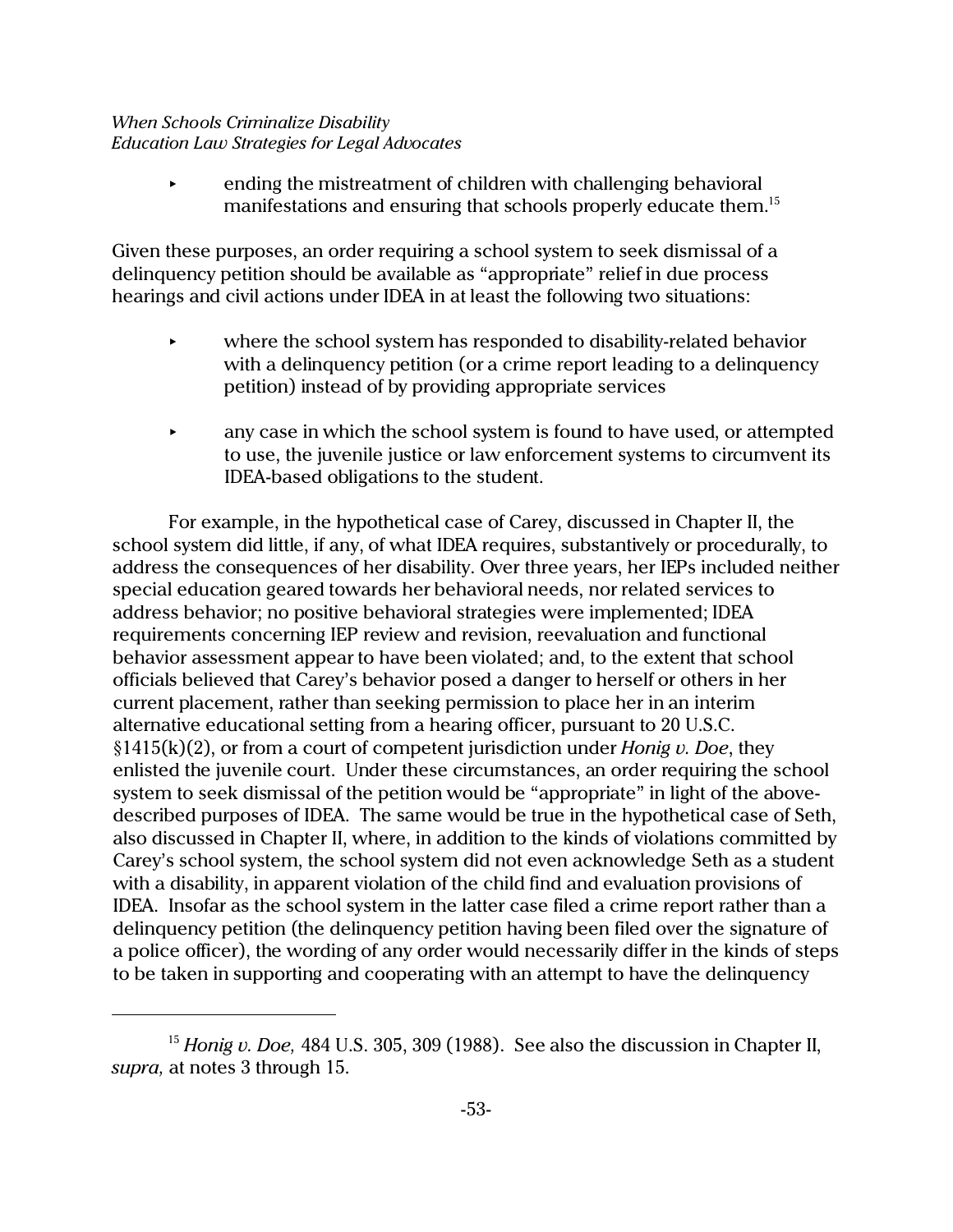- ending the mistreatment of children with challenging behavioral manifestations and ensuring that schools properly educate them.[15]

Given these purposes, an order requiring a school system to seek dismissal of a delinquency petition should be available as "appropriate" relief in due process hearings and civil actions under IDEA in at least the following two situations:

- where the school system has responded to disability-related behavior with a delinquency petition (or a crime report leading to a delinquency petition) instead of by providing appropriate services
- any case in which the school system is found to have used, or attempted to use, the juvenile justice or law enforcement systems to circumvent its IDEA-based obligations to the student.

For example, in the hypothetical case of Carey, discussed in Chapter II, the school system did little, if any, of what IDEA requires, substantively or procedurally, to address the consequences of her disability. Over three years, her IEPs included neither special education geared towards her behavioral needs, nor related services to address behavior; no positive behavioral strategies were implemented; IDEA requirements concerning IEP review and revision, reevaluation and functional behavior assessment appear to have been violated; and, to the extent that school officials believed that Carey's behavior posed a danger to herself or others in her current placement, rather than seeking permission to place her in an interim alternative educational setting from a hearing officer, pursuant to 20 U.S.C. §1415(k)(2), or from a court of competent jurisdiction under *Honig v. Doe*, they enlisted the juvenile court. Under these circumstances, an order requiring the school system to seek dismissal of the petition would be "appropriate" in light of the above-described purposes of IDEA. The same would be true in the hypothetical case of Seth, also discussed in Chapter II, where, in addition to the kinds of violations committed by Carey's school system, the school system did not even acknowledge Seth as a student with a disability, in apparent violation of the child find and evaluation provisions of IDEA. Insofar as the school system in the latter case filed a crime report rather than a delinquency petition (the delinquency petition having been filed over the signature of a police officer), the wording of any order would necessarily differ in the kinds of steps to be taken in supporting and cooperating with an attempt to have the delinquency

---

[15] *Honig v. Doe,* 484 U.S. 305, 309 (1988). See also the discussion in Chapter II, *supra,* at notes 3 through 15.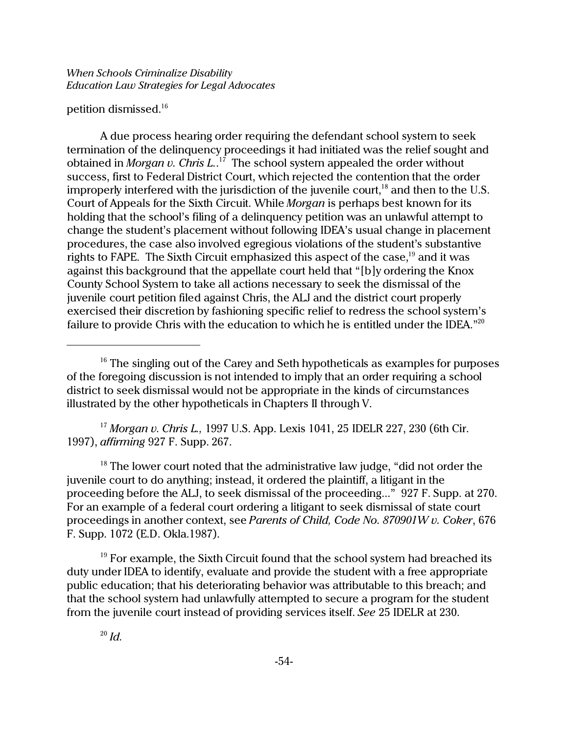petition dismissed.[16]

A due process hearing order requiring the defendant school system to seek termination of the delinquency proceedings it had initiated was the relief sought and obtained in *Morgan v. Chris L.*.[17] The school system appealed the order without success, first to Federal District Court, which rejected the contention that the order improperly interfered with the jurisdiction of the juvenile court,[18] and then to the U.S. Court of Appeals for the Sixth Circuit. While *Morgan* is perhaps best known for its holding that the school's filing of a delinquency petition was an unlawful attempt to change the student's placement without following IDEA's usual change in placement procedures, the case also involved egregious violations of the student's substantive rights to FAPE. The Sixth Circuit emphasized this aspect of the case,[19] and it was against this background that the appellate court held that "[b]y ordering the Knox County School System to take all actions necessary to seek the dismissal of the juvenile court petition filed against Chris, the ALJ and the district court properly exercised their discretion by fashioning specific relief to redress the school system's failure to provide Chris with the education to which he is entitled under the IDEA."[20]

---

[16] The singling out of the Carey and Seth hypotheticals as examples for purposes of the foregoing discussion is not intended to imply that an order requiring a school district to seek dismissal would not be appropriate in the kinds of circumstances illustrated by the other hypotheticals in Chapters II through V.

[17] *Morgan v. Chris L.,* 1997 U.S. App. Lexis 1041, 25 IDELR 227, 230 (6th Cir. 1997), *affirming* 927 F. Supp. 267.

[18] The lower court noted that the administrative law judge, "did not order the juvenile court to do anything; instead, it ordered the plaintiff, a litigant in the proceeding before the ALJ, to seek dismissal of the proceeding..." 927 F. Supp. at 270. For an example of a federal court ordering a litigant to seek dismissal of state court proceedings in another context, see *Parents of Child, Code No. 870901W v. Coker*, 676 F. Supp. 1072 (E.D. Okla.1987).

[19] For example, the Sixth Circuit found that the school system had breached its duty under IDEA to identify, evaluate and provide the student with a free appropriate public education; that his deteriorating behavior was attributable to this breach; and that the school system had unlawfully attempted to secure a program for the student from the juvenile court instead of providing services itself. *See* 25 IDELR at 230.

[20] *Id.*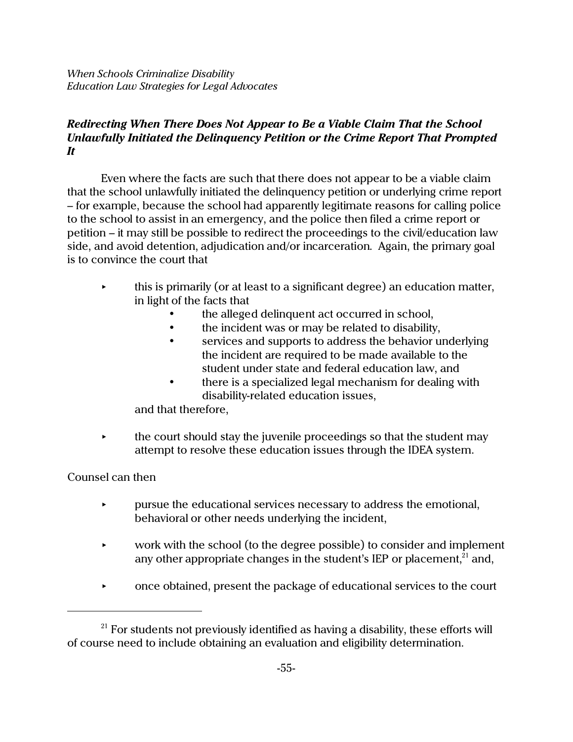### *Redirecting When There Does Not Appear to Be a Viable Claim That the School Unlawfully Initiated the Delinquency Petition or the Crime Report That Prompted It*

Even where the facts are such that there does not appear to be a viable claim that the school unlawfully initiated the delinquency petition or underlying crime report – for example, because the school had apparently legitimate reasons for calling police to the school to assist in an emergency, and the police then filed a crime report or petition – it may still be possible to redirect the proceedings to the civil/education law side, and avoid detention, adjudication and/or incarceration. Again, the primary goal is to convince the court that

- this is primarily (or at least to a significant degree) an education matter, in light of the facts that
  - the alleged delinquent act occurred in school,
  - the incident was or may be related to disability,
  - services and supports to address the behavior underlying the incident are required to be made available to the student under state and federal education law, and
  - there is a specialized legal mechanism for dealing with disability-related education issues,

  and that therefore,
- the court should stay the juvenile proceedings so that the student may attempt to resolve these education issues through the IDEA system.

Counsel can then

- pursue the educational services necessary to address the emotional, behavioral or other needs underlying the incident,
- work with the school (to the degree possible) to consider and implement any other appropriate changes in the student's IEP or placement,[21] and,
- once obtained, present the package of educational services to the court

---

[21] For students not previously identified as having a disability, these efforts will of course need to include obtaining an evaluation and eligibility determination.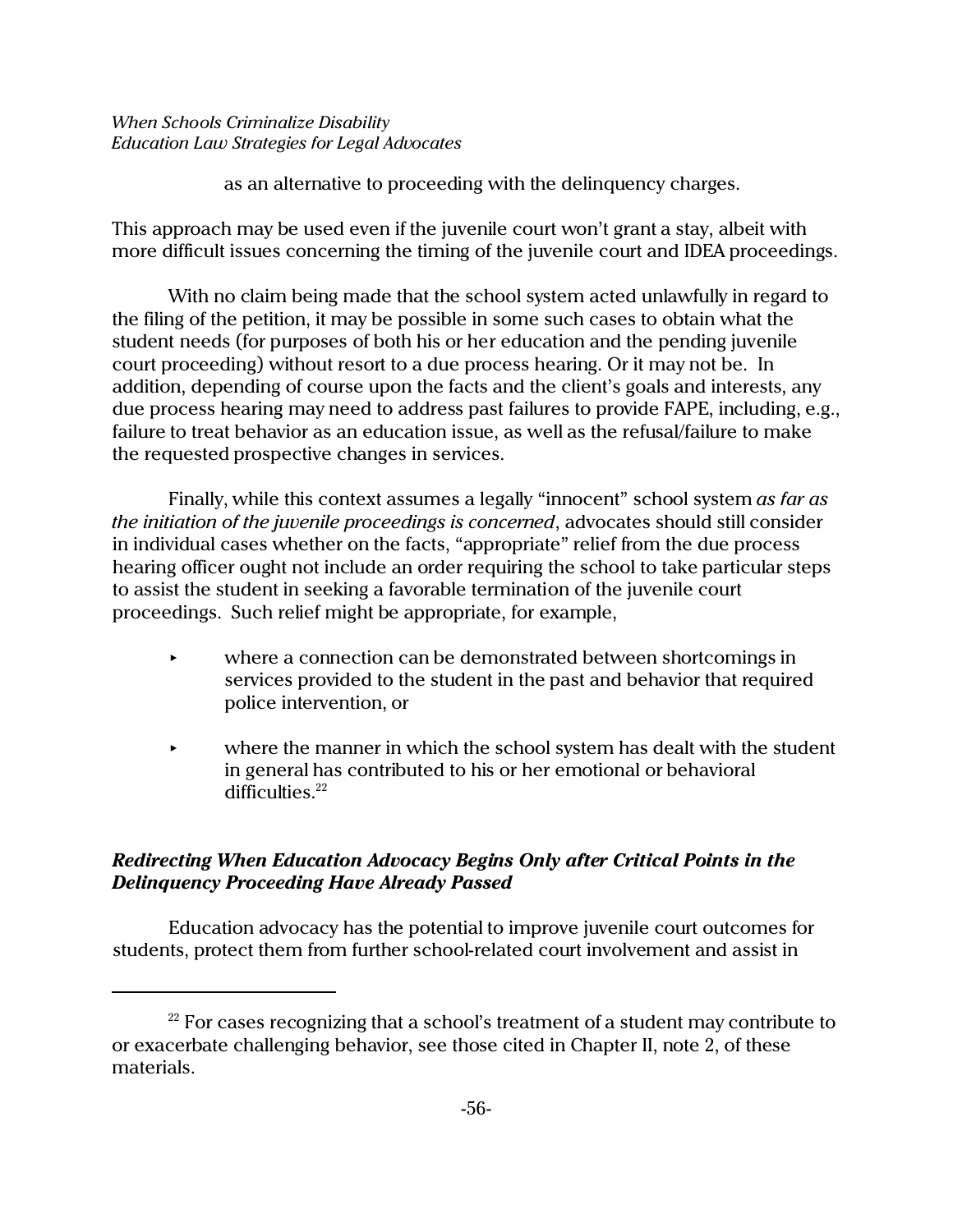as an alternative to proceeding with the delinquency charges.

This approach may be used even if the juvenile court won't grant a stay, albeit with more difficult issues concerning the timing of the juvenile court and IDEA proceedings.

With no claim being made that the school system acted unlawfully in regard to the filing of the petition, it may be possible in some such cases to obtain what the student needs (for purposes of both his or her education and the pending juvenile court proceeding) without resort to a due process hearing. Or it may not be. In addition, depending of course upon the facts and the client's goals and interests, any due process hearing may need to address past failures to provide FAPE, including, e.g., failure to treat behavior as an education issue, as well as the refusal/failure to make the requested prospective changes in services.

Finally, while this context assumes a legally "innocent" school system *as far as the initiation of the juvenile proceedings is concerned*, advocates should still consider in individual cases whether on the facts, "appropriate" relief from the due process hearing officer ought not include an order requiring the school to take particular steps to assist the student in seeking a favorable termination of the juvenile court proceedings. Such relief might be appropriate, for example,

- where a connection can be demonstrated between shortcomings in services provided to the student in the past and behavior that required police intervention, or
- where the manner in which the school system has dealt with the student in general has contributed to his or her emotional or behavioral difficulties.[22]

### *Redirecting When Education Advocacy Begins Only after Critical Points in the Delinquency Proceeding Have Already Passed*

Education advocacy has the potential to improve juvenile court outcomes for students, protect them from further school-related court involvement and assist in

---

[22] For cases recognizing that a school's treatment of a student may contribute to or exacerbate challenging behavior, see those cited in Chapter II, note 2, of these materials.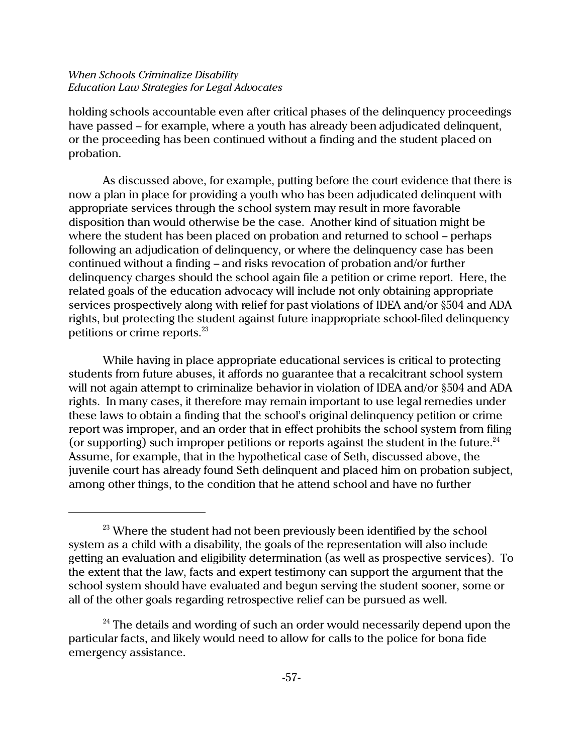holding schools accountable even after critical phases of the delinquency proceedings have passed – for example, where a youth has already been adjudicated delinquent, or the proceeding has been continued without a finding and the student placed on probation.

As discussed above, for example, putting before the court evidence that there is now a plan in place for providing a youth who has been adjudicated delinquent with appropriate services through the school system may result in more favorable disposition than would otherwise be the case. Another kind of situation might be where the student has been placed on probation and returned to school – perhaps following an adjudication of delinquency, or where the delinquency case has been continued without a finding – and risks revocation of probation and/or further delinquency charges should the school again file a petition or crime report. Here, the related goals of the education advocacy will include not only obtaining appropriate services prospectively along with relief for past violations of IDEA and/or §504 and ADA rights, but protecting the student against future inappropriate school-filed delinquency petitions or crime reports.[23]

While having in place appropriate educational services is critical to protecting students from future abuses, it affords no guarantee that a recalcitrant school system will not again attempt to criminalize behavior in violation of IDEA and/or §504 and ADA rights. In many cases, it therefore may remain important to use legal remedies under these laws to obtain a finding that the school's original delinquency petition or crime report was improper, and an order that in effect prohibits the school system from filing (or supporting) such improper petitions or reports against the student in the future.[24] Assume, for example, that in the hypothetical case of Seth, discussed above, the juvenile court has already found Seth delinquent and placed him on probation subject, among other things, to the condition that he attend school and have no further

---

[23] Where the student had not been previously been identified by the school system as a child with a disability, the goals of the representation will also include getting an evaluation and eligibility determination (as well as prospective services). To the extent that the law, facts and expert testimony can support the argument that the school system should have evaluated and begun serving the student sooner, some or all of the other goals regarding retrospective relief can be pursued as well.

[24] The details and wording of such an order would necessarily depend upon the particular facts, and likely would need to allow for calls to the police for bona fide emergency assistance.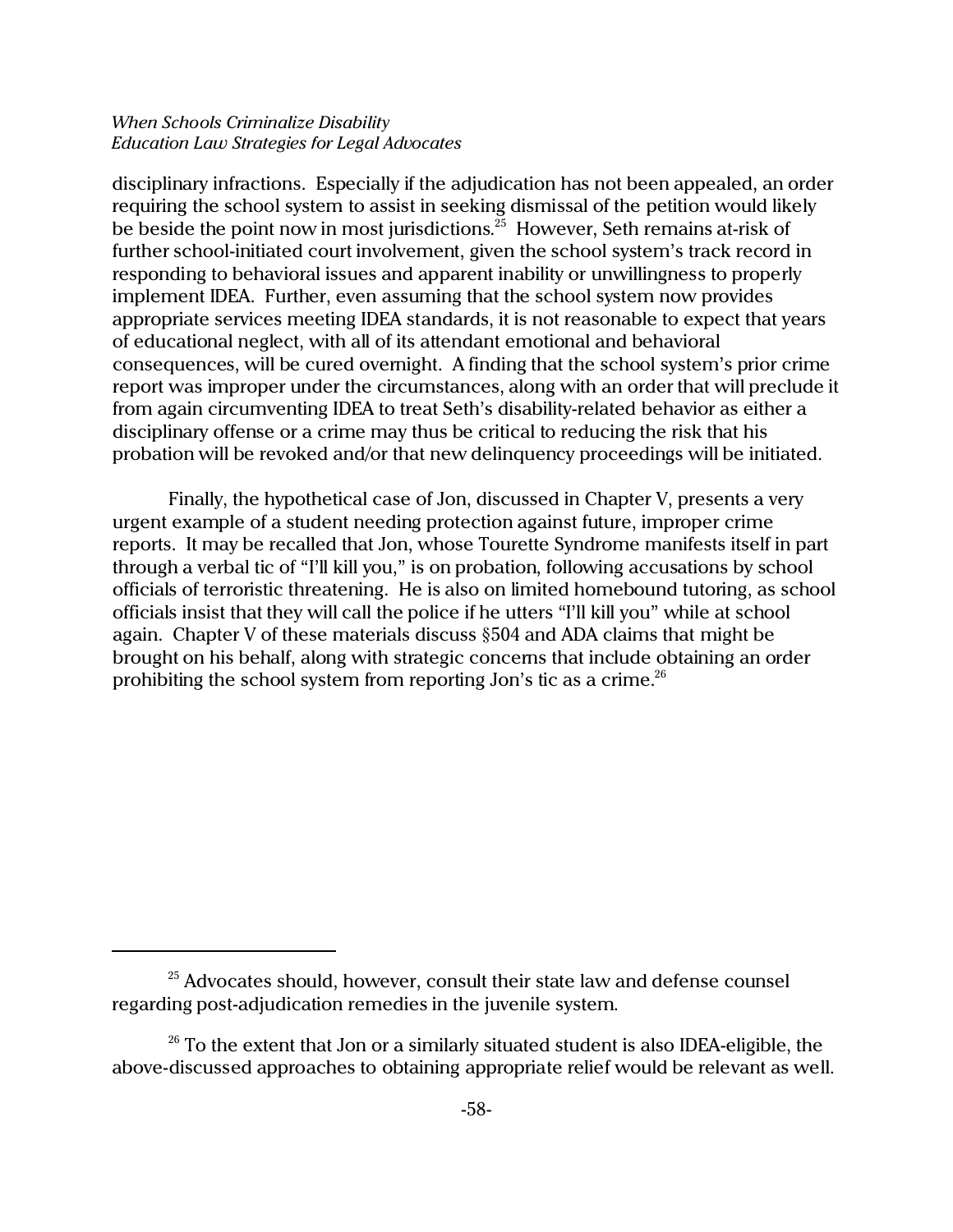disciplinary infractions. Especially if the adjudication has not been appealed, an order requiring the school system to assist in seeking dismissal of the petition would likely be beside the point now in most jurisdictions.[25] However, Seth remains at-risk of further school-initiated court involvement, given the school system's track record in responding to behavioral issues and apparent inability or unwillingness to properly implement IDEA. Further, even assuming that the school system now provides appropriate services meeting IDEA standards, it is not reasonable to expect that years of educational neglect, with all of its attendant emotional and behavioral consequences, will be cured overnight. A finding that the school system's prior crime report was improper under the circumstances, along with an order that will preclude it from again circumventing IDEA to treat Seth's disability-related behavior as either a disciplinary offense or a crime may thus be critical to reducing the risk that his probation will be revoked and/or that new delinquency proceedings will be initiated.

Finally, the hypothetical case of Jon, discussed in Chapter V, presents a very urgent example of a student needing protection against future, improper crime reports. It may be recalled that Jon, whose Tourette Syndrome manifests itself in part through a verbal tic of "I'll kill you," is on probation, following accusations by school officials of terroristic threatening. He is also on limited homebound tutoring, as school officials insist that they will call the police if he utters "I'll kill you" while at school again. Chapter V of these materials discuss §504 and ADA claims that might be brought on his behalf, along with strategic concerns that include obtaining an order prohibiting the school system from reporting Jon's tic as a crime.[26]

---

[25] Advocates should, however, consult their state law and defense counsel regarding post-adjudication remedies in the juvenile system.

[26] To the extent that Jon or a similarly situated student is also IDEA-eligible, the above-discussed approaches to obtaining appropriate relief would be relevant as well.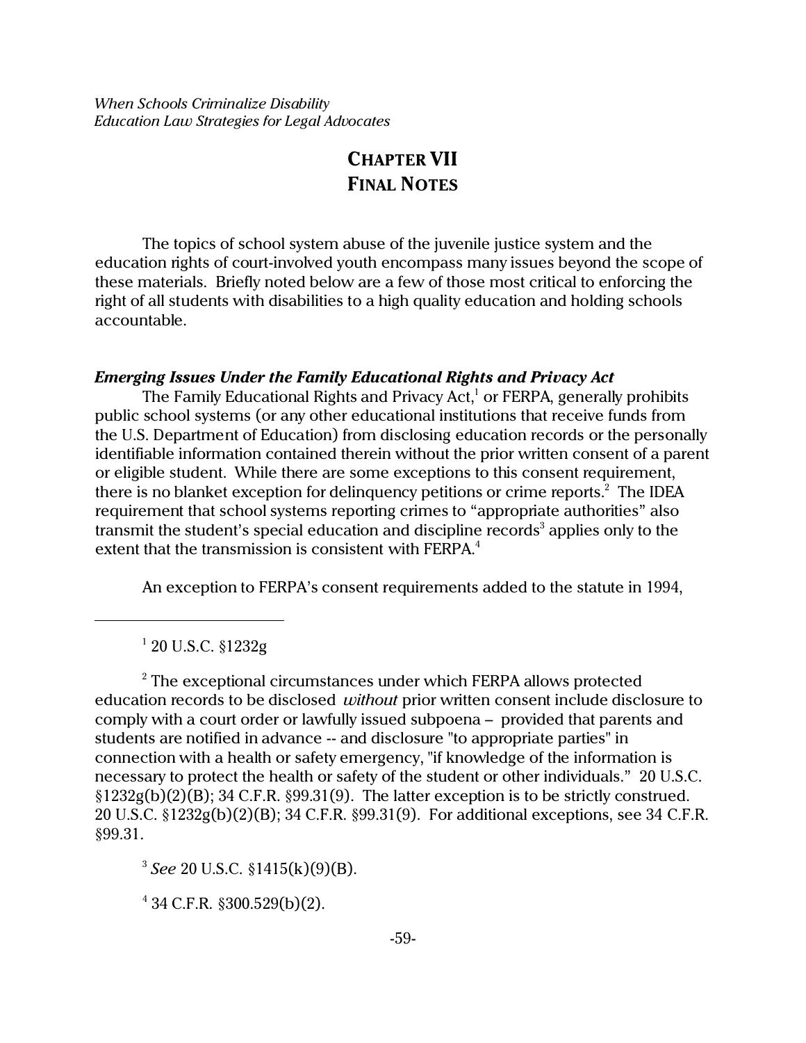# CHAPTER VII
# FINAL NOTES

The topics of school system abuse of the juvenile justice system and the education rights of court-involved youth encompass many issues beyond the scope of these materials. Briefly noted below are a few of those most critical to enforcing the right of all students with disabilities to a high quality education and holding schools accountable.

### *Emerging Issues Under the Family Educational Rights and Privacy Act*

The Family Educational Rights and Privacy Act,[1] or FERPA, generally prohibits public school systems (or any other educational institutions that receive funds from the U.S. Department of Education) from disclosing education records or the personally identifiable information contained therein without the prior written consent of a parent or eligible student. While there are some exceptions to this consent requirement, there is no blanket exception for delinquency petitions or crime reports.[2] The IDEA requirement that school systems reporting crimes to "appropriate authorities" also transmit the student's special education and discipline records[3] applies only to the extent that the transmission is consistent with FERPA.[4]

An exception to FERPA's consent requirements added to the statute in 1994,

---

[1] 20 U.S.C. §1232g

[2] The exceptional circumstances under which FERPA allows protected education records to be disclosed *without* prior written consent include disclosure to comply with a court order or lawfully issued subpoena – provided that parents and students are notified in advance -- and disclosure "to appropriate parties" in connection with a health or safety emergency, "if knowledge of the information is necessary to protect the health or safety of the student or other individuals." 20 U.S.C. §1232g(b)(2)(B); 34 C.F.R. §99.31(9). The latter exception is to be strictly construed. 20 U.S.C. §1232g(b)(2)(B); 34 C.F.R. §99.31(9). For additional exceptions, see 34 C.F.R. §99.31.

[3] *See* 20 U.S.C. §1415(k)(9)(B).

[4] 34 C.F.R. §300.529(b)(2).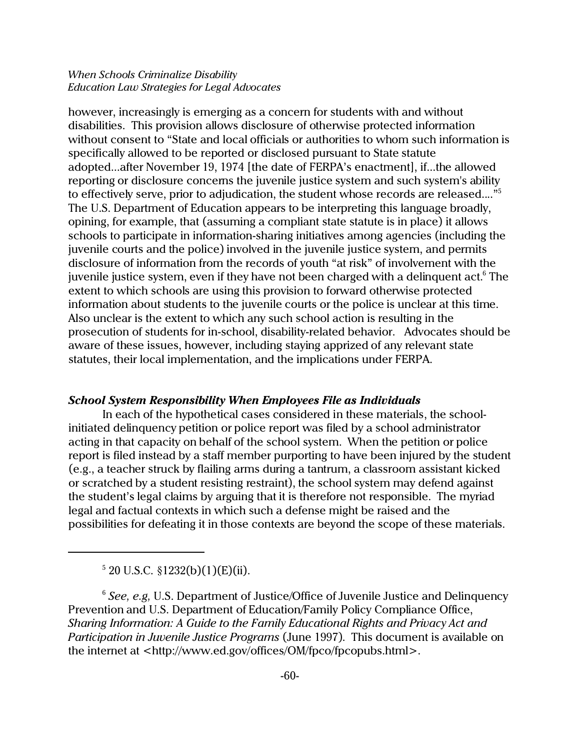however, increasingly is emerging as a concern for students with and without disabilities. This provision allows disclosure of otherwise protected information without consent to "State and local officials or authorities to whom such information is specifically allowed to be reported or disclosed pursuant to State statute adopted...after November 19, 1974 [the date of FERPA's enactment], if...the allowed reporting or disclosure concerns the juvenile justice system and such system's ability to effectively serve, prior to adjudication, the student whose records are released...."[5] The U.S. Department of Education appears to be interpreting this language broadly, opining, for example, that (assuming a compliant state statute is in place) it allows schools to participate in information-sharing initiatives among agencies (including the juvenile courts and the police) involved in the juvenile justice system, and permits disclosure of information from the records of youth "at risk" of involvement with the juvenile justice system, even if they have not been charged with a delinquent act.[6] The extent to which schools are using this provision to forward otherwise protected information about students to the juvenile courts or the police is unclear at this time. Also unclear is the extent to which any such school action is resulting in the prosecution of students for in-school, disability-related behavior. Advocates should be aware of these issues, however, including staying apprized of any relevant state statutes, their local implementation, and the implications under FERPA.

### *School System Responsibility When Employees File as Individuals*

In each of the hypothetical cases considered in these materials, the school-initiated delinquency petition or police report was filed by a school administrator acting in that capacity on behalf of the school system. When the petition or police report is filed instead by a staff member purporting to have been injured by the student (e.g., a teacher struck by flailing arms during a tantrum, a classroom assistant kicked or scratched by a student resisting restraint), the school system may defend against the student's legal claims by arguing that it is therefore not responsible. The myriad legal and factual contexts in which such a defense might be raised and the possibilities for defeating it in those contexts are beyond the scope of these materials.

---

[5] 20 U.S.C. §1232(b)(1)(E)(ii).

[6] *See, e.g,* U.S. Department of Justice/Office of Juvenile Justice and Delinquency Prevention and U.S. Department of Education/Family Policy Compliance Office, *Sharing Information: A Guide to the Family Educational Rights and Privacy Act and Participation in Juvenile Justice Programs* (June 1997). This document is available on the internet at <http://www.ed.gov/offices/OM/fpco/fpcopubs.html>.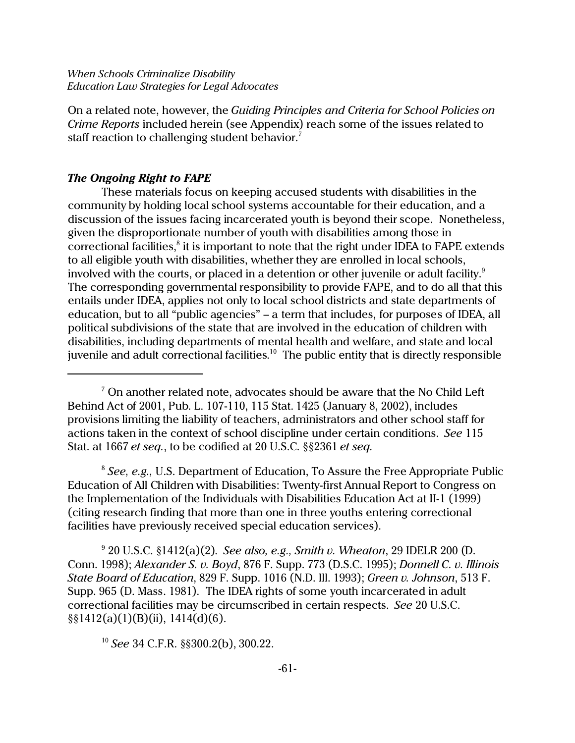On a related note, however, the *Guiding Principles and Criteria for School Policies on Crime Reports* included herein (see Appendix) reach some of the issues related to staff reaction to challenging student behavior.[7]

### *The Ongoing Right to FAPE*

These materials focus on keeping accused students with disabilities in the community by holding local school systems accountable for their education, and a discussion of the issues facing incarcerated youth is beyond their scope. Nonetheless, given the disproportionate number of youth with disabilities among those in correctional facilities,[8] it is important to note that the right under IDEA to FAPE extends to all eligible youth with disabilities, whether they are enrolled in local schools, involved with the courts, or placed in a detention or other juvenile or adult facility.[9] The corresponding governmental responsibility to provide FAPE, and to do all that this entails under IDEA, applies not only to local school districts and state departments of education, but to all "public agencies" – a term that includes, for purposes of IDEA, all political subdivisions of the state that are involved in the education of children with disabilities, including departments of mental health and welfare, and state and local juvenile and adult correctional facilities.[10] The public entity that is directly responsible

---

[7] On another related note, advocates should be aware that the No Child Left Behind Act of 2001, Pub. L. 107-110, 115 Stat. 1425 (January 8, 2002), includes provisions limiting the liability of teachers, administrators and other school staff for actions taken in the context of school discipline under certain conditions. *See* 115 Stat. at 1667 *et seq.*, to be codified at 20 U.S.C. §§2361 *et seq.*

[8] *See, e.g.,* U.S. Department of Education, To Assure the Free Appropriate Public Education of All Children with Disabilities: Twenty-first Annual Report to Congress on the Implementation of the Individuals with Disabilities Education Act at II-1 (1999) (citing research finding that more than one in three youths entering correctional facilities have previously received special education services).

[9] 20 U.S.C. §1412(a)(2). *See also, e.g., Smith v. Wheaton*, 29 IDELR 200 (D. Conn. 1998); *Alexander S. v. Boyd*, 876 F. Supp. 773 (D.S.C. 1995); *Donnell C. v. Illinois State Board of Education*, 829 F. Supp. 1016 (N.D. Ill. 1993); *Green v. Johnson*, 513 F. Supp. 965 (D. Mass. 1981). The IDEA rights of some youth incarcerated in adult correctional facilities may be circumscribed in certain respects. *See* 20 U.S.C. §§1412(a)(1)(B)(ii), 1414(d)(6).

[10] *See* 34 C.F.R. §§300.2(b), 300.22.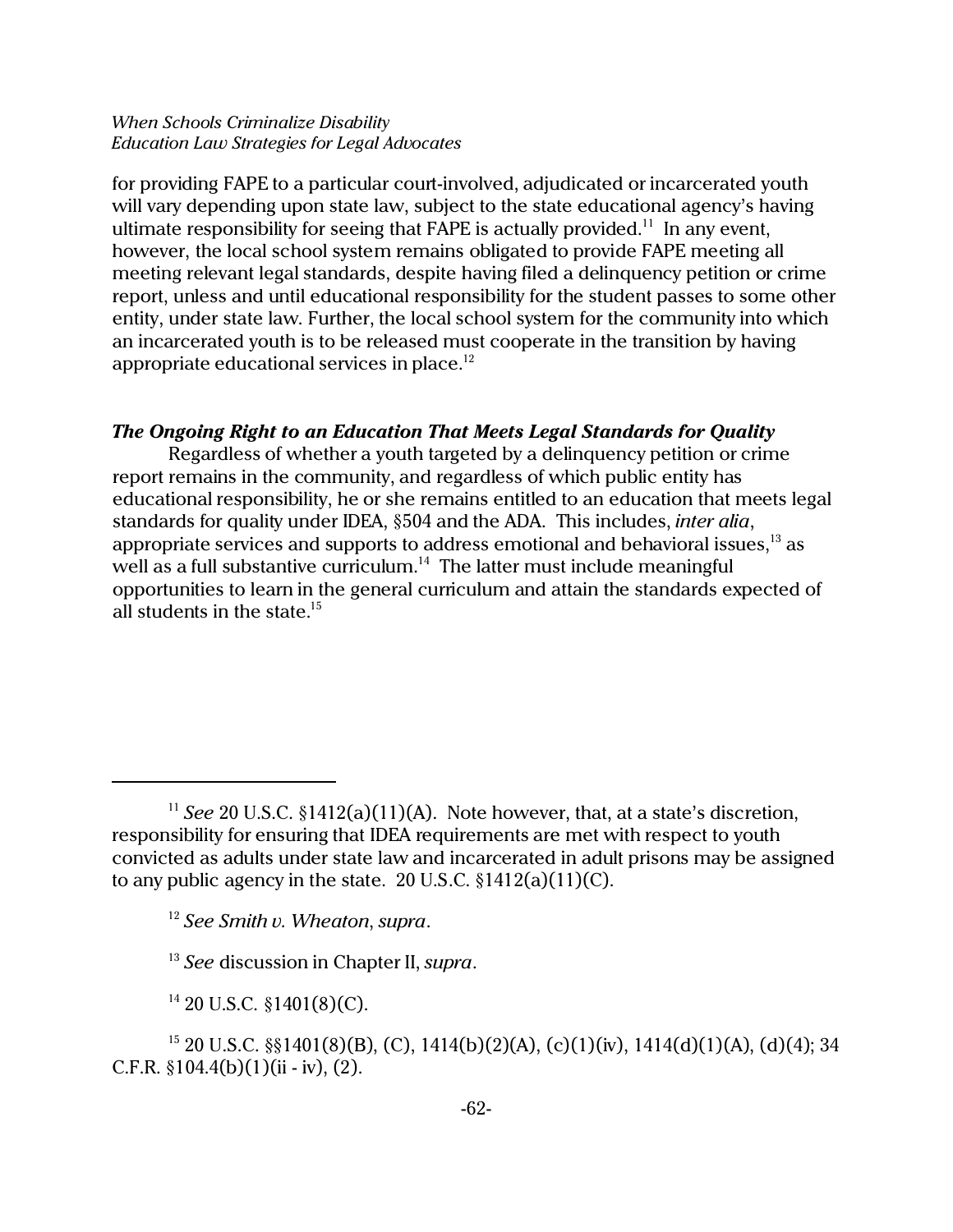for providing FAPE to a particular court-involved, adjudicated or incarcerated youth will vary depending upon state law, subject to the state educational agency's having ultimate responsibility for seeing that FAPE is actually provided.[11] In any event, however, the local school system remains obligated to provide FAPE meeting all meeting relevant legal standards, despite having filed a delinquency petition or crime report, unless and until educational responsibility for the student passes to some other entity, under state law. Further, the local school system for the community into which an incarcerated youth is to be released must cooperate in the transition by having appropriate educational services in place.[12]

### *The Ongoing Right to an Education That Meets Legal Standards for Quality*

Regardless of whether a youth targeted by a delinquency petition or crime report remains in the community, and regardless of which public entity has educational responsibility, he or she remains entitled to an education that meets legal standards for quality under IDEA, §504 and the ADA. This includes, *inter alia*, appropriate services and supports to address emotional and behavioral issues,[13] as well as a full substantive curriculum.[14] The latter must include meaningful opportunities to learn in the general curriculum and attain the standards expected of all students in the state.[15]

---

[11] *See* 20 U.S.C. §1412(a)(11)(A). Note however, that, at a state's discretion, responsibility for ensuring that IDEA requirements are met with respect to youth convicted as adults under state law and incarcerated in adult prisons may be assigned to any public agency in the state. 20 U.S.C. §1412(a)(11)(C).

[12] *See Smith v. Wheaton*, *supra*.

[13] *See* discussion in Chapter II, *supra*.

[14] 20 U.S.C. §1401(8)(C).

[15] 20 U.S.C. §§1401(8)(B), (C), 1414(b)(2)(A), (c)(1)(iv), 1414(d)(1)(A), (d)(4); 34 C.F.R. §104.4(b)(1)(ii - iv), (2).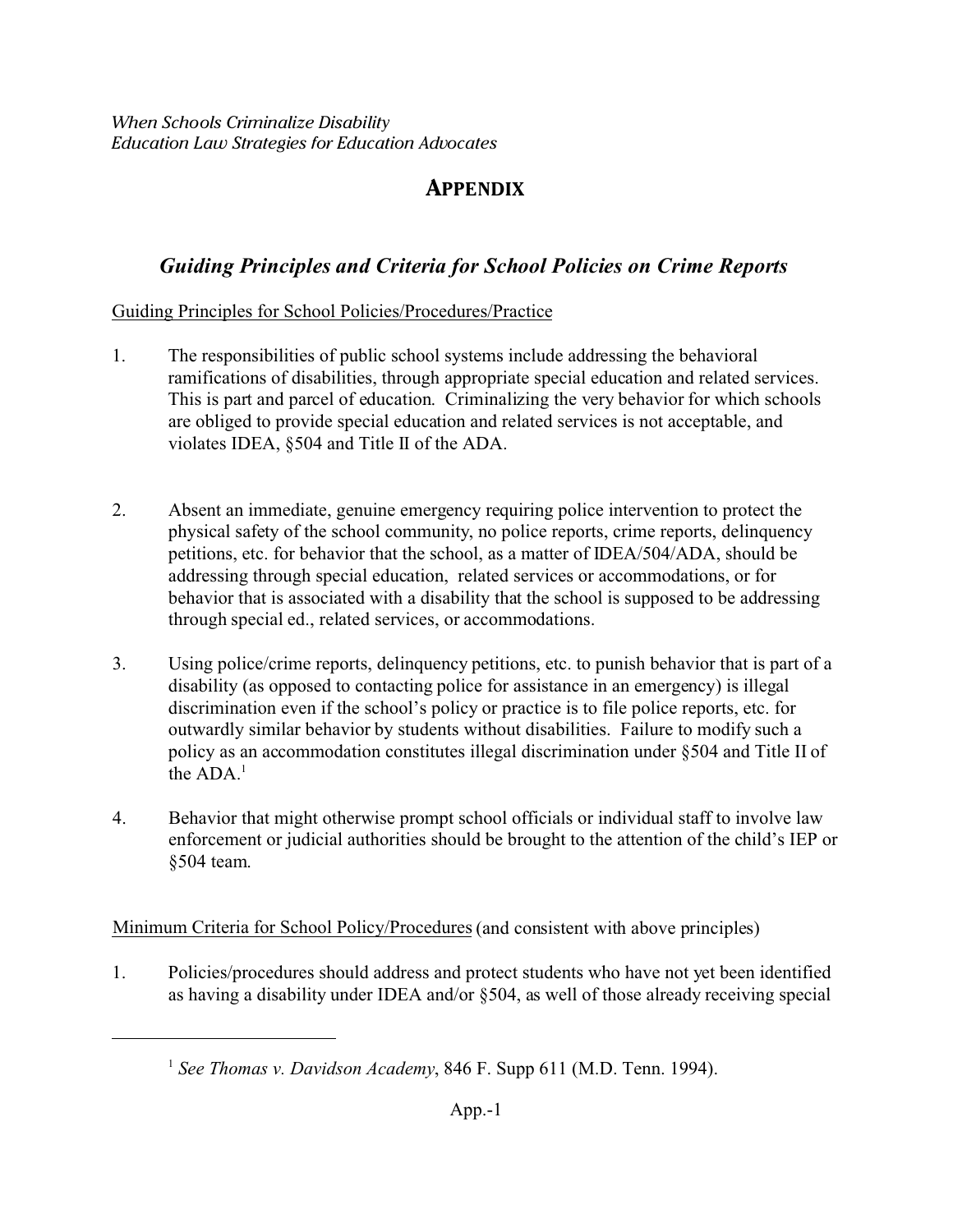*When Schools Criminalize Disability*
*Education Law Strategies for Education Advocates*

# APPENDIX

## *Guiding Principles and Criteria for School Policies on Crime Reports*

Guiding Principles for School Policies/Procedures/Practice

1. The responsibilities of public school systems include addressing the behavioral ramifications of disabilities, through appropriate special education and related services. This is part and parcel of education. Criminalizing the very behavior for which schools are obliged to provide special education and related services is not acceptable, and violates IDEA, §504 and Title II of the ADA.

2. Absent an immediate, genuine emergency requiring police intervention to protect the physical safety of the school community, no police reports, crime reports, delinquency petitions, etc. for behavior that the school, as a matter of IDEA/504/ADA, should be addressing through special education, related services or accommodations, or for behavior that is associated with a disability that the school is supposed to be addressing through special ed., related services, or accommodations.

3. Using police/crime reports, delinquency petitions, etc. to punish behavior that is part of a disability (as opposed to contacting police for assistance in an emergency) is illegal discrimination even if the school's policy or practice is to file police reports, etc. for outwardly similar behavior by students without disabilities. Failure to modify such a policy as an accommodation constitutes illegal discrimination under §504 and Title II of the ADA.[1]

4. Behavior that might otherwise prompt school officials or individual staff to involve law enforcement or judicial authorities should be brought to the attention of the child's IEP or §504 team.

Minimum Criteria for School Policy/Procedures (and consistent with above principles)

1. Policies/procedures should address and protect students who have not yet been identified as having a disability under IDEA and/or §504, as well of those already receiving special

---

[1] *See Thomas v. Davidson Academy*, 846 F. Supp 611 (M.D. Tenn. 1994).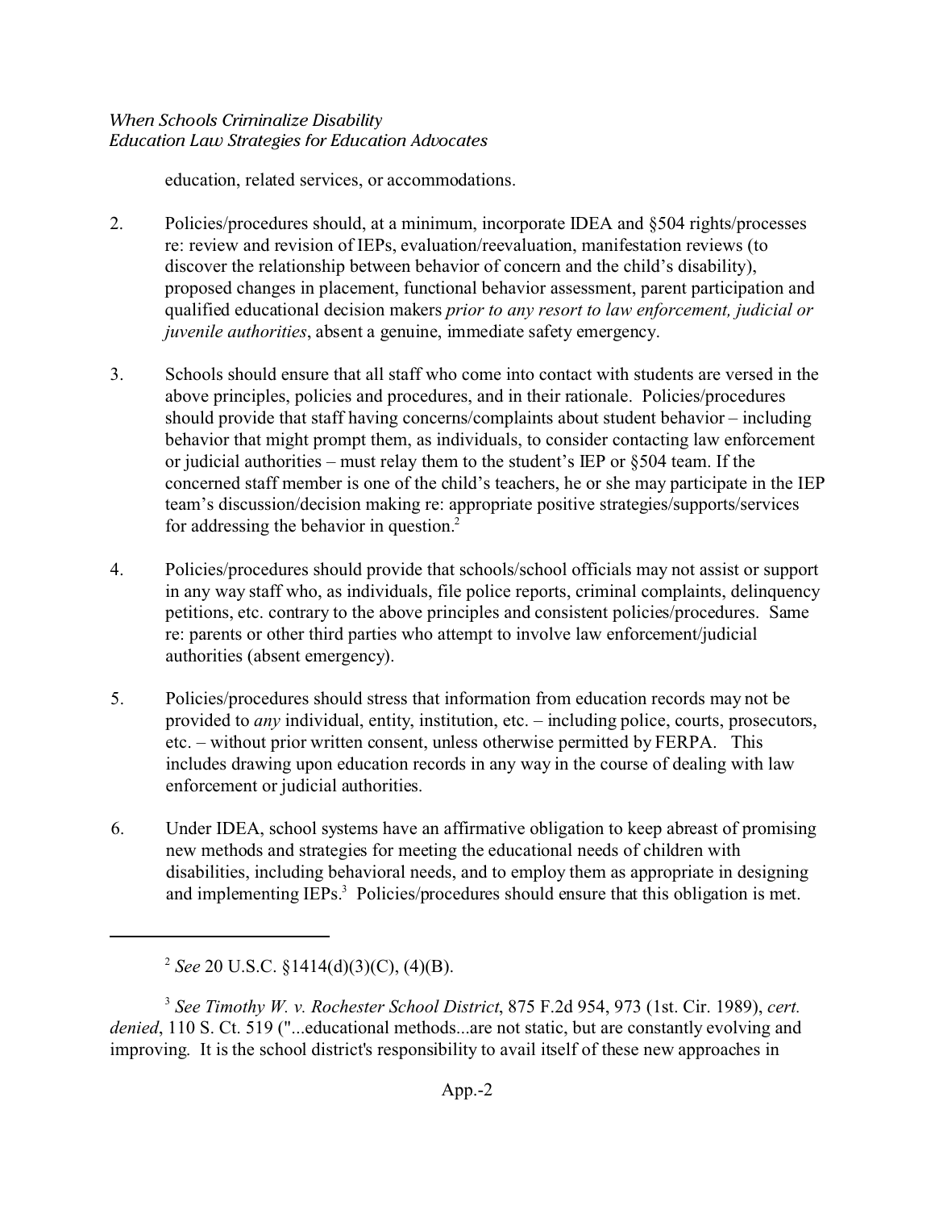education, related services, or accommodations.

2. Policies/procedures should, at a minimum, incorporate IDEA and §504 rights/processes re: review and revision of IEPs, evaluation/reevaluation, manifestation reviews (to discover the relationship between behavior of concern and the child's disability), proposed changes in placement, functional behavior assessment, parent participation and qualified educational decision makers *prior to any resort to law enforcement, judicial or juvenile authorities*, absent a genuine, immediate safety emergency.

3. Schools should ensure that all staff who come into contact with students are versed in the above principles, policies and procedures, and in their rationale. Policies/procedures should provide that staff having concerns/complaints about student behavior – including behavior that might prompt them, as individuals, to consider contacting law enforcement or judicial authorities – must relay them to the student's IEP or §504 team. If the concerned staff member is one of the child's teachers, he or she may participate in the IEP team's discussion/decision making re: appropriate positive strategies/supports/services for addressing the behavior in question.[2]

4. Policies/procedures should provide that schools/school officials may not assist or support in any way staff who, as individuals, file police reports, criminal complaints, delinquency petitions, etc. contrary to the above principles and consistent policies/procedures. Same re: parents or other third parties who attempt to involve law enforcement/judicial authorities (absent emergency).

5. Policies/procedures should stress that information from education records may not be provided to *any* individual, entity, institution, etc. – including police, courts, prosecutors, etc. – without prior written consent, unless otherwise permitted by FERPA. This includes drawing upon education records in any way in the course of dealing with law enforcement or judicial authorities.

6. Under IDEA, school systems have an affirmative obligation to keep abreast of promising new methods and strategies for meeting the educational needs of children with disabilities, including behavioral needs, and to employ them as appropriate in designing and implementing IEPs.[3] Policies/procedures should ensure that this obligation is met.

---

[2] *See* 20 U.S.C. §1414(d)(3)(C), (4)(B).

[3] *See Timothy W. v. Rochester School District*, 875 F.2d 954, 973 (1st. Cir. 1989), *cert. denied*, 110 S. Ct. 519 ("...educational methods...are not static, but are constantly evolving and improving. It is the school district's responsibility to avail itself of these new approaches in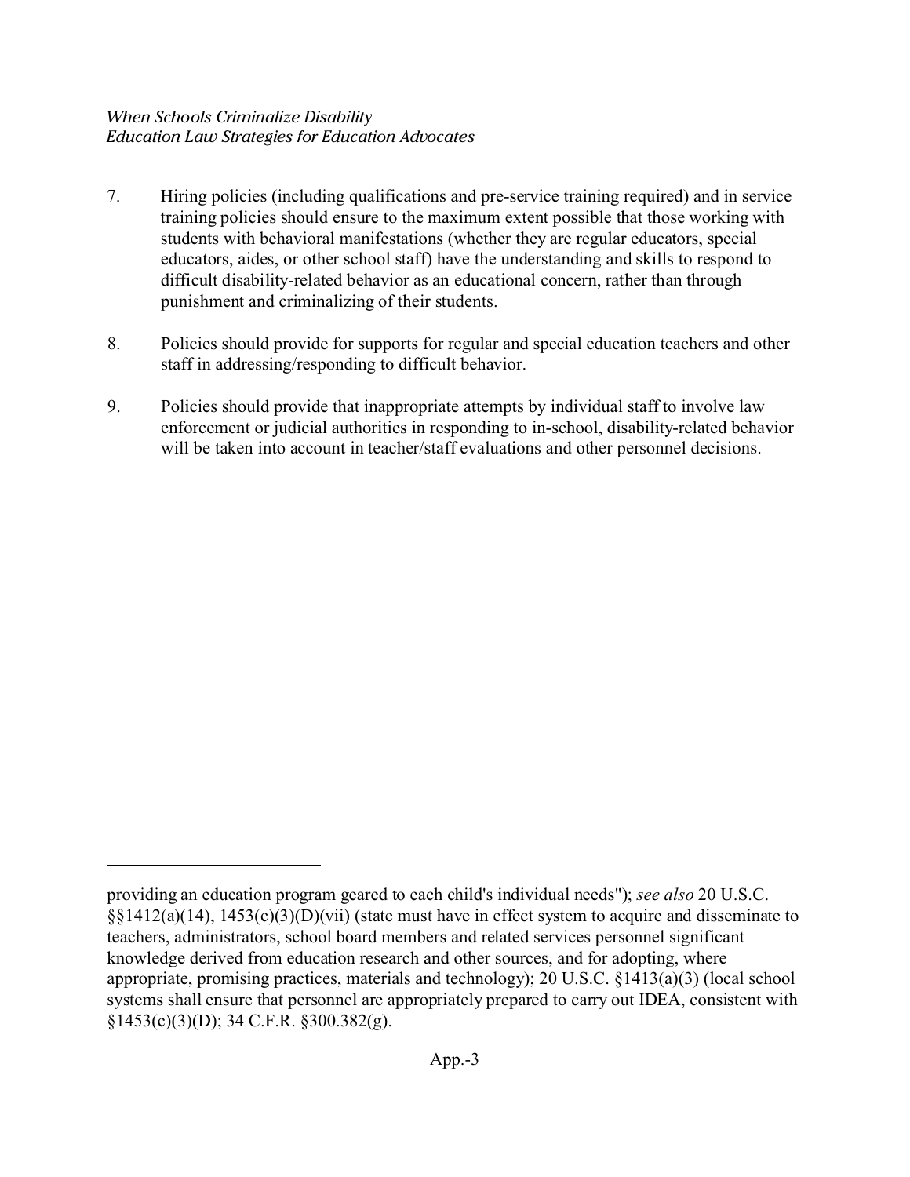7. Hiring policies (including qualifications and pre-service training required) and in service training policies should ensure to the maximum extent possible that those working with students with behavioral manifestations (whether they are regular educators, special educators, aides, or other school staff) have the understanding and skills to respond to difficult disability-related behavior as an educational concern, rather than through punishment and criminalizing of their students.

8. Policies should provide for supports for regular and special education teachers and other staff in addressing/responding to difficult behavior.

9. Policies should provide that inappropriate attempts by individual staff to involve law enforcement or judicial authorities in responding to in-school, disability-related behavior will be taken into account in teacher/staff evaluations and other personnel decisions.

---

providing an education program geared to each child's individual needs"); *see also* 20 U.S.C. §§1412(a)(14), 1453(c)(3)(D)(vii) (state must have in effect system to acquire and disseminate to teachers, administrators, school board members and related services personnel significant knowledge derived from education research and other sources, and for adopting, where appropriate, promising practices, materials and technology); 20 U.S.C. §1413(a)(3) (local school systems shall ensure that personnel are appropriately prepared to carry out IDEA, consistent with §1453(c)(3)(D); 34 C.F.R. §300.382(g).